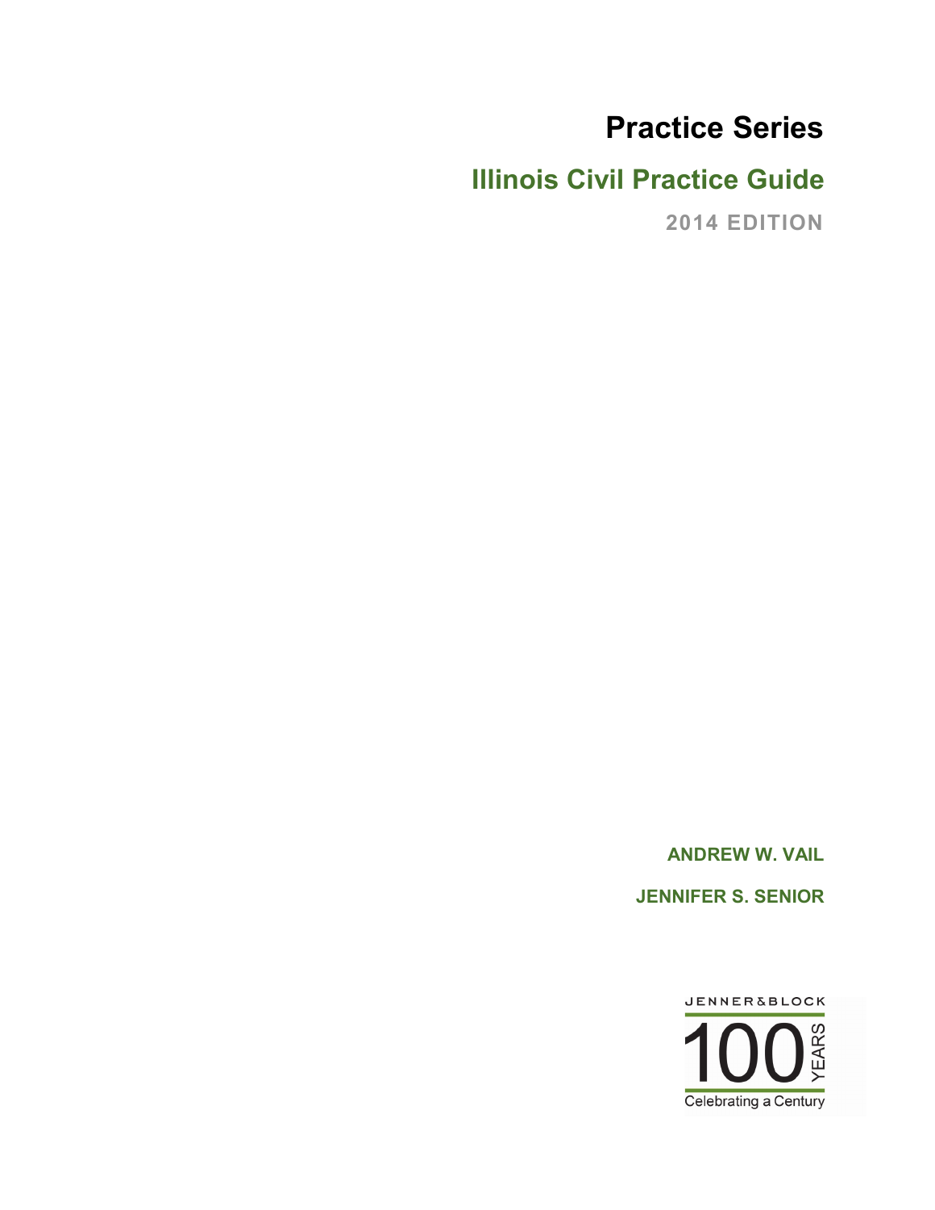# Practice Series

## Illinois Civil Practice Guide

**2014 EDITION**

**ANDREW W. VAIL**

**JENNIFER S. SENIOR**

JENNER&BLOCK

100 YEARS

Celebrating a Century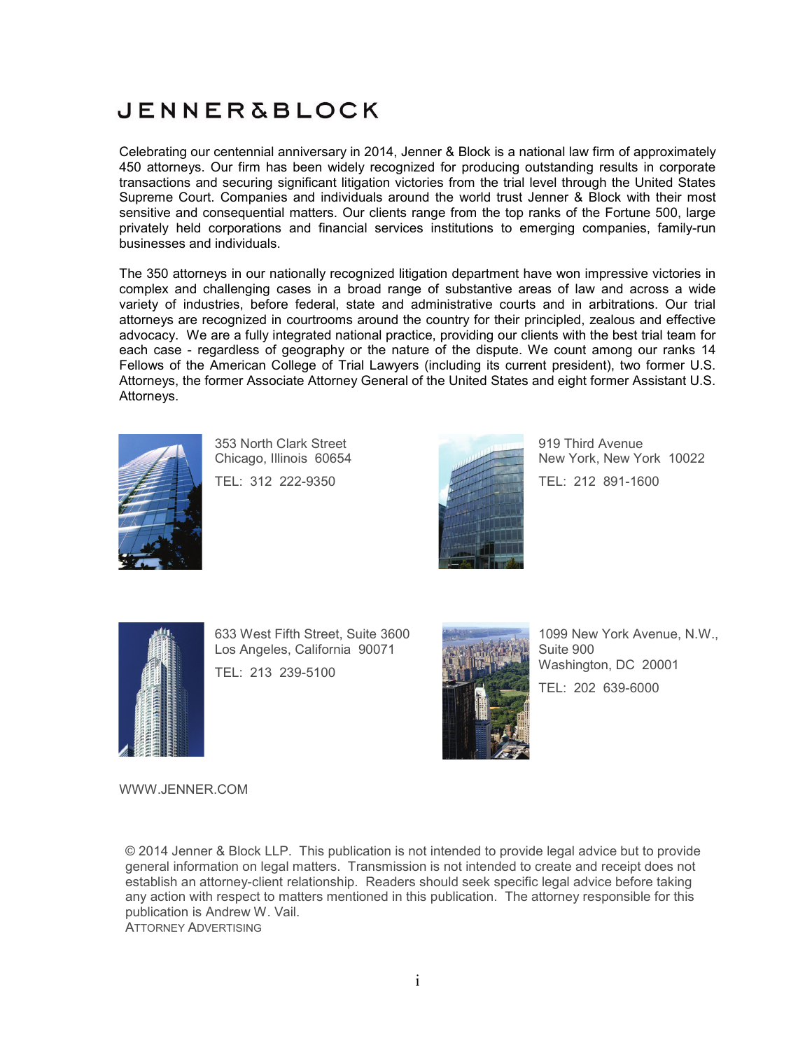# JENNER&BLOCK

Celebrating our centennial anniversary in 2014, Jenner & Block is a national law firm of approximately 450 attorneys. Our firm has been widely recognized for producing outstanding results in corporate transactions and securing significant litigation victories from the trial level through the United States Supreme Court. Companies and individuals around the world trust Jenner & Block with their most sensitive and consequential matters. Our clients range from the top ranks of the Fortune 500, large privately held corporations and financial services institutions to emerging companies, family-run businesses and individuals.

The 350 attorneys in our nationally recognized litigation department have won impressive victories in complex and challenging cases in a broad range of substantive areas of law and across a wide variety of industries, before federal, state and administrative courts and in arbitrations. Our trial attorneys are recognized in courtrooms around the country for their principled, zealous and effective advocacy. We are a fully integrated national practice, providing our clients with the best trial team for each case - regardless of geography or the nature of the dispute. We count among our ranks 14 Fellows of the American College of Trial Lawyers (including its current president), two former U.S. Attorneys, the former Associate Attorney General of the United States and eight former Assistant U.S. Attorneys.

353 North Clark Street
Chicago, Illinois 60654

TEL: 312 222-9350

919 Third Avenue
New York, New York 10022

TEL: 212 891-1600

633 West Fifth Street, Suite 3600
Los Angeles, California 90071

TEL: 213 239-5100

1099 New York Avenue, N.W.,
Suite 900
Washington, DC 20001

TEL: 202 639-6000

WWW.JENNER.COM

© 2014 Jenner & Block LLP. This publication is not intended to provide legal advice but to provide general information on legal matters. Transmission is not intended to create and receipt does not establish an attorney-client relationship. Readers should seek specific legal advice before taking any action with respect to matters mentioned in this publication. The attorney responsible for this publication is Andrew W. Vail.

ATTORNEY ADVERTISING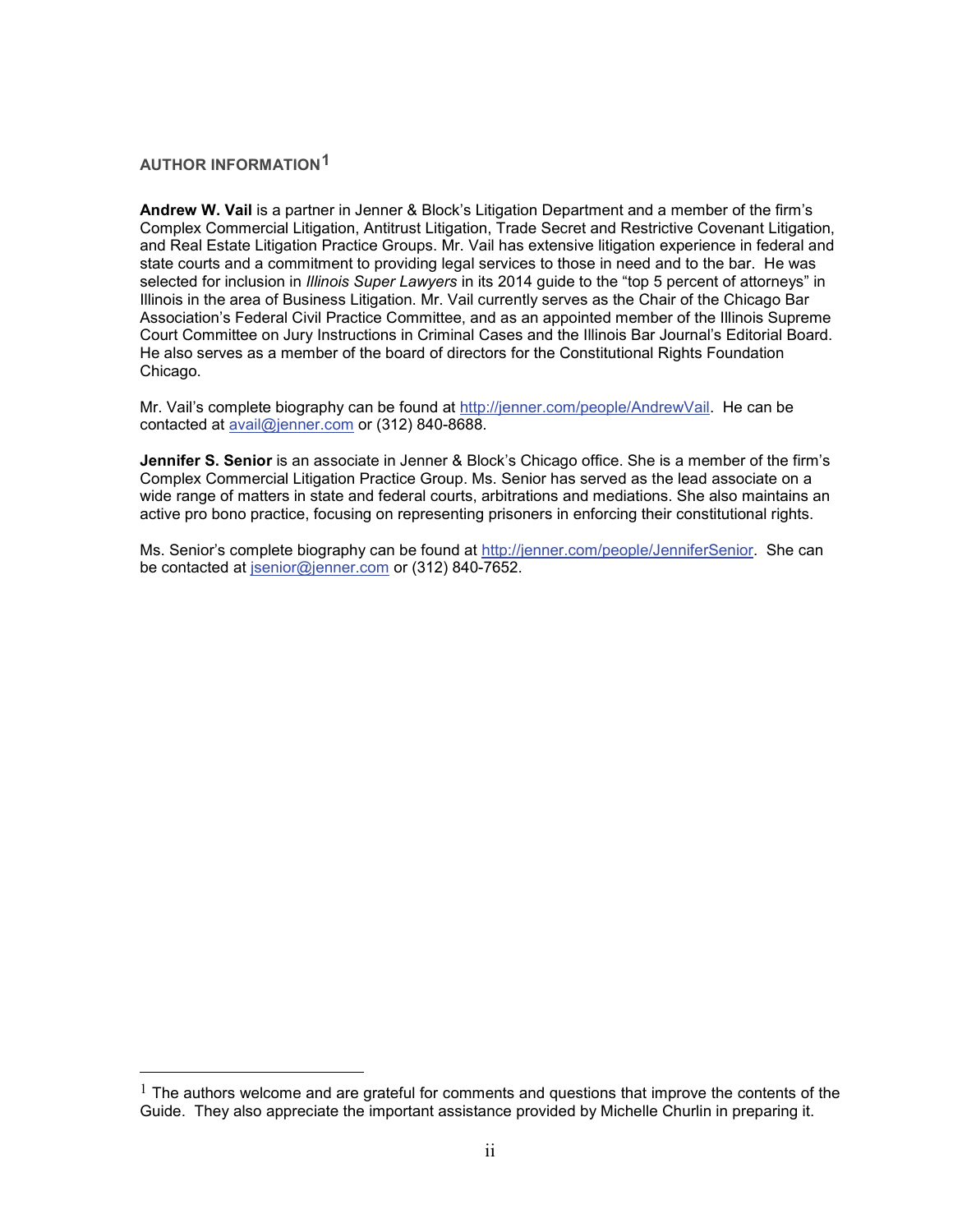## AUTHOR INFORMATION[1]

**Andrew W. Vail** is a partner in Jenner & Block's Litigation Department and a member of the firm's Complex Commercial Litigation, Antitrust Litigation, Trade Secret and Restrictive Covenant Litigation, and Real Estate Litigation Practice Groups. Mr. Vail has extensive litigation experience in federal and state courts and a commitment to providing legal services to those in need and to the bar. He was selected for inclusion in *Illinois Super Lawyers* in its 2014 guide to the "top 5 percent of attorneys" in Illinois in the area of Business Litigation. Mr. Vail currently serves as the Chair of the Chicago Bar Association's Federal Civil Practice Committee, and as an appointed member of the Illinois Supreme Court Committee on Jury Instructions in Criminal Cases and the Illinois Bar Journal's Editorial Board. He also serves as a member of the board of directors for the Constitutional Rights Foundation Chicago.

Mr. Vail's complete biography can be found at [http://jenner.com/people/AndrewVail](http://jenner.com/people/AndrewVail). He can be contacted at [avail@jenner.com](mailto:avail@jenner.com) or (312) 840-8688.

**Jennifer S. Senior** is an associate in Jenner & Block's Chicago office. She is a member of the firm's Complex Commercial Litigation Practice Group. Ms. Senior has served as the lead associate on a wide range of matters in state and federal courts, arbitrations and mediations. She also maintains an active pro bono practice, focusing on representing prisoners in enforcing their constitutional rights.

Ms. Senior's complete biography can be found at [http://jenner.com/people/JenniferSenior](http://jenner.com/people/JenniferSenior). She can be contacted at [jsenior@jenner.com](mailto:jsenior@jenner.com) or (312) 840-7652.

---

[1] The authors welcome and are grateful for comments and questions that improve the contents of the Guide. They also appreciate the important assistance provided by Michelle Churlin in preparing it.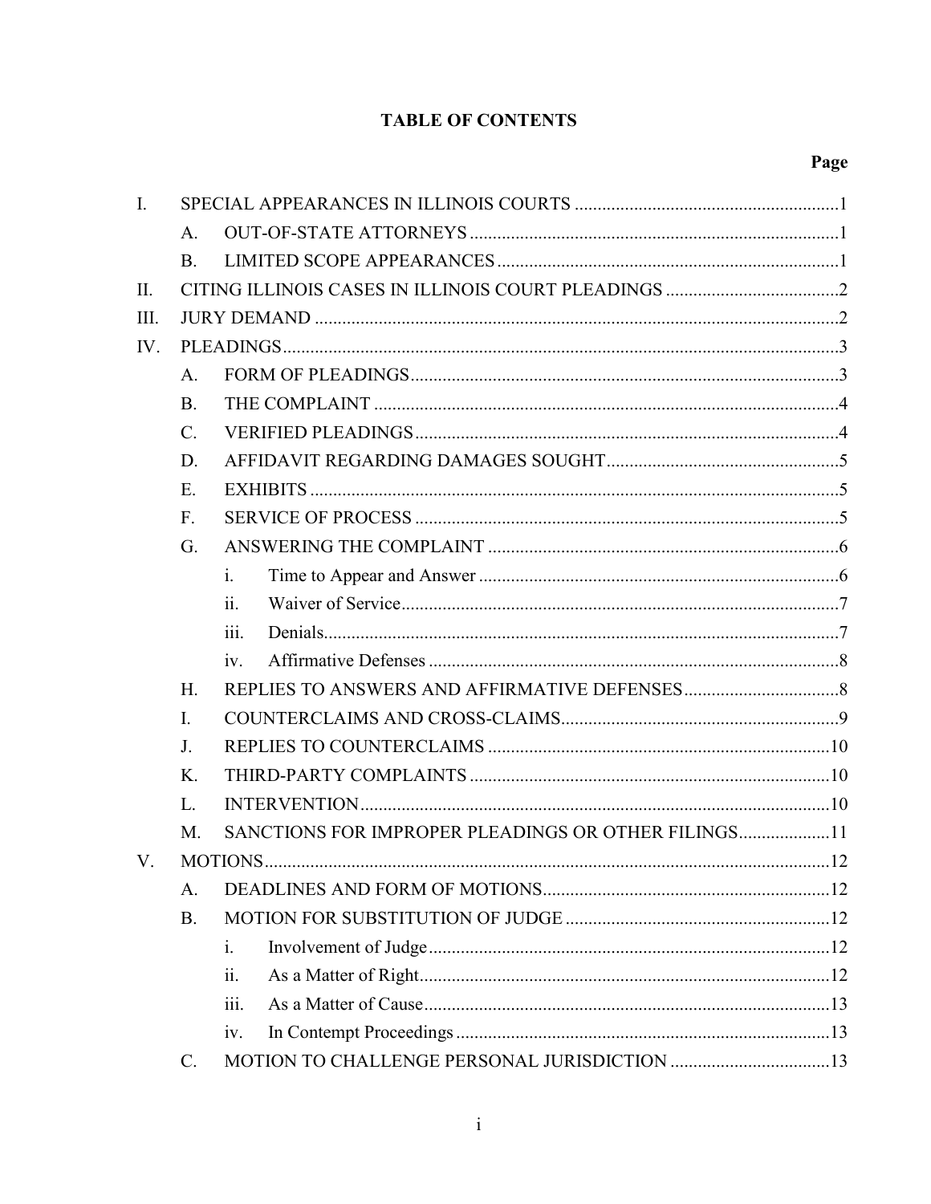# TABLE OF CONTENTS

| | | | | Page |
|---|---|---|---|---|
| I. | SPECIAL APPEARANCES IN ILLINOIS COURTS | | | 1 |
| | A. | OUT-OF-STATE ATTORNEYS | | 1 |
| | B. | LIMITED SCOPE APPEARANCES | | 1 |
| II. | CITING ILLINOIS CASES IN ILLINOIS COURT PLEADINGS | | | 2 |
| III. | JURY DEMAND | | | 2 |
| IV. | PLEADINGS | | | 3 |
| | A. | FORM OF PLEADINGS | | 3 |
| | B. | THE COMPLAINT | | 4 |
| | C. | VERIFIED PLEADINGS | | 4 |
| | D. | AFFIDAVIT REGARDING DAMAGES SOUGHT | | 5 |
| | E. | EXHIBITS | | 5 |
| | F. | SERVICE OF PROCESS | | 5 |
| | G. | ANSWERING THE COMPLAINT | | 6 |
| | | i. | Time to Appear and Answer | 6 |
| | | ii. | Waiver of Service | 7 |
| | | iii. | Denials | 7 |
| | | iv. | Affirmative Defenses | 8 |
| | H. | REPLIES TO ANSWERS AND AFFIRMATIVE DEFENSES | | 8 |
| | I. | COUNTERCLAIMS AND CROSS-CLAIMS | | 9 |
| | J. | REPLIES TO COUNTERCLAIMS | | 10 |
| | K. | THIRD-PARTY COMPLAINTS | | 10 |
| | L. | INTERVENTION | | 10 |
| | M. | SANCTIONS FOR IMPROPER PLEADINGS OR OTHER FILINGS | | 11 |
| V. | MOTIONS | | | 12 |
| | A. | DEADLINES AND FORM OF MOTIONS | | 12 |
| | B. | MOTION FOR SUBSTITUTION OF JUDGE | | 12 |
| | | i. | Involvement of Judge | 12 |
| | | ii. | As a Matter of Right | 12 |
| | | iii. | As a Matter of Cause | 13 |
| | | iv. | In Contempt Proceedings | 13 |
| | C. | MOTION TO CHALLENGE PERSONAL JURISDICTION | | 13 |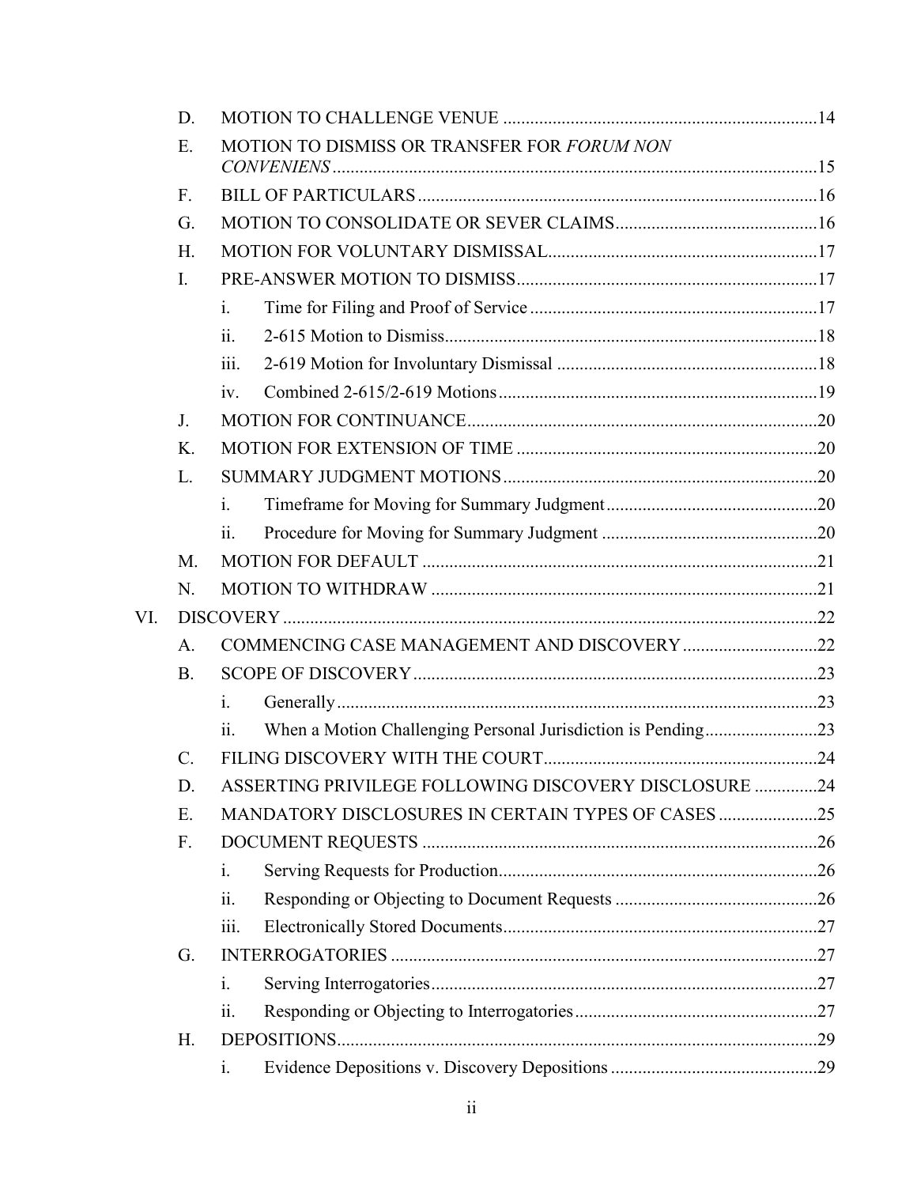- D. MOTION TO CHALLENGE VENUE ....... 14
- E. MOTION TO DISMISS OR TRANSFER FOR *FORUM NON CONVENIENS* ....... 15
- F. BILL OF PARTICULARS ....... 16
- G. MOTION TO CONSOLIDATE OR SEVER CLAIMS ....... 16
- H. MOTION FOR VOLUNTARY DISMISSAL ....... 17
- I. PRE-ANSWER MOTION TO DISMISS ....... 17
  - i. Time for Filing and Proof of Service ....... 17
  - ii. 2-615 Motion to Dismiss ....... 18
  - iii. 2-619 Motion for Involuntary Dismissal ....... 18
  - iv. Combined 2-615/2-619 Motions ....... 19
- J. MOTION FOR CONTINUANCE ....... 20
- K. MOTION FOR EXTENSION OF TIME ....... 20
- L. SUMMARY JUDGMENT MOTIONS ....... 20
  - i. Timeframe for Moving for Summary Judgment ....... 20
  - ii. Procedure for Moving for Summary Judgment ....... 20
- M. MOTION FOR DEFAULT ....... 21
- N. MOTION TO WITHDRAW ....... 21

VI. DISCOVERY ....... 22

- A. COMMENCING CASE MANAGEMENT AND DISCOVERY ....... 22
- B. SCOPE OF DISCOVERY ....... 23
  - i. Generally ....... 23
  - ii. When a Motion Challenging Personal Jurisdiction is Pending ....... 23
- C. FILING DISCOVERY WITH THE COURT ....... 24
- D. ASSERTING PRIVILEGE FOLLOWING DISCOVERY DISCLOSURE ....... 24
- E. MANDATORY DISCLOSURES IN CERTAIN TYPES OF CASES ....... 25
- F. DOCUMENT REQUESTS ....... 26
  - i. Serving Requests for Production ....... 26
  - ii. Responding or Objecting to Document Requests ....... 26
  - iii. Electronically Stored Documents ....... 27
- G. INTERROGATORIES ....... 27
  - i. Serving Interrogatories ....... 27
  - ii. Responding or Objecting to Interrogatories ....... 27
- H. DEPOSITIONS ....... 29
  - i. Evidence Depositions v. Discovery Depositions ....... 29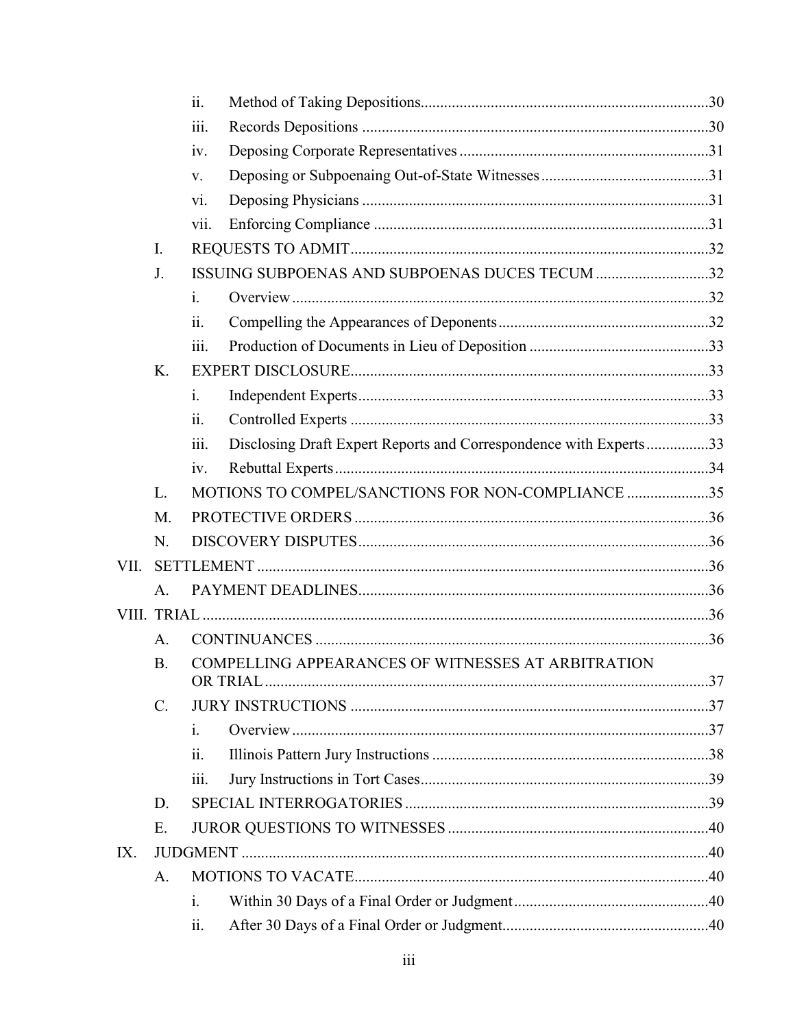- ii. Method of Taking Depositions .......... 30
- iii. Records Depositions .......... 30
- iv. Deposing Corporate Representatives .......... 31
- v. Deposing or Subpoenaing Out-of-State Witnesses .......... 31
- vi. Deposing Physicians .......... 31
- vii. Enforcing Compliance .......... 31

I. REQUESTS TO ADMIT .......... 32

J. ISSUING SUBPOENAS AND SUBPOENAS DUCES TECUM .......... 32

- i. Overview .......... 32
- ii. Compelling the Appearances of Deponents .......... 32
- iii. Production of Documents in Lieu of Deposition .......... 33

K. EXPERT DISCLOSURE .......... 33

- i. Independent Experts .......... 33
- ii. Controlled Experts .......... 33
- iii. Disclosing Draft Expert Reports and Correspondence with Experts .......... 33
- iv. Rebuttal Experts .......... 34

L. MOTIONS TO COMPEL/SANCTIONS FOR NON-COMPLIANCE .......... 35

M. PROTECTIVE ORDERS .......... 36

N. DISCOVERY DISPUTES .......... 36

VII. SETTLEMENT .......... 36

A. PAYMENT DEADLINES .......... 36

VIII. TRIAL .......... 36

A. CONTINUANCES .......... 36

B. COMPELLING APPEARANCES OF WITNESSES AT ARBITRATION OR TRIAL .......... 37

C. JURY INSTRUCTIONS .......... 37

- i. Overview .......... 37
- ii. Illinois Pattern Jury Instructions .......... 38
- iii. Jury Instructions in Tort Cases .......... 39

D. SPECIAL INTERROGATORIES .......... 39

E. JUROR QUESTIONS TO WITNESSES .......... 40

IX. JUDGMENT .......... 40

A. MOTIONS TO VACATE .......... 40

- i. Within 30 Days of a Final Order or Judgment .......... 40
- ii. After 30 Days of a Final Order or Judgment .......... 40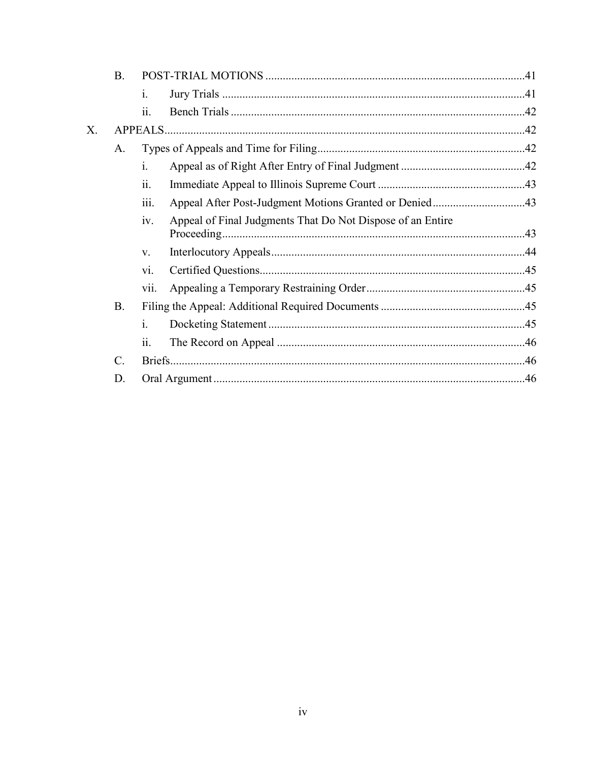- B. POST-TRIAL MOTIONS ....41
  - i. Jury Trials ....41
  - ii. Bench Trials ....42
- X. APPEALS....42
  - A. Types of Appeals and Time for Filing....42
    - i. Appeal as of Right After Entry of Final Judgment ....42
    - ii. Immediate Appeal to Illinois Supreme Court ....43
    - iii. Appeal After Post-Judgment Motions Granted or Denied....43
    - iv. Appeal of Final Judgments That Do Not Dispose of an Entire Proceeding....43
    - v. Interlocutory Appeals....44
    - vi. Certified Questions....45
    - vii. Appealing a Temporary Restraining Order....45
  - B. Filing the Appeal: Additional Required Documents ....45
    - i. Docketing Statement ....45
    - ii. The Record on Appeal ....46
  - C. Briefs....46
  - D. Oral Argument ....46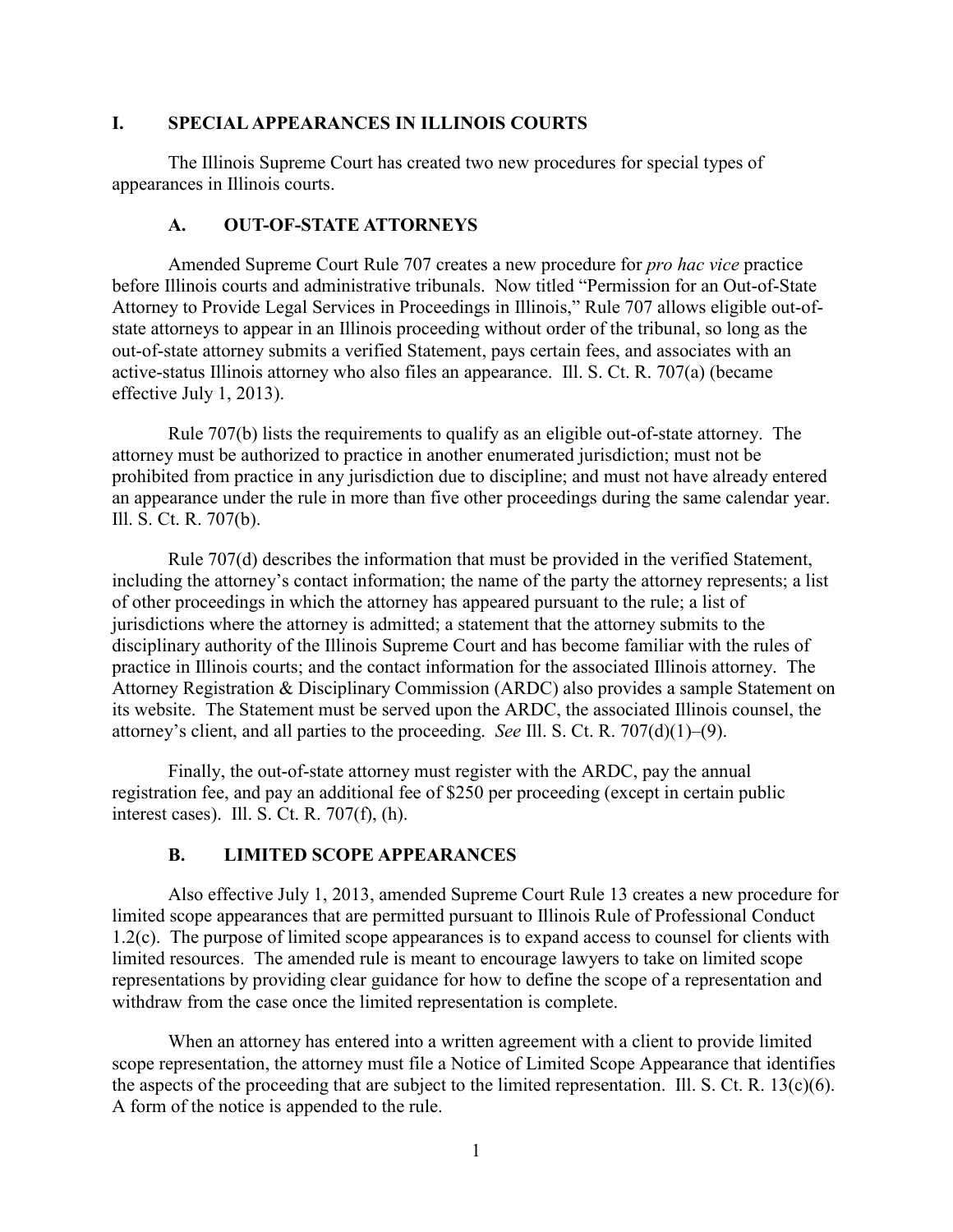## I. SPECIAL APPEARANCES IN ILLINOIS COURTS

The Illinois Supreme Court has created two new procedures for special types of appearances in Illinois courts.

### A. OUT-OF-STATE ATTORNEYS

Amended Supreme Court Rule 707 creates a new procedure for *pro hac vice* practice before Illinois courts and administrative tribunals. Now titled "Permission for an Out-of-State Attorney to Provide Legal Services in Proceedings in Illinois," Rule 707 allows eligible out-of-state attorneys to appear in an Illinois proceeding without order of the tribunal, so long as the out-of-state attorney submits a verified Statement, pays certain fees, and associates with an active-status Illinois attorney who also files an appearance. Ill. S. Ct. R. 707(a) (became effective July 1, 2013).

Rule 707(b) lists the requirements to qualify as an eligible out-of-state attorney. The attorney must be authorized to practice in another enumerated jurisdiction; must not be prohibited from practice in any jurisdiction due to discipline; and must not have already entered an appearance under the rule in more than five other proceedings during the same calendar year. Ill. S. Ct. R. 707(b).

Rule 707(d) describes the information that must be provided in the verified Statement, including the attorney's contact information; the name of the party the attorney represents; a list of other proceedings in which the attorney has appeared pursuant to the rule; a list of jurisdictions where the attorney is admitted; a statement that the attorney submits to the disciplinary authority of the Illinois Supreme Court and has become familiar with the rules of practice in Illinois courts; and the contact information for the associated Illinois attorney. The Attorney Registration & Disciplinary Commission (ARDC) also provides a sample Statement on its website. The Statement must be served upon the ARDC, the associated Illinois counsel, the attorney's client, and all parties to the proceeding. *See* Ill. S. Ct. R. 707(d)(1)–(9).

Finally, the out-of-state attorney must register with the ARDC, pay the annual registration fee, and pay an additional fee of $250 per proceeding (except in certain public interest cases). Ill. S. Ct. R. 707(f), (h).

### B. LIMITED SCOPE APPEARANCES

Also effective July 1, 2013, amended Supreme Court Rule 13 creates a new procedure for limited scope appearances that are permitted pursuant to Illinois Rule of Professional Conduct 1.2(c). The purpose of limited scope appearances is to expand access to counsel for clients with limited resources. The amended rule is meant to encourage lawyers to take on limited scope representations by providing clear guidance for how to define the scope of a representation and withdraw from the case once the limited representation is complete.

When an attorney has entered into a written agreement with a client to provide limited scope representation, the attorney must file a Notice of Limited Scope Appearance that identifies the aspects of the proceeding that are subject to the limited representation. Ill. S. Ct. R. 13(c)(6). A form of the notice is appended to the rule.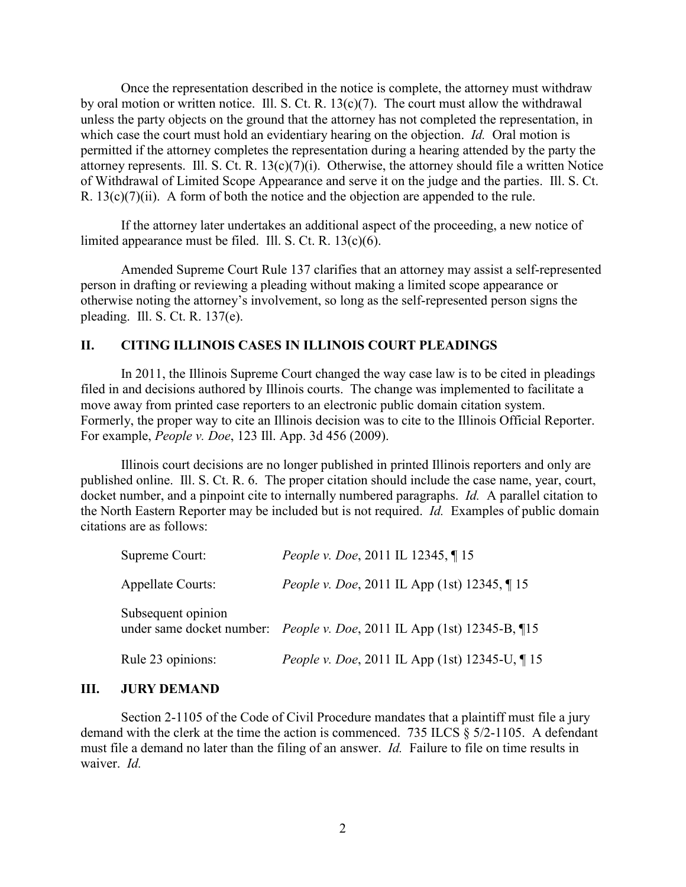Once the representation described in the notice is complete, the attorney must withdraw by oral motion or written notice. Ill. S. Ct. R. 13(c)(7). The court must allow the withdrawal unless the party objects on the ground that the attorney has not completed the representation, in which case the court must hold an evidentiary hearing on the objection. *Id.* Oral motion is permitted if the attorney completes the representation during a hearing attended by the party the attorney represents. Ill. S. Ct. R. 13(c)(7)(i). Otherwise, the attorney should file a written Notice of Withdrawal of Limited Scope Appearance and serve it on the judge and the parties. Ill. S. Ct. R. 13(c)(7)(ii). A form of both the notice and the objection are appended to the rule.

If the attorney later undertakes an additional aspect of the proceeding, a new notice of limited appearance must be filed. Ill. S. Ct. R. 13(c)(6).

Amended Supreme Court Rule 137 clarifies that an attorney may assist a self-represented person in drafting or reviewing a pleading without making a limited scope appearance or otherwise noting the attorney's involvement, so long as the self-represented person signs the pleading. Ill. S. Ct. R. 137(e).

## II. CITING ILLINOIS CASES IN ILLINOIS COURT PLEADINGS

In 2011, the Illinois Supreme Court changed the way case law is to be cited in pleadings filed in and decisions authored by Illinois courts. The change was implemented to facilitate a move away from printed case reporters to an electronic public domain citation system. Formerly, the proper way to cite an Illinois decision was to cite to the Illinois Official Reporter. For example, *People v. Doe*, 123 Ill. App. 3d 456 (2009).

Illinois court decisions are no longer published in printed Illinois reporters and only are published online. Ill. S. Ct. R. 6. The proper citation should include the case name, year, court, docket number, and a pinpoint cite to internally numbered paragraphs. *Id.* A parallel citation to the North Eastern Reporter may be included but is not required. *Id.* Examples of public domain citations are as follows:

| | |
|---|---|
| Supreme Court: | *People v. Doe*, 2011 IL 12345, ¶ 15 |
| Appellate Courts: | *People v. Doe*, 2011 IL App (1st) 12345, ¶ 15 |
| Subsequent opinion under same docket number: | *People v. Doe*, 2011 IL App (1st) 12345-B, ¶15 |
| Rule 23 opinions: | *People v. Doe*, 2011 IL App (1st) 12345-U, ¶ 15 |

## III. JURY DEMAND

Section 2-1105 of the Code of Civil Procedure mandates that a plaintiff must file a jury demand with the clerk at the time the action is commenced. 735 ILCS § 5/2-1105. A defendant must file a demand no later than the filing of an answer. *Id.* Failure to file on time results in waiver. *Id.*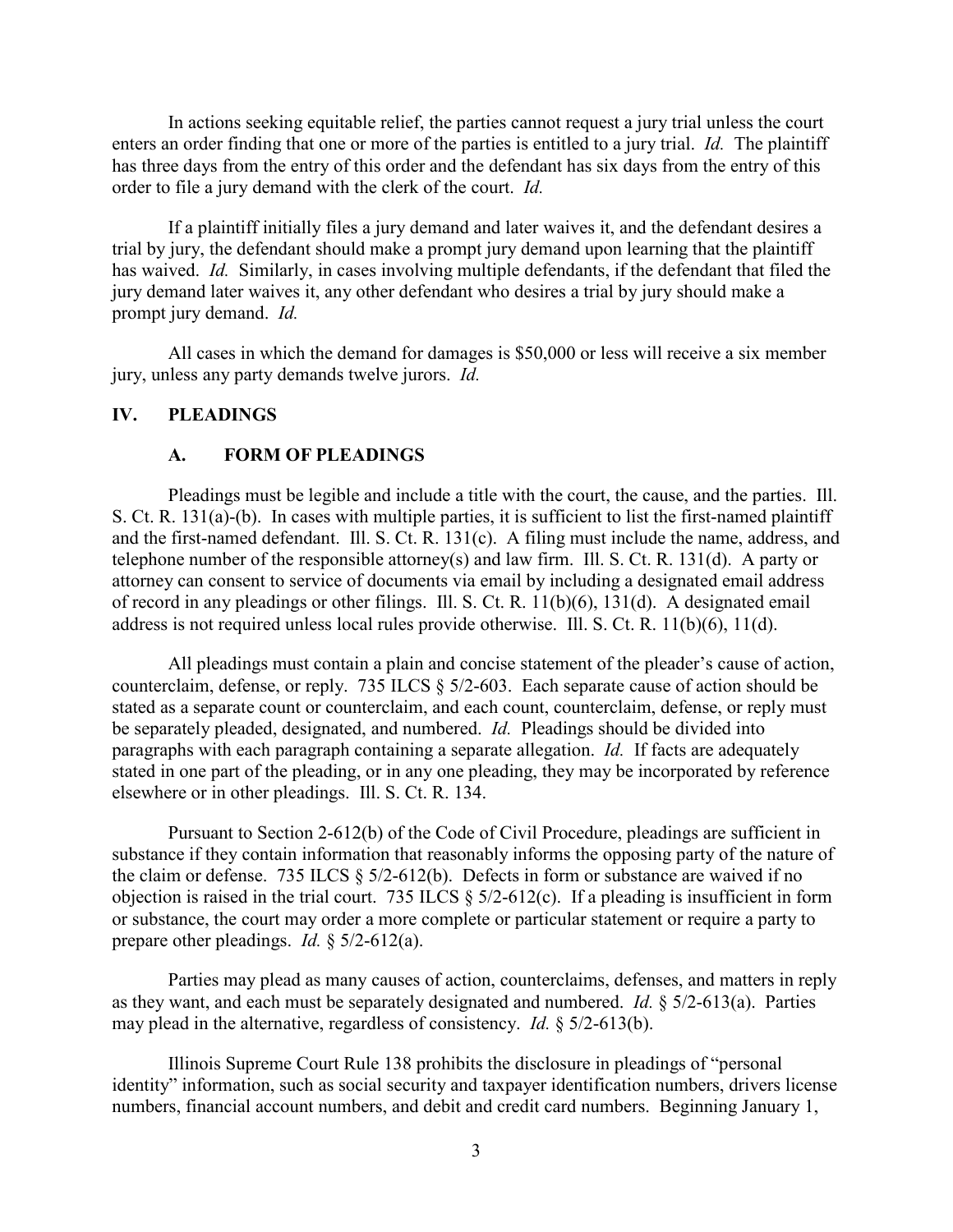In actions seeking equitable relief, the parties cannot request a jury trial unless the court enters an order finding that one or more of the parties is entitled to a jury trial. *Id.* The plaintiff has three days from the entry of this order and the defendant has six days from the entry of this order to file a jury demand with the clerk of the court. *Id.*

If a plaintiff initially files a jury demand and later waives it, and the defendant desires a trial by jury, the defendant should make a prompt jury demand upon learning that the plaintiff has waived. *Id.* Similarly, in cases involving multiple defendants, if the defendant that filed the jury demand later waives it, any other defendant who desires a trial by jury should make a prompt jury demand. *Id.*

All cases in which the demand for damages is $50,000 or less will receive a six member jury, unless any party demands twelve jurors. *Id.*

## IV. PLEADINGS

### A. FORM OF PLEADINGS

Pleadings must be legible and include a title with the court, the cause, and the parties. Ill. S. Ct. R. 131(a)-(b). In cases with multiple parties, it is sufficient to list the first-named plaintiff and the first-named defendant. Ill. S. Ct. R. 131(c). A filing must include the name, address, and telephone number of the responsible attorney(s) and law firm. Ill. S. Ct. R. 131(d). A party or attorney can consent to service of documents via email by including a designated email address of record in any pleadings or other filings. Ill. S. Ct. R. 11(b)(6), 131(d). A designated email address is not required unless local rules provide otherwise. Ill. S. Ct. R. 11(b)(6), 11(d).

All pleadings must contain a plain and concise statement of the pleader's cause of action, counterclaim, defense, or reply. 735 ILCS § 5/2-603. Each separate cause of action should be stated as a separate count or counterclaim, and each count, counterclaim, defense, or reply must be separately pleaded, designated, and numbered. *Id.* Pleadings should be divided into paragraphs with each paragraph containing a separate allegation. *Id.* If facts are adequately stated in one part of the pleading, or in any one pleading, they may be incorporated by reference elsewhere or in other pleadings. Ill. S. Ct. R. 134.

Pursuant to Section 2-612(b) of the Code of Civil Procedure, pleadings are sufficient in substance if they contain information that reasonably informs the opposing party of the nature of the claim or defense. 735 ILCS § 5/2-612(b). Defects in form or substance are waived if no objection is raised in the trial court. 735 ILCS § 5/2-612(c). If a pleading is insufficient in form or substance, the court may order a more complete or particular statement or require a party to prepare other pleadings. *Id.* § 5/2-612(a).

Parties may plead as many causes of action, counterclaims, defenses, and matters in reply as they want, and each must be separately designated and numbered. *Id.* § 5/2-613(a). Parties may plead in the alternative, regardless of consistency. *Id.* § 5/2-613(b).

Illinois Supreme Court Rule 138 prohibits the disclosure in pleadings of "personal identity" information, such as social security and taxpayer identification numbers, drivers license numbers, financial account numbers, and debit and credit card numbers. Beginning January 1,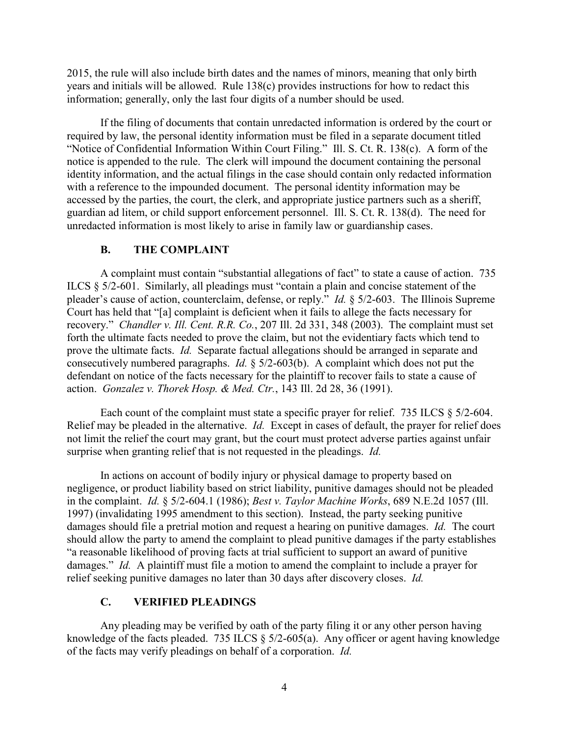2015, the rule will also include birth dates and the names of minors, meaning that only birth years and initials will be allowed. Rule 138(c) provides instructions for how to redact this information; generally, only the last four digits of a number should be used.

If the filing of documents that contain unredacted information is ordered by the court or required by law, the personal identity information must be filed in a separate document titled "Notice of Confidential Information Within Court Filing." Ill. S. Ct. R. 138(c). A form of the notice is appended to the rule. The clerk will impound the document containing the personal identity information, and the actual filings in the case should contain only redacted information with a reference to the impounded document. The personal identity information may be accessed by the parties, the court, the clerk, and appropriate justice partners such as a sheriff, guardian ad litem, or child support enforcement personnel. Ill. S. Ct. R. 138(d). The need for unredacted information is most likely to arise in family law or guardianship cases.

### B. THE COMPLAINT

A complaint must contain "substantial allegations of fact" to state a cause of action. 735 ILCS § 5/2-601. Similarly, all pleadings must "contain a plain and concise statement of the pleader's cause of action, counterclaim, defense, or reply." *Id.* § 5/2-603. The Illinois Supreme Court has held that "[a] complaint is deficient when it fails to allege the facts necessary for recovery." *Chandler v. Ill. Cent. R.R. Co.*, 207 Ill. 2d 331, 348 (2003). The complaint must set forth the ultimate facts needed to prove the claim, but not the evidentiary facts which tend to prove the ultimate facts. *Id.* Separate factual allegations should be arranged in separate and consecutively numbered paragraphs. *Id.* § 5/2-603(b). A complaint which does not put the defendant on notice of the facts necessary for the plaintiff to recover fails to state a cause of action. *Gonzalez v. Thorek Hosp. & Med. Ctr.*, 143 Ill. 2d 28, 36 (1991).

Each count of the complaint must state a specific prayer for relief. 735 ILCS § 5/2-604. Relief may be pleaded in the alternative. *Id.* Except in cases of default, the prayer for relief does not limit the relief the court may grant, but the court must protect adverse parties against unfair surprise when granting relief that is not requested in the pleadings. *Id.*

In actions on account of bodily injury or physical damage to property based on negligence, or product liability based on strict liability, punitive damages should not be pleaded in the complaint. *Id.* § 5/2-604.1 (1986); *Best v. Taylor Machine Works*, 689 N.E.2d 1057 (Ill. 1997) (invalidating 1995 amendment to this section). Instead, the party seeking punitive damages should file a pretrial motion and request a hearing on punitive damages. *Id.* The court should allow the party to amend the complaint to plead punitive damages if the party establishes "a reasonable likelihood of proving facts at trial sufficient to support an award of punitive damages." *Id.* A plaintiff must file a motion to amend the complaint to include a prayer for relief seeking punitive damages no later than 30 days after discovery closes. *Id.*

### C. VERIFIED PLEADINGS

Any pleading may be verified by oath of the party filing it or any other person having knowledge of the facts pleaded. 735 ILCS § 5/2-605(a). Any officer or agent having knowledge of the facts may verify pleadings on behalf of a corporation. *Id.*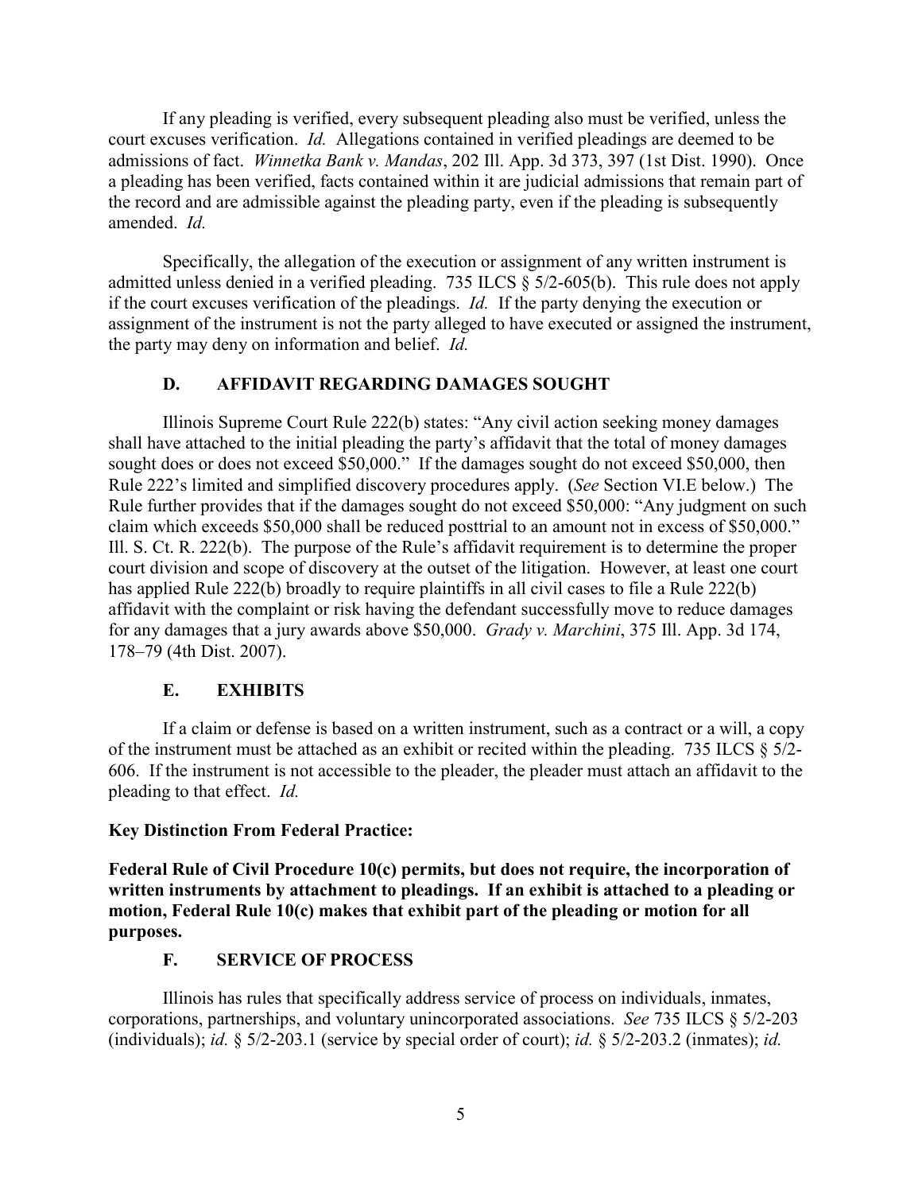If any pleading is verified, every subsequent pleading also must be verified, unless the court excuses verification. *Id.* Allegations contained in verified pleadings are deemed to be admissions of fact. *Winnetka Bank v. Mandas*, 202 Ill. App. 3d 373, 397 (1st Dist. 1990). Once a pleading has been verified, facts contained within it are judicial admissions that remain part of the record and are admissible against the pleading party, even if the pleading is subsequently amended. *Id.*

Specifically, the allegation of the execution or assignment of any written instrument is admitted unless denied in a verified pleading. 735 ILCS § 5/2-605(b). This rule does not apply if the court excuses verification of the pleadings. *Id.* If the party denying the execution or assignment of the instrument is not the party alleged to have executed or assigned the instrument, the party may deny on information and belief. *Id.*

### D. AFFIDAVIT REGARDING DAMAGES SOUGHT

Illinois Supreme Court Rule 222(b) states: "Any civil action seeking money damages shall have attached to the initial pleading the party's affidavit that the total of money damages sought does or does not exceed $50,000." If the damages sought do not exceed $50,000, then Rule 222's limited and simplified discovery procedures apply. (*See* Section VI.E below.) The Rule further provides that if the damages sought do not exceed $50,000: "Any judgment on such claim which exceeds $50,000 shall be reduced posttrial to an amount not in excess of $50,000." Ill. S. Ct. R. 222(b). The purpose of the Rule's affidavit requirement is to determine the proper court division and scope of discovery at the outset of the litigation. However, at least one court has applied Rule 222(b) broadly to require plaintiffs in all civil cases to file a Rule 222(b) affidavit with the complaint or risk having the defendant successfully move to reduce damages for any damages that a jury awards above $50,000. *Grady v. Marchini*, 375 Ill. App. 3d 174, 178–79 (4th Dist. 2007).

### E. EXHIBITS

If a claim or defense is based on a written instrument, such as a contract or a will, a copy of the instrument must be attached as an exhibit or recited within the pleading. 735 ILCS § 5/2-606. If the instrument is not accessible to the pleader, the pleader must attach an affidavit to the pleading to that effect. *Id.*

**Key Distinction From Federal Practice:**

**Federal Rule of Civil Procedure 10(c) permits, but does not require, the incorporation of written instruments by attachment to pleadings. If an exhibit is attached to a pleading or motion, Federal Rule 10(c) makes that exhibit part of the pleading or motion for all purposes.**

### F. SERVICE OF PROCESS

Illinois has rules that specifically address service of process on individuals, inmates, corporations, partnerships, and voluntary unincorporated associations. *See* 735 ILCS § 5/2-203 (individuals); *id.* § 5/2-203.1 (service by special order of court); *id.* § 5/2-203.2 (inmates); *id.*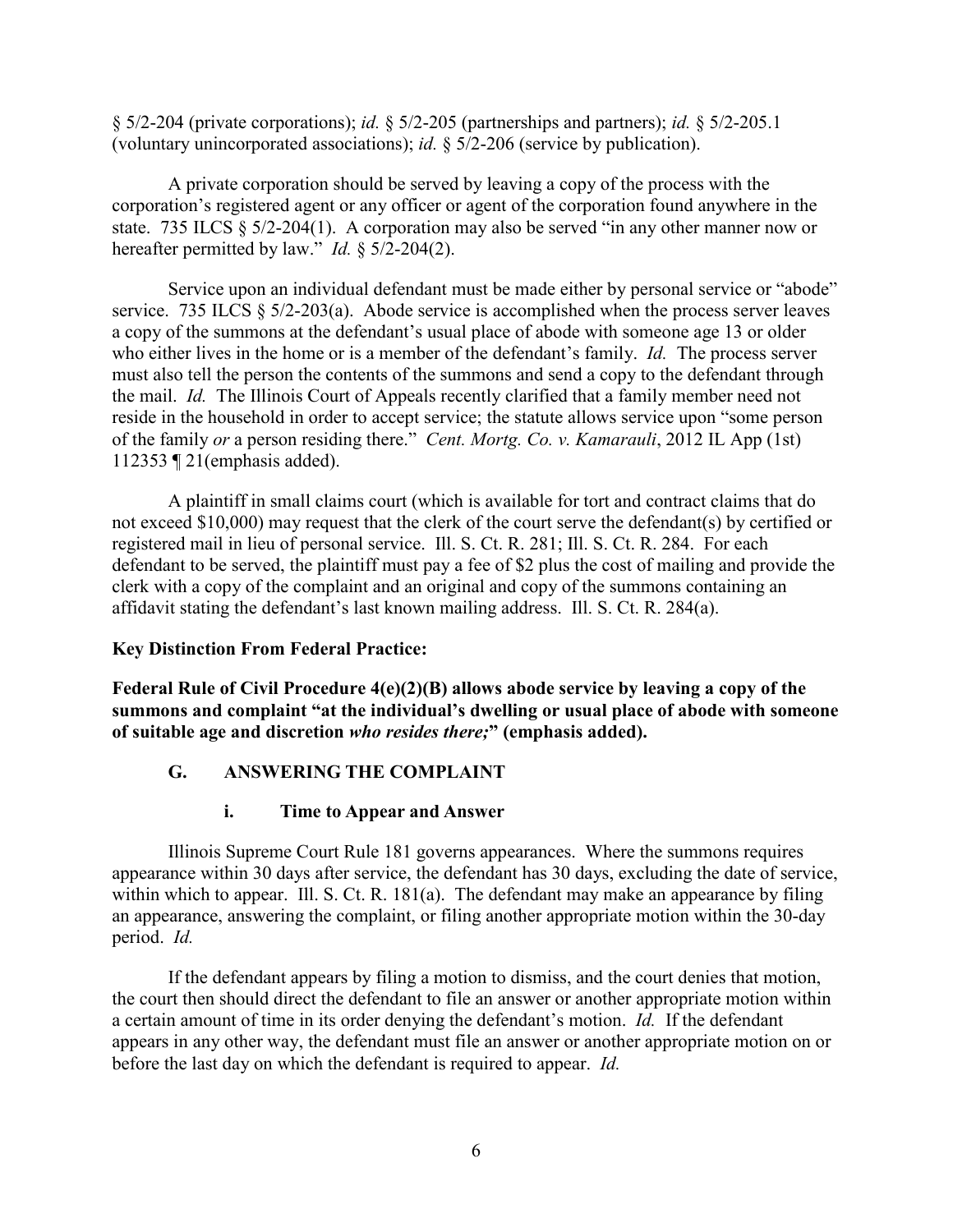§ 5/2-204 (private corporations); *id.* § 5/2-205 (partnerships and partners); *id.* § 5/2-205.1 (voluntary unincorporated associations); *id.* § 5/2-206 (service by publication).

A private corporation should be served by leaving a copy of the process with the corporation's registered agent or any officer or agent of the corporation found anywhere in the state. 735 ILCS § 5/2-204(1). A corporation may also be served "in any other manner now or hereafter permitted by law." *Id.* § 5/2-204(2).

Service upon an individual defendant must be made either by personal service or "abode" service. 735 ILCS § 5/2-203(a). Abode service is accomplished when the process server leaves a copy of the summons at the defendant's usual place of abode with someone age 13 or older who either lives in the home or is a member of the defendant's family. *Id.* The process server must also tell the person the contents of the summons and send a copy to the defendant through the mail. *Id.* The Illinois Court of Appeals recently clarified that a family member need not reside in the household in order to accept service; the statute allows service upon "some person of the family *or* a person residing there." *Cent. Mortg. Co. v. Kamarauli*, 2012 IL App (1st) 112353 ¶ 21(emphasis added).

A plaintiff in small claims court (which is available for tort and contract claims that do not exceed $10,000) may request that the clerk of the court serve the defendant(s) by certified or registered mail in lieu of personal service. Ill. S. Ct. R. 281; Ill. S. Ct. R. 284. For each defendant to be served, the plaintiff must pay a fee of $2 plus the cost of mailing and provide the clerk with a copy of the complaint and an original and copy of the summons containing an affidavit stating the defendant's last known mailing address. Ill. S. Ct. R. 284(a).

**Key Distinction From Federal Practice:**

**Federal Rule of Civil Procedure 4(e)(2)(B) allows abode service by leaving a copy of the summons and complaint "at the individual's dwelling or usual place of abode with someone of suitable age and discretion *who resides there;*" (emphasis added).**

### G. ANSWERING THE COMPLAINT

#### i. Time to Appear and Answer

Illinois Supreme Court Rule 181 governs appearances. Where the summons requires appearance within 30 days after service, the defendant has 30 days, excluding the date of service, within which to appear. Ill. S. Ct. R. 181(a). The defendant may make an appearance by filing an appearance, answering the complaint, or filing another appropriate motion within the 30-day period. *Id.*

If the defendant appears by filing a motion to dismiss, and the court denies that motion, the court then should direct the defendant to file an answer or another appropriate motion within a certain amount of time in its order denying the defendant's motion. *Id.* If the defendant appears in any other way, the defendant must file an answer or another appropriate motion on or before the last day on which the defendant is required to appear. *Id.*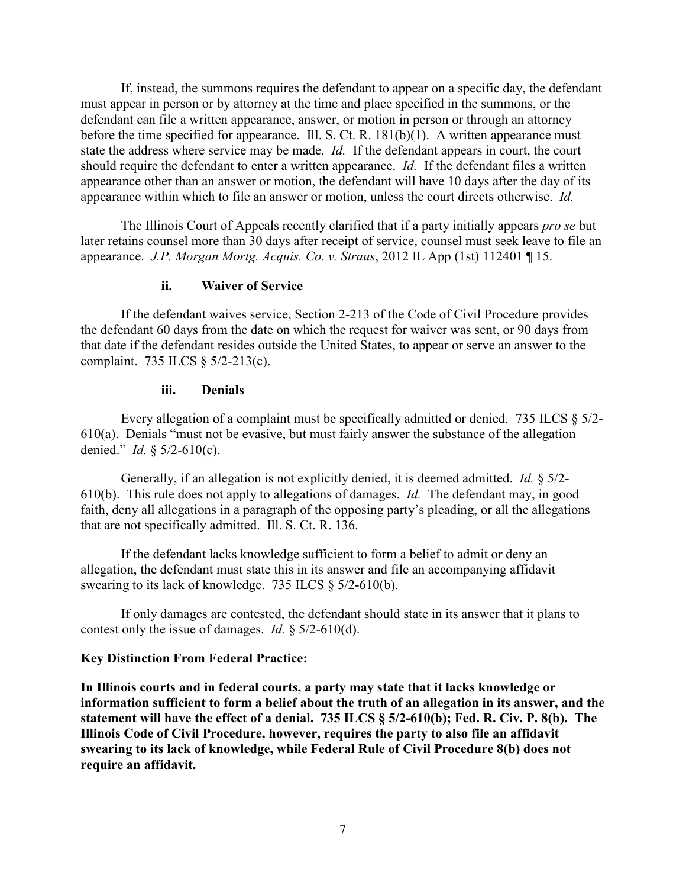If, instead, the summons requires the defendant to appear on a specific day, the defendant must appear in person or by attorney at the time and place specified in the summons, or the defendant can file a written appearance, answer, or motion in person or through an attorney before the time specified for appearance. Ill. S. Ct. R. 181(b)(1). A written appearance must state the address where service may be made. *Id.* If the defendant appears in court, the court should require the defendant to enter a written appearance. *Id.* If the defendant files a written appearance other than an answer or motion, the defendant will have 10 days after the day of its appearance within which to file an answer or motion, unless the court directs otherwise. *Id.*

The Illinois Court of Appeals recently clarified that if a party initially appears *pro se* but later retains counsel more than 30 days after receipt of service, counsel must seek leave to file an appearance. *J.P. Morgan Mortg. Acquis. Co. v. Straus*, 2012 IL App (1st) 112401 ¶ 15.

#### ii. Waiver of Service

If the defendant waives service, Section 2-213 of the Code of Civil Procedure provides the defendant 60 days from the date on which the request for waiver was sent, or 90 days from that date if the defendant resides outside the United States, to appear or serve an answer to the complaint. 735 ILCS § 5/2-213(c).

#### iii. Denials

Every allegation of a complaint must be specifically admitted or denied. 735 ILCS § 5/2-610(a). Denials "must not be evasive, but must fairly answer the substance of the allegation denied." *Id.* § 5/2-610(c).

Generally, if an allegation is not explicitly denied, it is deemed admitted. *Id.* § 5/2-610(b). This rule does not apply to allegations of damages. *Id.* The defendant may, in good faith, deny all allegations in a paragraph of the opposing party's pleading, or all the allegations that are not specifically admitted. Ill. S. Ct. R. 136.

If the defendant lacks knowledge sufficient to form a belief to admit or deny an allegation, the defendant must state this in its answer and file an accompanying affidavit swearing to its lack of knowledge. 735 ILCS § 5/2-610(b).

If only damages are contested, the defendant should state in its answer that it plans to contest only the issue of damages. *Id.* § 5/2-610(d).

**Key Distinction From Federal Practice:**

**In Illinois courts and in federal courts, a party may state that it lacks knowledge or information sufficient to form a belief about the truth of an allegation in its answer, and the statement will have the effect of a denial. 735 ILCS § 5/2-610(b); Fed. R. Civ. P. 8(b). The Illinois Code of Civil Procedure, however, requires the party to also file an affidavit swearing to its lack of knowledge, while Federal Rule of Civil Procedure 8(b) does not require an affidavit.**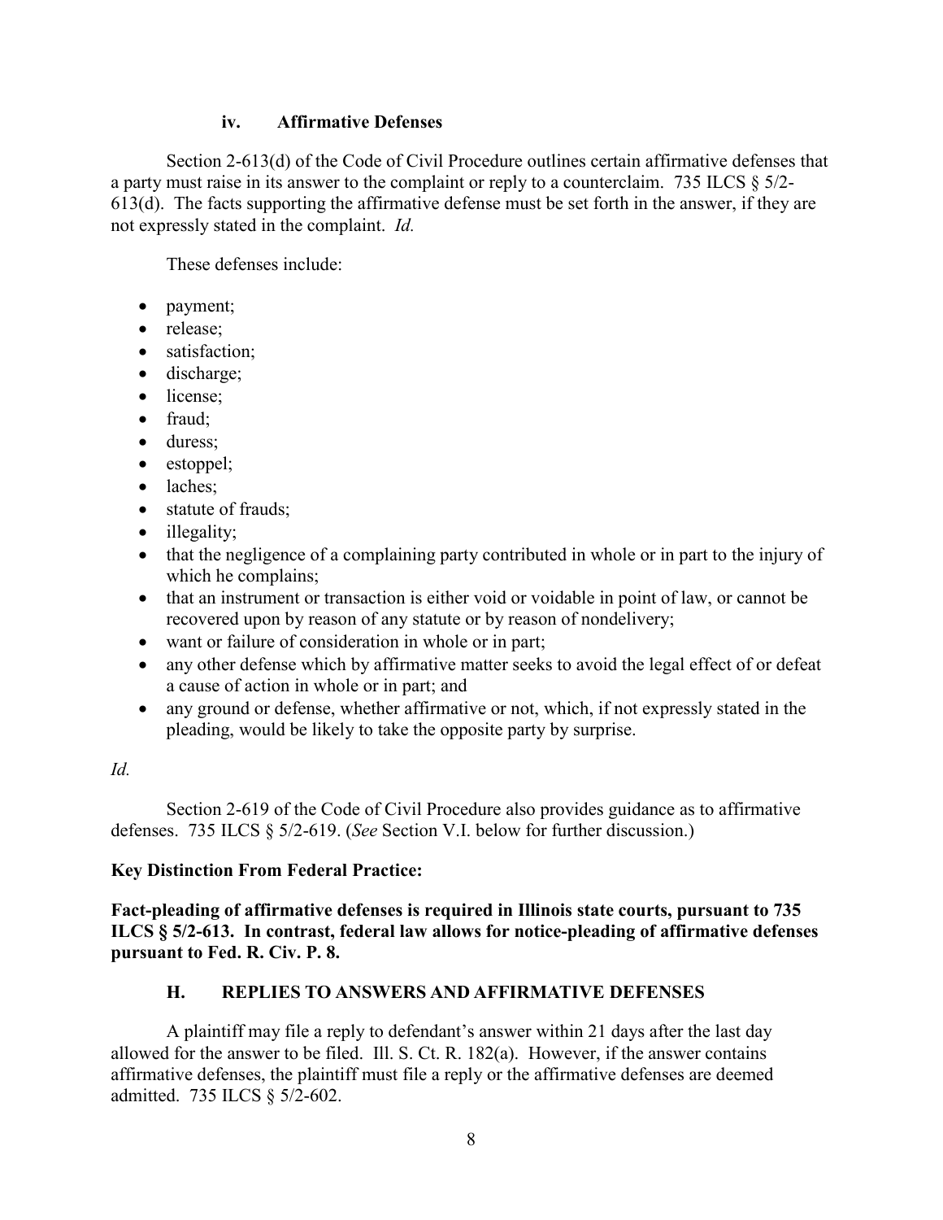#### iv. Affirmative Defenses

Section 2-613(d) of the Code of Civil Procedure outlines certain affirmative defenses that a party must raise in its answer to the complaint or reply to a counterclaim. 735 ILCS § 5/2-613(d). The facts supporting the affirmative defense must be set forth in the answer, if they are not expressly stated in the complaint. *Id.*

These defenses include:

- payment;
- release;
- satisfaction;
- discharge;
- license;
- fraud;
- duress;
- estoppel;
- laches;
- statute of frauds;
- illegality;
- that the negligence of a complaining party contributed in whole or in part to the injury of which he complains;
- that an instrument or transaction is either void or voidable in point of law, or cannot be recovered upon by reason of any statute or by reason of nondelivery;
- want or failure of consideration in whole or in part;
- any other defense which by affirmative matter seeks to avoid the legal effect of or defeat a cause of action in whole or in part; and
- any ground or defense, whether affirmative or not, which, if not expressly stated in the pleading, would be likely to take the opposite party by surprise.

*Id.*

Section 2-619 of the Code of Civil Procedure also provides guidance as to affirmative defenses. 735 ILCS § 5/2-619. (*See* Section V.I. below for further discussion.)

**Key Distinction From Federal Practice:**

**Fact-pleading of affirmative defenses is required in Illinois state courts, pursuant to 735 ILCS § 5/2-613. In contrast, federal law allows for notice-pleading of affirmative defenses pursuant to Fed. R. Civ. P. 8.**

### H. REPLIES TO ANSWERS AND AFFIRMATIVE DEFENSES

A plaintiff may file a reply to defendant's answer within 21 days after the last day allowed for the answer to be filed. Ill. S. Ct. R. 182(a). However, if the answer contains affirmative defenses, the plaintiff must file a reply or the affirmative defenses are deemed admitted. 735 ILCS § 5/2-602.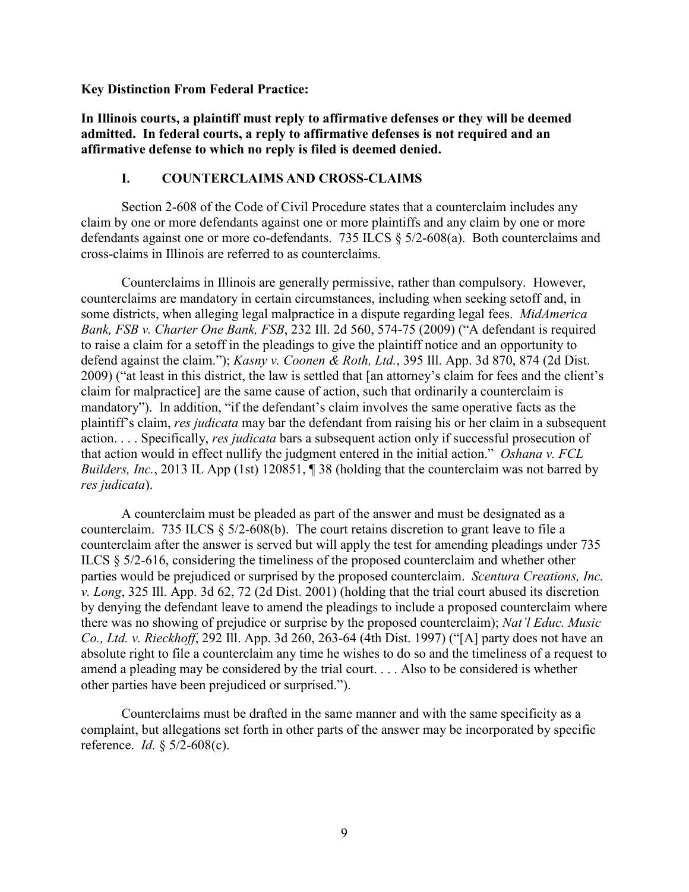**Key Distinction From Federal Practice:**

**In Illinois courts, a plaintiff must reply to affirmative defenses or they will be deemed admitted. In federal courts, a reply to affirmative defenses is not required and an affirmative defense to which no reply is filed is deemed denied.**

## I. COUNTERCLAIMS AND CROSS-CLAIMS

Section 2-608 of the Code of Civil Procedure states that a counterclaim includes any claim by one or more defendants against one or more plaintiffs and any claim by one or more defendants against one or more co-defendants. 735 ILCS § 5/2-608(a). Both counterclaims and cross-claims in Illinois are referred to as counterclaims.

Counterclaims in Illinois are generally permissive, rather than compulsory. However, counterclaims are mandatory in certain circumstances, including when seeking setoff and, in some districts, when alleging legal malpractice in a dispute regarding legal fees. *MidAmerica Bank, FSB v. Charter One Bank, FSB*, 232 Ill. 2d 560, 574-75 (2009) ("A defendant is required to raise a claim for a setoff in the pleadings to give the plaintiff notice and an opportunity to defend against the claim."); *Kasny v. Coonen & Roth, Ltd.*, 395 Ill. App. 3d 870, 874 (2d Dist. 2009) ("at least in this district, the law is settled that [an attorney's claim for fees and the client's claim for malpractice] are the same cause of action, such that ordinarily a counterclaim is mandatory"). In addition, "if the defendant's claim involves the same operative facts as the plaintiff's claim, *res judicata* may bar the defendant from raising his or her claim in a subsequent action. . . . Specifically, *res judicata* bars a subsequent action only if successful prosecution of that action would in effect nullify the judgment entered in the initial action." *Oshana v. FCL Builders, Inc.*, 2013 IL App (1st) 120851, ¶ 38 (holding that the counterclaim was not barred by *res judicata*).

A counterclaim must be pleaded as part of the answer and must be designated as a counterclaim. 735 ILCS § 5/2-608(b). The court retains discretion to grant leave to file a counterclaim after the answer is served but will apply the test for amending pleadings under 735 ILCS § 5/2-616, considering the timeliness of the proposed counterclaim and whether other parties would be prejudiced or surprised by the proposed counterclaim. *Scentura Creations, Inc. v. Long*, 325 Ill. App. 3d 62, 72 (2d Dist. 2001) (holding that the trial court abused its discretion by denying the defendant leave to amend the pleadings to include a proposed counterclaim where there was no showing of prejudice or surprise by the proposed counterclaim); *Nat'l Educ. Music Co., Ltd. v. Rieckhoff*, 292 Ill. App. 3d 260, 263-64 (4th Dist. 1997) ("[A] party does not have an absolute right to file a counterclaim any time he wishes to do so and the timeliness of a request to amend a pleading may be considered by the trial court. . . . Also to be considered is whether other parties have been prejudiced or surprised.").

Counterclaims must be drafted in the same manner and with the same specificity as a complaint, but allegations set forth in other parts of the answer may be incorporated by specific reference. *Id.* § 5/2-608(c).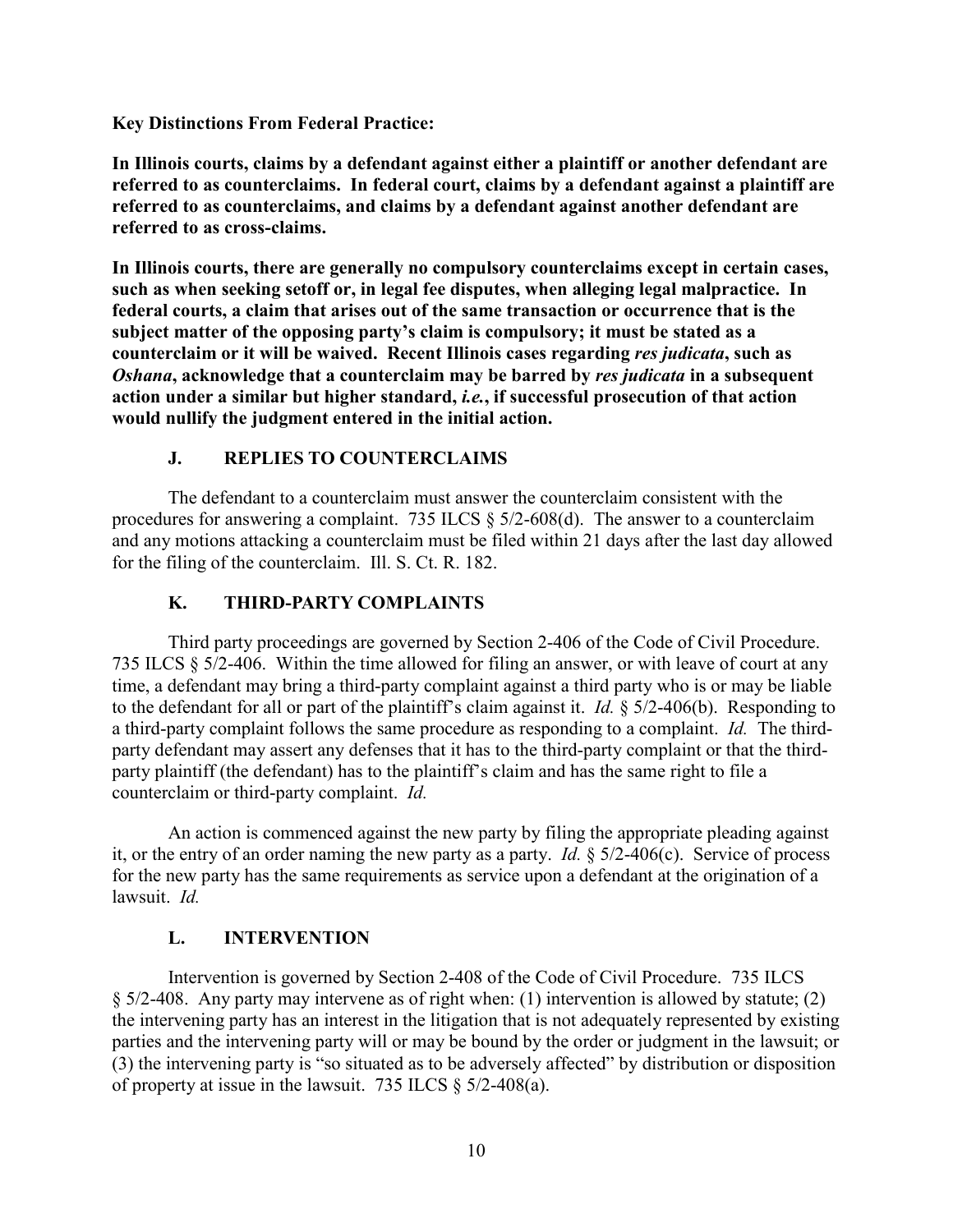**Key Distinctions From Federal Practice:**

**In Illinois courts, claims by a defendant against either a plaintiff or another defendant are referred to as counterclaims. In federal court, claims by a defendant against a plaintiff are referred to as counterclaims, and claims by a defendant against another defendant are referred to as cross-claims.**

**In Illinois courts, there are generally no compulsory counterclaims except in certain cases, such as when seeking setoff or, in legal fee disputes, when alleging legal malpractice. In federal courts, a claim that arises out of the same transaction or occurrence that is the subject matter of the opposing party's claim is compulsory; it must be stated as a counterclaim or it will be waived. Recent Illinois cases regarding *res judicata*, such as *Oshana*, acknowledge that a counterclaim may be barred by *res judicata* in a subsequent action under a similar but higher standard, *i.e.*, if successful prosecution of that action would nullify the judgment entered in the initial action.**

## J. REPLIES TO COUNTERCLAIMS

The defendant to a counterclaim must answer the counterclaim consistent with the procedures for answering a complaint. 735 ILCS § 5/2-608(d). The answer to a counterclaim and any motions attacking a counterclaim must be filed within 21 days after the last day allowed for the filing of the counterclaim. Ill. S. Ct. R. 182.

## K. THIRD-PARTY COMPLAINTS

Third party proceedings are governed by Section 2-406 of the Code of Civil Procedure. 735 ILCS § 5/2-406. Within the time allowed for filing an answer, or with leave of court at any time, a defendant may bring a third-party complaint against a third party who is or may be liable to the defendant for all or part of the plaintiff's claim against it. *Id.* § 5/2-406(b). Responding to a third-party complaint follows the same procedure as responding to a complaint. *Id.* The third-party defendant may assert any defenses that it has to the third-party complaint or that the third-party plaintiff (the defendant) has to the plaintiff's claim and has the same right to file a counterclaim or third-party complaint. *Id.*

An action is commenced against the new party by filing the appropriate pleading against it, or the entry of an order naming the new party as a party. *Id.* § 5/2-406(c). Service of process for the new party has the same requirements as service upon a defendant at the origination of a lawsuit. *Id.*

## L. INTERVENTION

Intervention is governed by Section 2-408 of the Code of Civil Procedure. 735 ILCS § 5/2-408. Any party may intervene as of right when: (1) intervention is allowed by statute; (2) the intervening party has an interest in the litigation that is not adequately represented by existing parties and the intervening party will or may be bound by the order or judgment in the lawsuit; or (3) the intervening party is "so situated as to be adversely affected" by distribution or disposition of property at issue in the lawsuit. 735 ILCS § 5/2-408(a).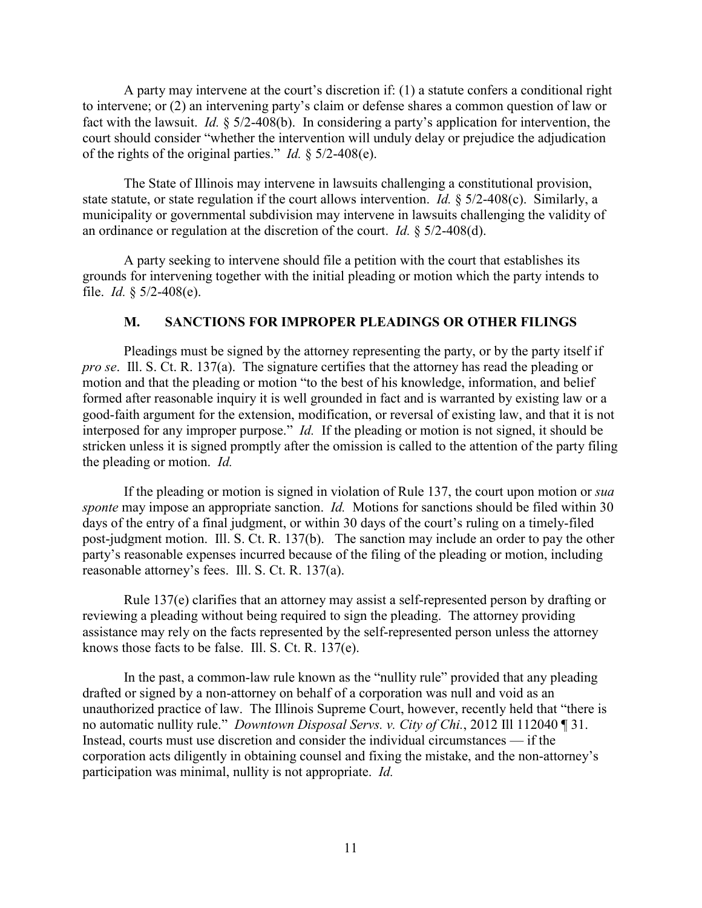A party may intervene at the court's discretion if: (1) a statute confers a conditional right to intervene; or (2) an intervening party's claim or defense shares a common question of law or fact with the lawsuit. *Id.* § 5/2-408(b). In considering a party's application for intervention, the court should consider "whether the intervention will unduly delay or prejudice the adjudication of the rights of the original parties." *Id.* § 5/2-408(e).

The State of Illinois may intervene in lawsuits challenging a constitutional provision, state statute, or state regulation if the court allows intervention. *Id.* § 5/2-408(c). Similarly, a municipality or governmental subdivision may intervene in lawsuits challenging the validity of an ordinance or regulation at the discretion of the court. *Id.* § 5/2-408(d).

A party seeking to intervene should file a petition with the court that establishes its grounds for intervening together with the initial pleading or motion which the party intends to file. *Id.* § 5/2-408(e).

## M. SANCTIONS FOR IMPROPER PLEADINGS OR OTHER FILINGS

Pleadings must be signed by the attorney representing the party, or by the party itself if *pro se*. Ill. S. Ct. R. 137(a). The signature certifies that the attorney has read the pleading or motion and that the pleading or motion "to the best of his knowledge, information, and belief formed after reasonable inquiry it is well grounded in fact and is warranted by existing law or a good-faith argument for the extension, modification, or reversal of existing law, and that it is not interposed for any improper purpose." *Id.* If the pleading or motion is not signed, it should be stricken unless it is signed promptly after the omission is called to the attention of the party filing the pleading or motion. *Id.*

If the pleading or motion is signed in violation of Rule 137, the court upon motion or *sua sponte* may impose an appropriate sanction. *Id.* Motions for sanctions should be filed within 30 days of the entry of a final judgment, or within 30 days of the court's ruling on a timely-filed post-judgment motion. Ill. S. Ct. R. 137(b). The sanction may include an order to pay the other party's reasonable expenses incurred because of the filing of the pleading or motion, including reasonable attorney's fees. Ill. S. Ct. R. 137(a).

Rule 137(e) clarifies that an attorney may assist a self-represented person by drafting or reviewing a pleading without being required to sign the pleading. The attorney providing assistance may rely on the facts represented by the self-represented person unless the attorney knows those facts to be false. Ill. S. Ct. R. 137(e).

In the past, a common-law rule known as the "nullity rule" provided that any pleading drafted or signed by a non-attorney on behalf of a corporation was null and void as an unauthorized practice of law. The Illinois Supreme Court, however, recently held that "there is no automatic nullity rule." *Downtown Disposal Servs. v. City of Chi.*, 2012 Ill 112040 ¶ 31. Instead, courts must use discretion and consider the individual circumstances — if the corporation acts diligently in obtaining counsel and fixing the mistake, and the non-attorney's participation was minimal, nullity is not appropriate. *Id.*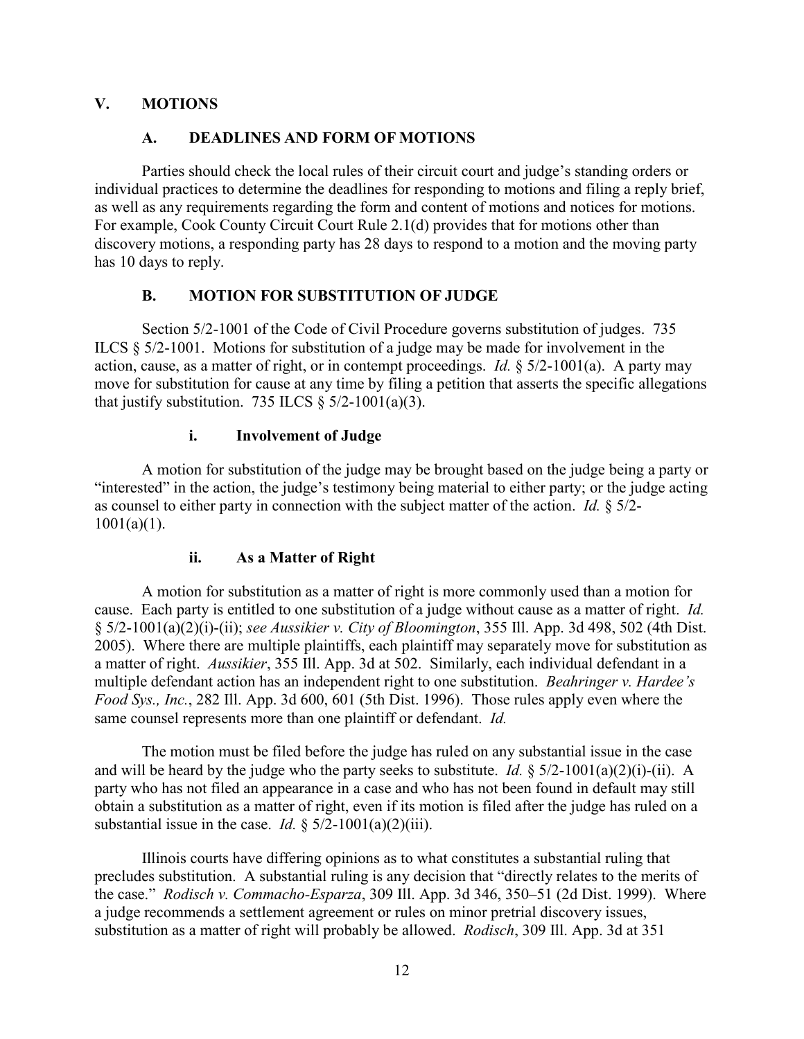## V. MOTIONS

### A. DEADLINES AND FORM OF MOTIONS

Parties should check the local rules of their circuit court and judge's standing orders or individual practices to determine the deadlines for responding to motions and filing a reply brief, as well as any requirements regarding the form and content of motions and notices for motions. For example, Cook County Circuit Court Rule 2.1(d) provides that for motions other than discovery motions, a responding party has 28 days to respond to a motion and the moving party has 10 days to reply.

### B. MOTION FOR SUBSTITUTION OF JUDGE

Section 5/2-1001 of the Code of Civil Procedure governs substitution of judges. 735 ILCS § 5/2-1001. Motions for substitution of a judge may be made for involvement in the action, cause, as a matter of right, or in contempt proceedings. *Id.* § 5/2-1001(a). A party may move for substitution for cause at any time by filing a petition that asserts the specific allegations that justify substitution. 735 ILCS § 5/2-1001(a)(3).

#### i. Involvement of Judge

A motion for substitution of the judge may be brought based on the judge being a party or "interested" in the action, the judge's testimony being material to either party; or the judge acting as counsel to either party in connection with the subject matter of the action. *Id.* § 5/2-1001(a)(1).

#### ii. As a Matter of Right

A motion for substitution as a matter of right is more commonly used than a motion for cause. Each party is entitled to one substitution of a judge without cause as a matter of right. *Id.* § 5/2-1001(a)(2)(i)-(ii); *see Aussikier v. City of Bloomington*, 355 Ill. App. 3d 498, 502 (4th Dist. 2005). Where there are multiple plaintiffs, each plaintiff may separately move for substitution as a matter of right. *Aussikier*, 355 Ill. App. 3d at 502. Similarly, each individual defendant in a multiple defendant action has an independent right to one substitution. *Beahringer v. Hardee's Food Sys., Inc.*, 282 Ill. App. 3d 600, 601 (5th Dist. 1996). Those rules apply even where the same counsel represents more than one plaintiff or defendant. *Id.*

The motion must be filed before the judge has ruled on any substantial issue in the case and will be heard by the judge who the party seeks to substitute. *Id.* § 5/2-1001(a)(2)(i)-(ii). A party who has not filed an appearance in a case and who has not been found in default may still obtain a substitution as a matter of right, even if its motion is filed after the judge has ruled on a substantial issue in the case. *Id.* § 5/2-1001(a)(2)(iii).

Illinois courts have differing opinions as to what constitutes a substantial ruling that precludes substitution. A substantial ruling is any decision that "directly relates to the merits of the case." *Rodisch v. Commacho-Esparza*, 309 Ill. App. 3d 346, 350–51 (2d Dist. 1999). Where a judge recommends a settlement agreement or rules on minor pretrial discovery issues, substitution as a matter of right will probably be allowed. *Rodisch*, 309 Ill. App. 3d at 351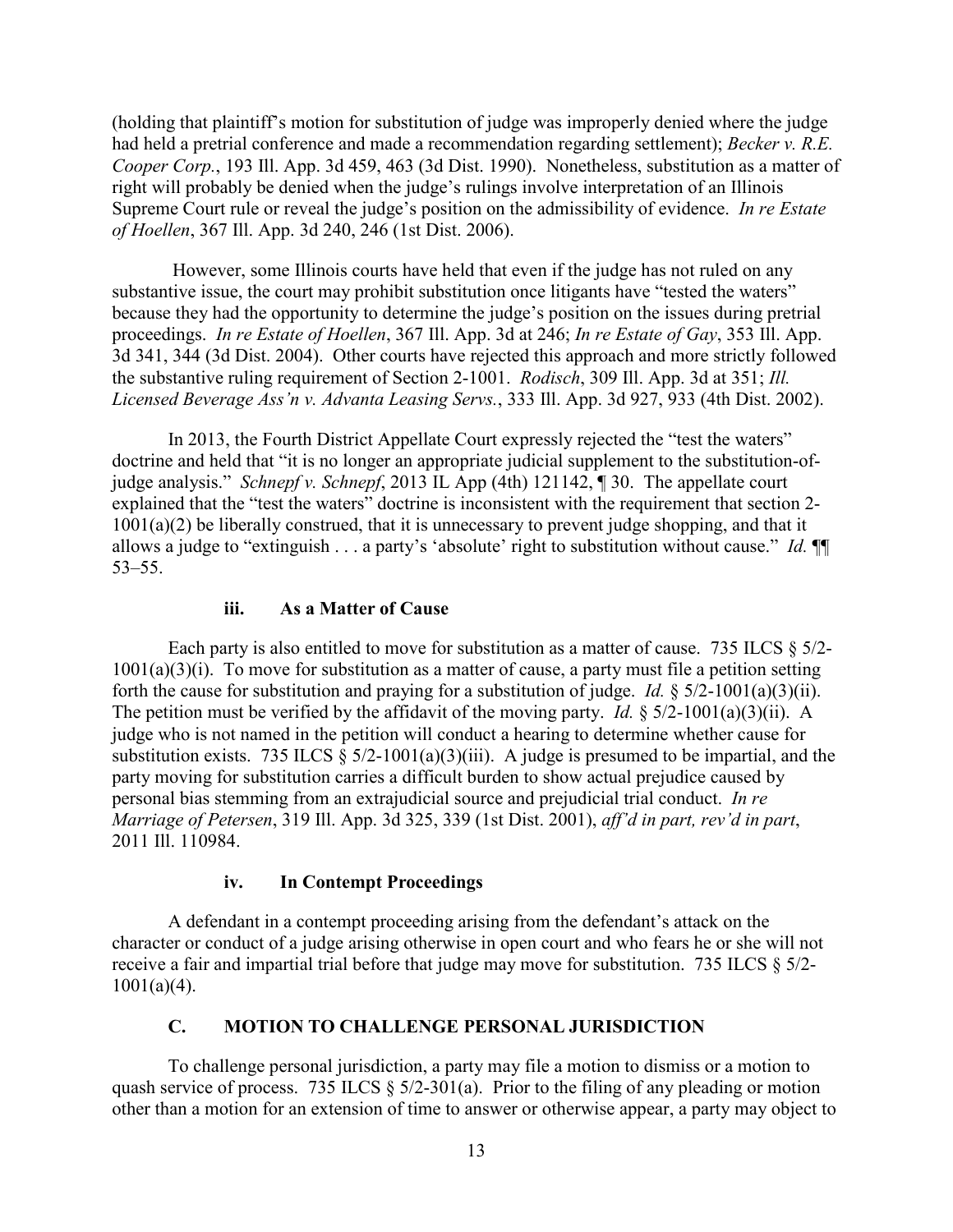(holding that plaintiff's motion for substitution of judge was improperly denied where the judge had held a pretrial conference and made a recommendation regarding settlement); *Becker v. R.E. Cooper Corp.*, 193 Ill. App. 3d 459, 463 (3d Dist. 1990). Nonetheless, substitution as a matter of right will probably be denied when the judge's rulings involve interpretation of an Illinois Supreme Court rule or reveal the judge's position on the admissibility of evidence. *In re Estate of Hoellen*, 367 Ill. App. 3d 240, 246 (1st Dist. 2006).

However, some Illinois courts have held that even if the judge has not ruled on any substantive issue, the court may prohibit substitution once litigants have "tested the waters" because they had the opportunity to determine the judge's position on the issues during pretrial proceedings. *In re Estate of Hoellen*, 367 Ill. App. 3d at 246; *In re Estate of Gay*, 353 Ill. App. 3d 341, 344 (3d Dist. 2004). Other courts have rejected this approach and more strictly followed the substantive ruling requirement of Section 2-1001. *Rodisch*, 309 Ill. App. 3d at 351; *Ill. Licensed Beverage Ass'n v. Advanta Leasing Servs.*, 333 Ill. App. 3d 927, 933 (4th Dist. 2002).

In 2013, the Fourth District Appellate Court expressly rejected the "test the waters" doctrine and held that "it is no longer an appropriate judicial supplement to the substitution-of-judge analysis." *Schnepf v. Schnepf*, 2013 IL App (4th) 121142, ¶ 30. The appellate court explained that the "test the waters" doctrine is inconsistent with the requirement that section 2-1001(a)(2) be liberally construed, that it is unnecessary to prevent judge shopping, and that it allows a judge to "extinguish . . . a party's 'absolute' right to substitution without cause." *Id.* ¶¶ 53–55.

#### iii. As a Matter of Cause

Each party is also entitled to move for substitution as a matter of cause. 735 ILCS § 5/2-1001(a)(3)(i). To move for substitution as a matter of cause, a party must file a petition setting forth the cause for substitution and praying for a substitution of judge. *Id.* § 5/2-1001(a)(3)(ii). The petition must be verified by the affidavit of the moving party. *Id.* § 5/2-1001(a)(3)(ii). A judge who is not named in the petition will conduct a hearing to determine whether cause for substitution exists. 735 ILCS § 5/2-1001(a)(3)(iii). A judge is presumed to be impartial, and the party moving for substitution carries a difficult burden to show actual prejudice caused by personal bias stemming from an extrajudicial source and prejudicial trial conduct. *In re Marriage of Petersen*, 319 Ill. App. 3d 325, 339 (1st Dist. 2001), *aff'd in part, rev'd in part*, 2011 Ill. 110984.

#### iv. In Contempt Proceedings

A defendant in a contempt proceeding arising from the defendant's attack on the character or conduct of a judge arising otherwise in open court and who fears he or she will not receive a fair and impartial trial before that judge may move for substitution. 735 ILCS § 5/2-1001(a)(4).

### C. MOTION TO CHALLENGE PERSONAL JURISDICTION

To challenge personal jurisdiction, a party may file a motion to dismiss or a motion to quash service of process. 735 ILCS § 5/2-301(a). Prior to the filing of any pleading or motion other than a motion for an extension of time to answer or otherwise appear, a party may object to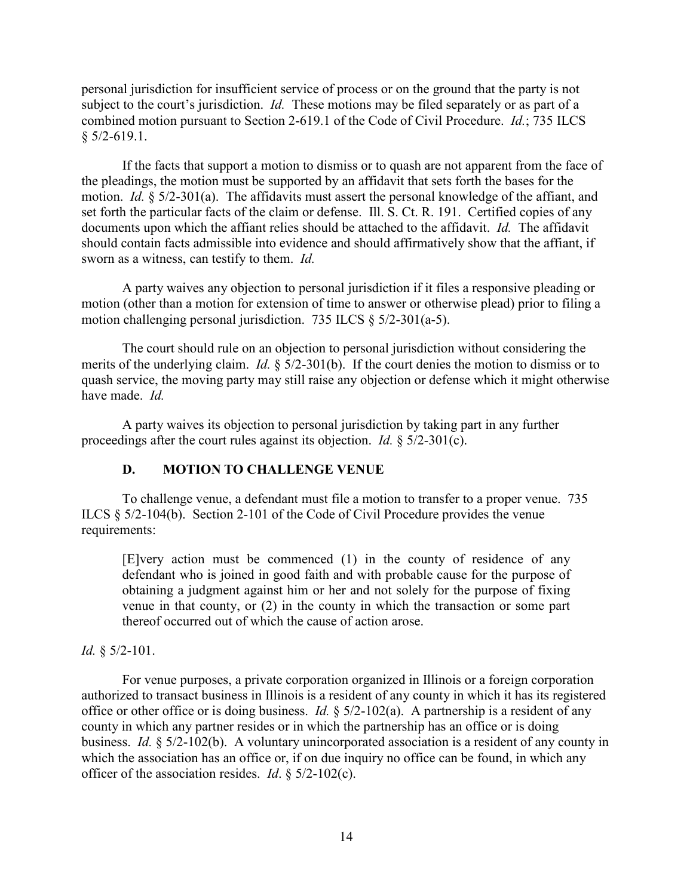personal jurisdiction for insufficient service of process or on the ground that the party is not subject to the court's jurisdiction. *Id.* These motions may be filed separately or as part of a combined motion pursuant to Section 2-619.1 of the Code of Civil Procedure. *Id.*; 735 ILCS § 5/2-619.1.

If the facts that support a motion to dismiss or to quash are not apparent from the face of the pleadings, the motion must be supported by an affidavit that sets forth the bases for the motion. *Id.* § 5/2-301(a). The affidavits must assert the personal knowledge of the affiant, and set forth the particular facts of the claim or defense. Ill. S. Ct. R. 191. Certified copies of any documents upon which the affiant relies should be attached to the affidavit. *Id.* The affidavit should contain facts admissible into evidence and should affirmatively show that the affiant, if sworn as a witness, can testify to them. *Id.*

A party waives any objection to personal jurisdiction if it files a responsive pleading or motion (other than a motion for extension of time to answer or otherwise plead) prior to filing a motion challenging personal jurisdiction. 735 ILCS § 5/2-301(a-5).

The court should rule on an objection to personal jurisdiction without considering the merits of the underlying claim. *Id.* § 5/2-301(b). If the court denies the motion to dismiss or to quash service, the moving party may still raise any objection or defense which it might otherwise have made. *Id.*

A party waives its objection to personal jurisdiction by taking part in any further proceedings after the court rules against its objection. *Id.* § 5/2-301(c).

### D. MOTION TO CHALLENGE VENUE

To challenge venue, a defendant must file a motion to transfer to a proper venue. 735 ILCS § 5/2-104(b). Section 2-101 of the Code of Civil Procedure provides the venue requirements:

> [E]very action must be commenced (1) in the county of residence of any defendant who is joined in good faith and with probable cause for the purpose of obtaining a judgment against him or her and not solely for the purpose of fixing venue in that county, or (2) in the county in which the transaction or some part thereof occurred out of which the cause of action arose.

*Id.* § 5/2-101.

For venue purposes, a private corporation organized in Illinois or a foreign corporation authorized to transact business in Illinois is a resident of any county in which it has its registered office or other office or is doing business. *Id.* § 5/2-102(a). A partnership is a resident of any county in which any partner resides or in which the partnership has an office or is doing business. *Id.* § 5/2-102(b). A voluntary unincorporated association is a resident of any county in which the association has an office or, if on due inquiry no office can be found, in which any officer of the association resides. *Id*. § 5/2-102(c).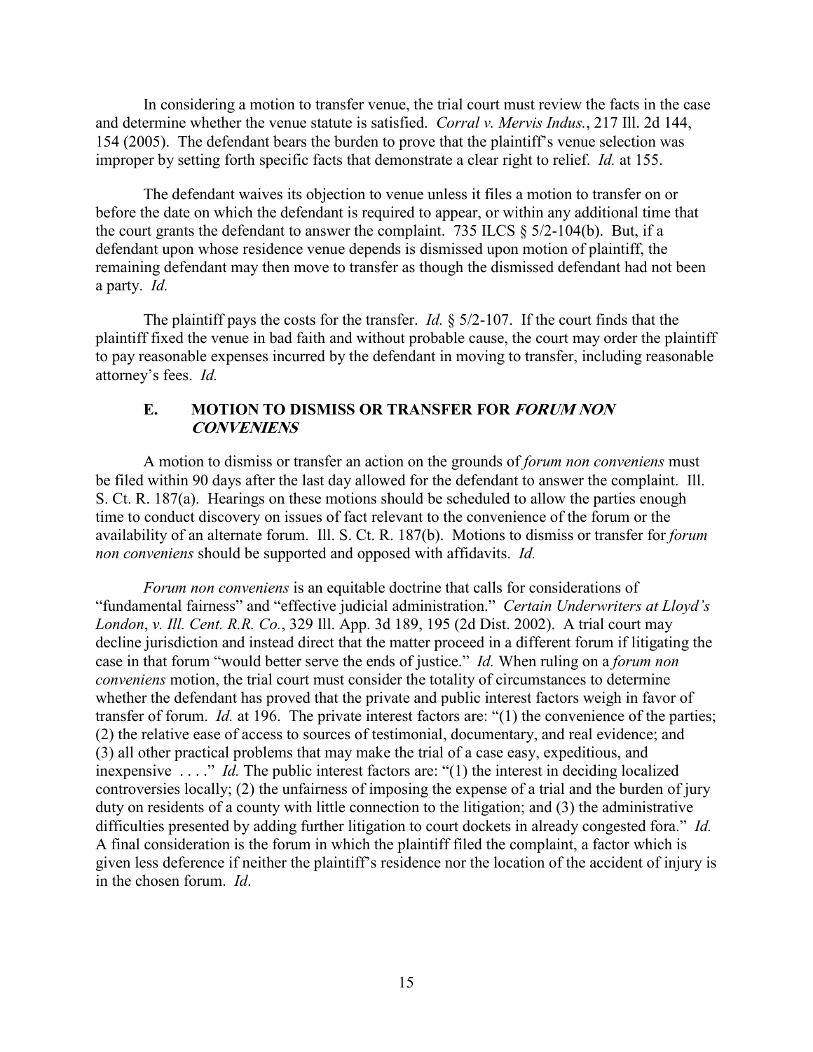In considering a motion to transfer venue, the trial court must review the facts in the case and determine whether the venue statute is satisfied. *Corral v. Mervis Indus.*, 217 Ill. 2d 144, 154 (2005). The defendant bears the burden to prove that the plaintiff's venue selection was improper by setting forth specific facts that demonstrate a clear right to relief. *Id.* at 155.

The defendant waives its objection to venue unless it files a motion to transfer on or before the date on which the defendant is required to appear, or within any additional time that the court grants the defendant to answer the complaint. 735 ILCS § 5/2-104(b). But, if a defendant upon whose residence venue depends is dismissed upon motion of plaintiff, the remaining defendant may then move to transfer as though the dismissed defendant had not been a party. *Id.*

The plaintiff pays the costs for the transfer. *Id.* § 5/2-107. If the court finds that the plaintiff fixed the venue in bad faith and without probable cause, the court may order the plaintiff to pay reasonable expenses incurred by the defendant in moving to transfer, including reasonable attorney's fees. *Id.*

### E. MOTION TO DISMISS OR TRANSFER FOR *FORUM NON CONVENIENS*

A motion to dismiss or transfer an action on the grounds of *forum non conveniens* must be filed within 90 days after the last day allowed for the defendant to answer the complaint. Ill. S. Ct. R. 187(a). Hearings on these motions should be scheduled to allow the parties enough time to conduct discovery on issues of fact relevant to the convenience of the forum or the availability of an alternate forum. Ill. S. Ct. R. 187(b). Motions to dismiss or transfer for *forum non conveniens* should be supported and opposed with affidavits. *Id.*

*Forum non conveniens* is an equitable doctrine that calls for considerations of "fundamental fairness" and "effective judicial administration." *Certain Underwriters at Lloyd's London*, *v. Ill. Cent. R.R. Co.*, 329 Ill. App. 3d 189, 195 (2d Dist. 2002). A trial court may decline jurisdiction and instead direct that the matter proceed in a different forum if litigating the case in that forum "would better serve the ends of justice." *Id.* When ruling on a *forum non conveniens* motion, the trial court must consider the totality of circumstances to determine whether the defendant has proved that the private and public interest factors weigh in favor of transfer of forum. *Id.* at 196. The private interest factors are: "(1) the convenience of the parties; (2) the relative ease of access to sources of testimonial, documentary, and real evidence; and (3) all other practical problems that may make the trial of a case easy, expeditious, and inexpensive . . . ." *Id.* The public interest factors are: "(1) the interest in deciding localized controversies locally; (2) the unfairness of imposing the expense of a trial and the burden of jury duty on residents of a county with little connection to the litigation; and (3) the administrative difficulties presented by adding further litigation to court dockets in already congested fora." *Id.* A final consideration is the forum in which the plaintiff filed the complaint, a factor which is given less deference if neither the plaintiff's residence nor the location of the accident of injury is in the chosen forum. *Id*.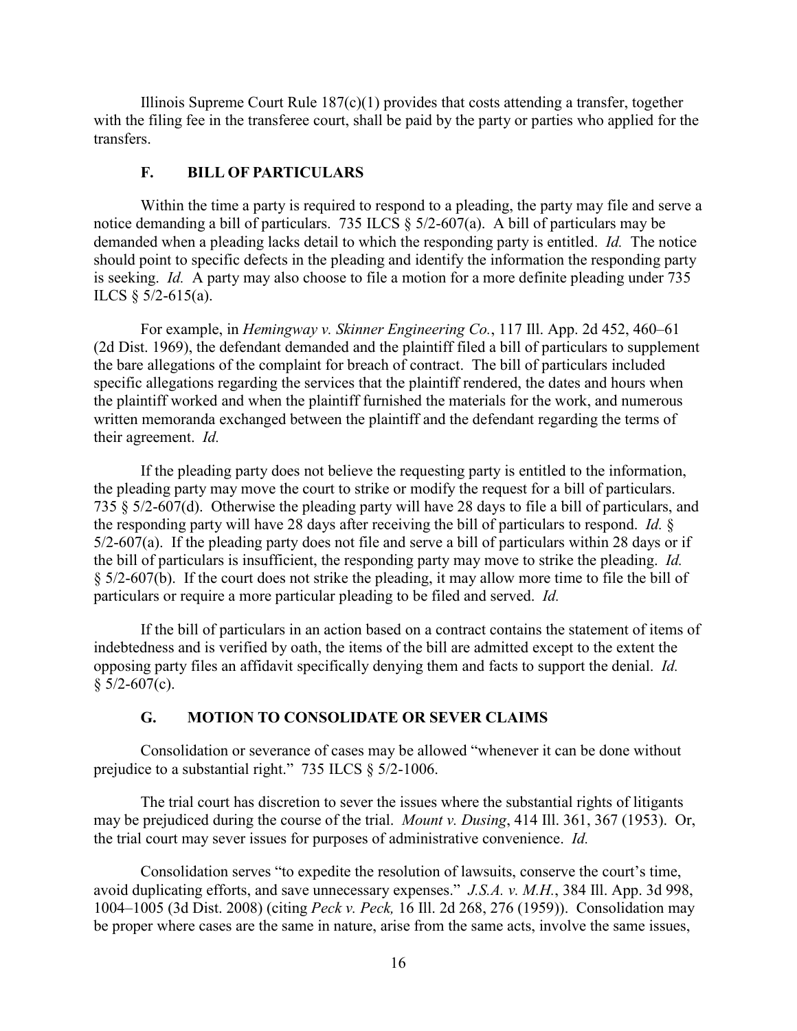Illinois Supreme Court Rule 187(c)(1) provides that costs attending a transfer, together with the filing fee in the transferee court, shall be paid by the party or parties who applied for the transfers.

### F. BILL OF PARTICULARS

Within the time a party is required to respond to a pleading, the party may file and serve a notice demanding a bill of particulars. 735 ILCS § 5/2-607(a). A bill of particulars may be demanded when a pleading lacks detail to which the responding party is entitled. *Id.* The notice should point to specific defects in the pleading and identify the information the responding party is seeking. *Id.* A party may also choose to file a motion for a more definite pleading under 735 ILCS § 5/2-615(a).

For example, in *Hemingway v. Skinner Engineering Co.*, 117 Ill. App. 2d 452, 460–61 (2d Dist. 1969), the defendant demanded and the plaintiff filed a bill of particulars to supplement the bare allegations of the complaint for breach of contract. The bill of particulars included specific allegations regarding the services that the plaintiff rendered, the dates and hours when the plaintiff worked and when the plaintiff furnished the materials for the work, and numerous written memoranda exchanged between the plaintiff and the defendant regarding the terms of their agreement. *Id.*

If the pleading party does not believe the requesting party is entitled to the information, the pleading party may move the court to strike or modify the request for a bill of particulars. 735 § 5/2-607(d). Otherwise the pleading party will have 28 days to file a bill of particulars, and the responding party will have 28 days after receiving the bill of particulars to respond. *Id.* § 5/2-607(a). If the pleading party does not file and serve a bill of particulars within 28 days or if the bill of particulars is insufficient, the responding party may move to strike the pleading. *Id.* § 5/2-607(b). If the court does not strike the pleading, it may allow more time to file the bill of particulars or require a more particular pleading to be filed and served. *Id.*

If the bill of particulars in an action based on a contract contains the statement of items of indebtedness and is verified by oath, the items of the bill are admitted except to the extent the opposing party files an affidavit specifically denying them and facts to support the denial. *Id.* § 5/2-607(c).

### G. MOTION TO CONSOLIDATE OR SEVER CLAIMS

Consolidation or severance of cases may be allowed "whenever it can be done without prejudice to a substantial right." 735 ILCS § 5/2-1006.

The trial court has discretion to sever the issues where the substantial rights of litigants may be prejudiced during the course of the trial. *Mount v. Dusing*, 414 Ill. 361, 367 (1953). Or, the trial court may sever issues for purposes of administrative convenience. *Id.*

Consolidation serves "to expedite the resolution of lawsuits, conserve the court's time, avoid duplicating efforts, and save unnecessary expenses." *J.S.A. v. M.H.*, 384 Ill. App. 3d 998, 1004–1005 (3d Dist. 2008) (citing *Peck v. Peck,* 16 Ill. 2d 268, 276 (1959)). Consolidation may be proper where cases are the same in nature, arise from the same acts, involve the same issues,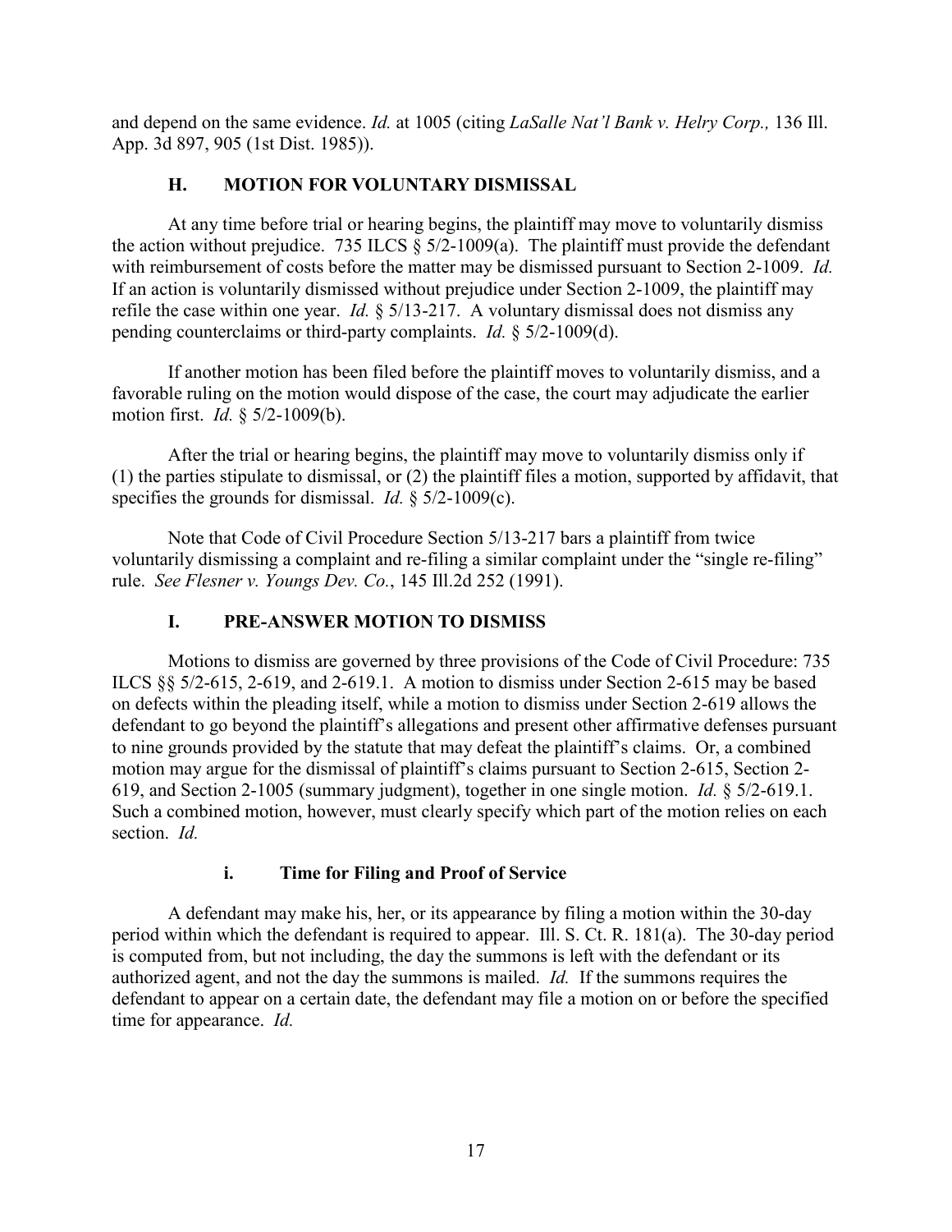and depend on the same evidence. *Id.* at 1005 (citing *LaSalle Nat'l Bank v. Helry Corp.,* 136 Ill. App. 3d 897, 905 (1st Dist. 1985)).

### H. MOTION FOR VOLUNTARY DISMISSAL

At any time before trial or hearing begins, the plaintiff may move to voluntarily dismiss the action without prejudice. 735 ILCS § 5/2-1009(a). The plaintiff must provide the defendant with reimbursement of costs before the matter may be dismissed pursuant to Section 2-1009. *Id.* If an action is voluntarily dismissed without prejudice under Section 2-1009, the plaintiff may refile the case within one year. *Id.* § 5/13-217. A voluntary dismissal does not dismiss any pending counterclaims or third-party complaints. *Id.* § 5/2-1009(d).

If another motion has been filed before the plaintiff moves to voluntarily dismiss, and a favorable ruling on the motion would dispose of the case, the court may adjudicate the earlier motion first. *Id.* § 5/2-1009(b).

After the trial or hearing begins, the plaintiff may move to voluntarily dismiss only if (1) the parties stipulate to dismissal, or (2) the plaintiff files a motion, supported by affidavit, that specifies the grounds for dismissal. *Id.* § 5/2-1009(c).

Note that Code of Civil Procedure Section 5/13-217 bars a plaintiff from twice voluntarily dismissing a complaint and re-filing a similar complaint under the "single re-filing" rule. *See Flesner v. Youngs Dev. Co.*, 145 Ill.2d 252 (1991).

### I. PRE-ANSWER MOTION TO DISMISS

Motions to dismiss are governed by three provisions of the Code of Civil Procedure: 735 ILCS §§ 5/2-615, 2-619, and 2-619.1. A motion to dismiss under Section 2-615 may be based on defects within the pleading itself, while a motion to dismiss under Section 2-619 allows the defendant to go beyond the plaintiff's allegations and present other affirmative defenses pursuant to nine grounds provided by the statute that may defeat the plaintiff's claims. Or, a combined motion may argue for the dismissal of plaintiff's claims pursuant to Section 2-615, Section 2-619, and Section 2-1005 (summary judgment), together in one single motion. *Id.* § 5/2-619.1. Such a combined motion, however, must clearly specify which part of the motion relies on each section. *Id.*

#### i. Time for Filing and Proof of Service

A defendant may make his, her, or its appearance by filing a motion within the 30-day period within which the defendant is required to appear. Ill. S. Ct. R. 181(a). The 30-day period is computed from, but not including, the day the summons is left with the defendant or its authorized agent, and not the day the summons is mailed. *Id.* If the summons requires the defendant to appear on a certain date, the defendant may file a motion on or before the specified time for appearance. *Id.*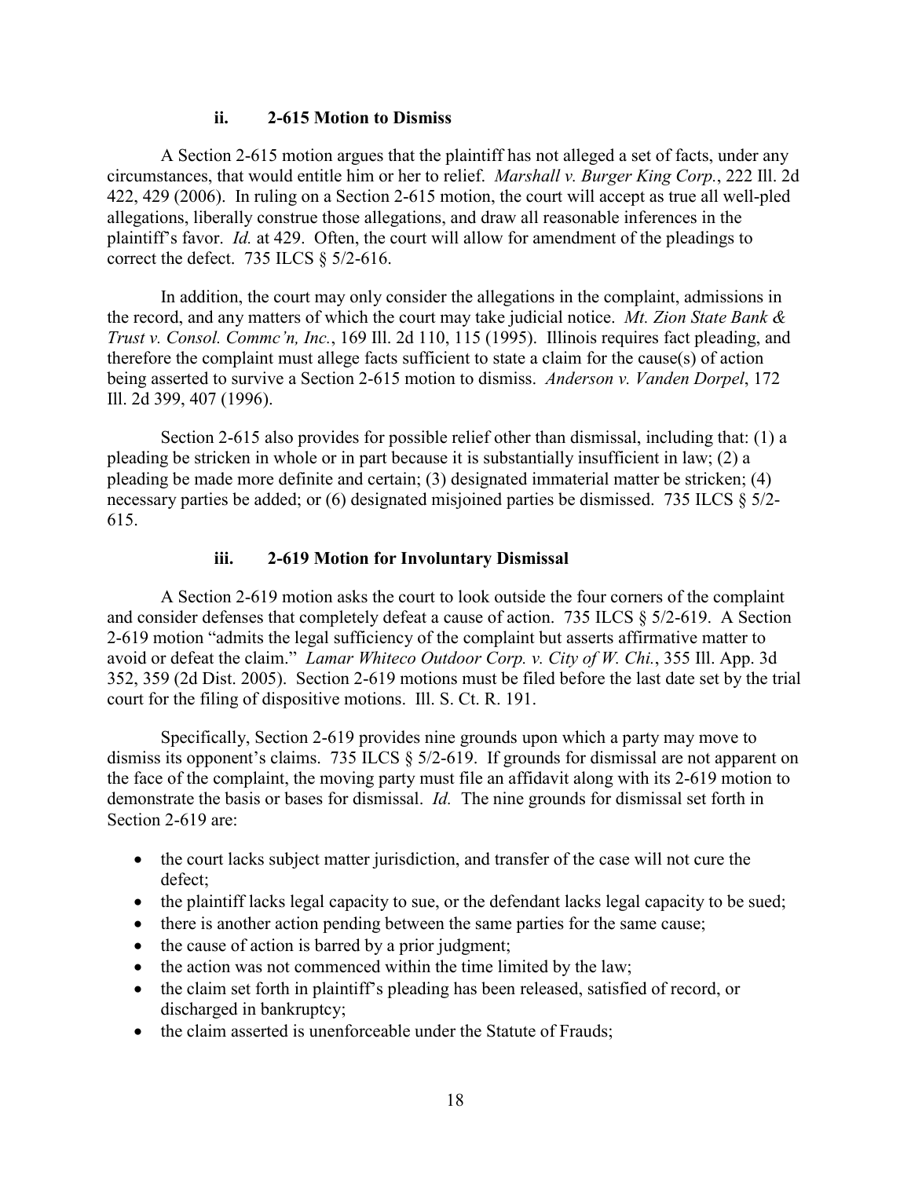### ii. 2-615 Motion to Dismiss

A Section 2-615 motion argues that the plaintiff has not alleged a set of facts, under any circumstances, that would entitle him or her to relief. *Marshall v. Burger King Corp.*, 222 Ill. 2d 422, 429 (2006). In ruling on a Section 2-615 motion, the court will accept as true all well-pled allegations, liberally construe those allegations, and draw all reasonable inferences in the plaintiff's favor. *Id.* at 429. Often, the court will allow for amendment of the pleadings to correct the defect. 735 ILCS § 5/2-616.

In addition, the court may only consider the allegations in the complaint, admissions in the record, and any matters of which the court may take judicial notice. *Mt. Zion State Bank & Trust v. Consol. Commc'n, Inc.*, 169 Ill. 2d 110, 115 (1995). Illinois requires fact pleading, and therefore the complaint must allege facts sufficient to state a claim for the cause(s) of action being asserted to survive a Section 2-615 motion to dismiss. *Anderson v. Vanden Dorpel*, 172 Ill. 2d 399, 407 (1996).

Section 2-615 also provides for possible relief other than dismissal, including that: (1) a pleading be stricken in whole or in part because it is substantially insufficient in law; (2) a pleading be made more definite and certain; (3) designated immaterial matter be stricken; (4) necessary parties be added; or (6) designated misjoined parties be dismissed. 735 ILCS § 5/2-615.

### iii. 2-619 Motion for Involuntary Dismissal

A Section 2-619 motion asks the court to look outside the four corners of the complaint and consider defenses that completely defeat a cause of action. 735 ILCS § 5/2-619. A Section 2-619 motion "admits the legal sufficiency of the complaint but asserts affirmative matter to avoid or defeat the claim." *Lamar Whiteco Outdoor Corp. v. City of W. Chi.*, 355 Ill. App. 3d 352, 359 (2d Dist. 2005). Section 2-619 motions must be filed before the last date set by the trial court for the filing of dispositive motions. Ill. S. Ct. R. 191.

Specifically, Section 2-619 provides nine grounds upon which a party may move to dismiss its opponent's claims. 735 ILCS § 5/2-619. If grounds for dismissal are not apparent on the face of the complaint, the moving party must file an affidavit along with its 2-619 motion to demonstrate the basis or bases for dismissal. *Id.* The nine grounds for dismissal set forth in Section 2-619 are:

- the court lacks subject matter jurisdiction, and transfer of the case will not cure the defect;
- the plaintiff lacks legal capacity to sue, or the defendant lacks legal capacity to be sued;
- there is another action pending between the same parties for the same cause;
- the cause of action is barred by a prior judgment;
- the action was not commenced within the time limited by the law;
- the claim set forth in plaintiff's pleading has been released, satisfied of record, or discharged in bankruptcy;
- the claim asserted is unenforceable under the Statute of Frauds;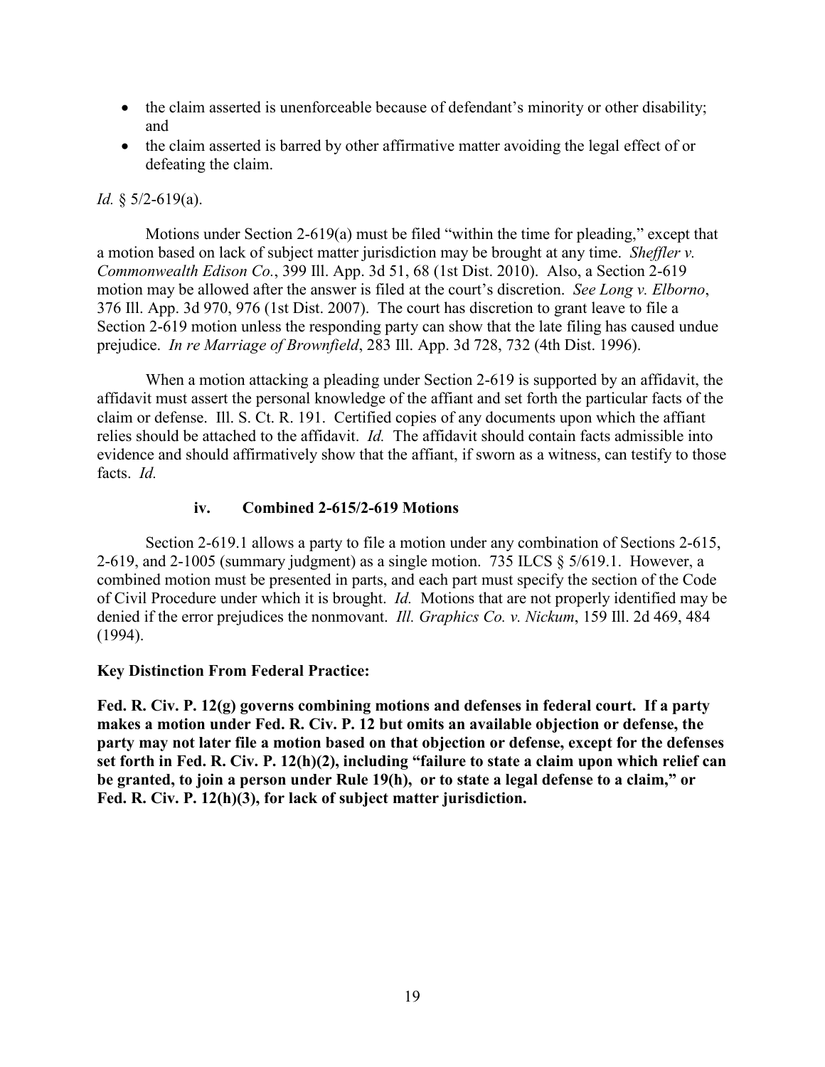- the claim asserted is unenforceable because of defendant's minority or other disability; and
- the claim asserted is barred by other affirmative matter avoiding the legal effect of or defeating the claim.

*Id.* § 5/2-619(a).

Motions under Section 2-619(a) must be filed "within the time for pleading," except that a motion based on lack of subject matter jurisdiction may be brought at any time. *Sheffler v. Commonwealth Edison Co.*, 399 Ill. App. 3d 51, 68 (1st Dist. 2010). Also, a Section 2-619 motion may be allowed after the answer is filed at the court's discretion. *See Long v. Elborno*, 376 Ill. App. 3d 970, 976 (1st Dist. 2007). The court has discretion to grant leave to file a Section 2-619 motion unless the responding party can show that the late filing has caused undue prejudice. *In re Marriage of Brownfield*, 283 Ill. App. 3d 728, 732 (4th Dist. 1996).

When a motion attacking a pleading under Section 2-619 is supported by an affidavit, the affidavit must assert the personal knowledge of the affiant and set forth the particular facts of the claim or defense. Ill. S. Ct. R. 191. Certified copies of any documents upon which the affiant relies should be attached to the affidavit. *Id.* The affidavit should contain facts admissible into evidence and should affirmatively show that the affiant, if sworn as a witness, can testify to those facts. *Id.*

#### iv. Combined 2-615/2-619 Motions

Section 2-619.1 allows a party to file a motion under any combination of Sections 2-615, 2-619, and 2-1005 (summary judgment) as a single motion. 735 ILCS § 5/619.1. However, a combined motion must be presented in parts, and each part must specify the section of the Code of Civil Procedure under which it is brought. *Id.* Motions that are not properly identified may be denied if the error prejudices the nonmovant. *Ill. Graphics Co. v. Nickum*, 159 Ill. 2d 469, 484 (1994).

**Key Distinction From Federal Practice:**

**Fed. R. Civ. P. 12(g) governs combining motions and defenses in federal court. If a party makes a motion under Fed. R. Civ. P. 12 but omits an available objection or defense, the party may not later file a motion based on that objection or defense, except for the defenses set forth in Fed. R. Civ. P. 12(h)(2), including "failure to state a claim upon which relief can be granted, to join a person under Rule 19(h), or to state a legal defense to a claim," or Fed. R. Civ. P. 12(h)(3), for lack of subject matter jurisdiction.**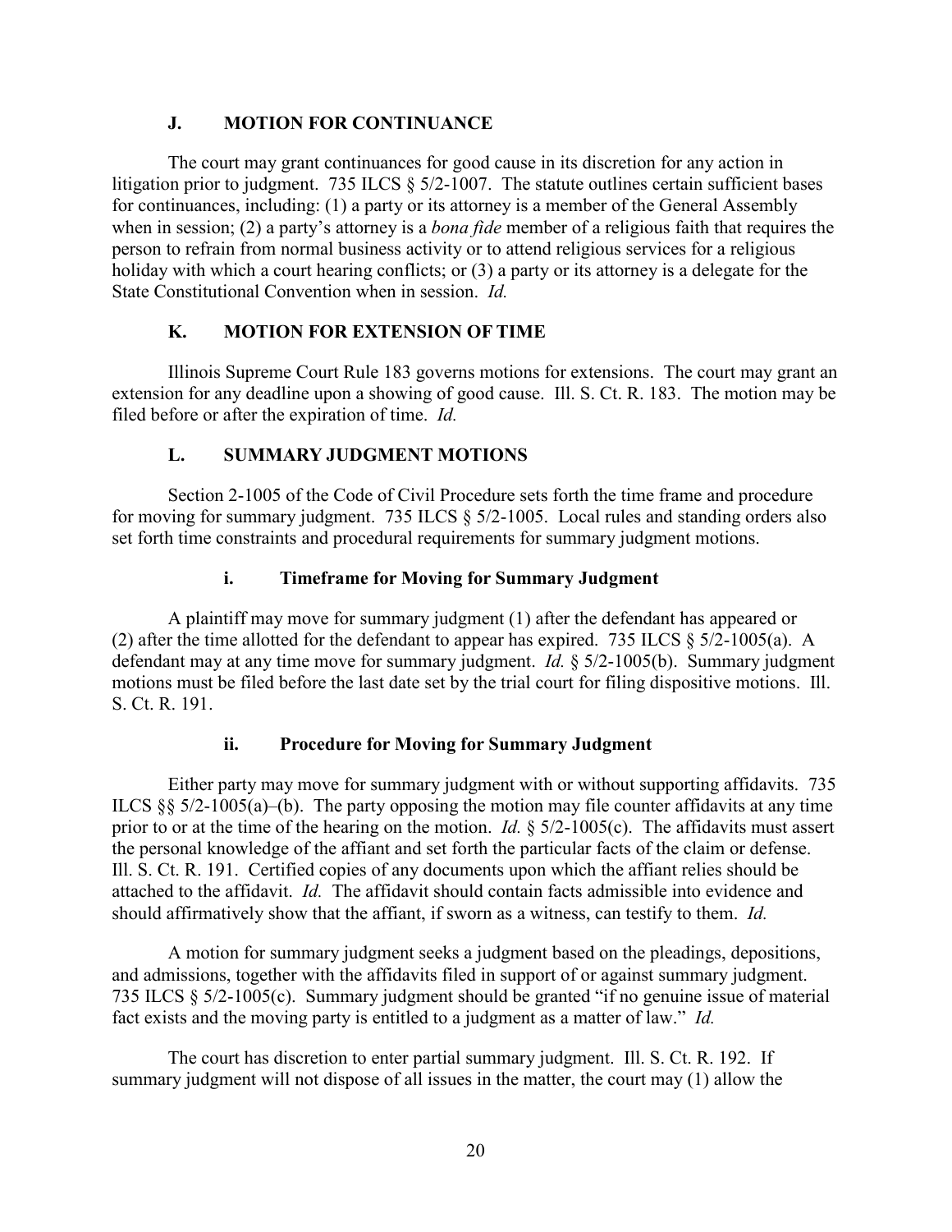### J. MOTION FOR CONTINUANCE

The court may grant continuances for good cause in its discretion for any action in litigation prior to judgment. 735 ILCS § 5/2-1007. The statute outlines certain sufficient bases for continuances, including: (1) a party or its attorney is a member of the General Assembly when in session; (2) a party's attorney is a *bona fide* member of a religious faith that requires the person to refrain from normal business activity or to attend religious services for a religious holiday with which a court hearing conflicts; or (3) a party or its attorney is a delegate for the State Constitutional Convention when in session. *Id.*

### K. MOTION FOR EXTENSION OF TIME

Illinois Supreme Court Rule 183 governs motions for extensions. The court may grant an extension for any deadline upon a showing of good cause. Ill. S. Ct. R. 183. The motion may be filed before or after the expiration of time. *Id.*

### L. SUMMARY JUDGMENT MOTIONS

Section 2-1005 of the Code of Civil Procedure sets forth the time frame and procedure for moving for summary judgment. 735 ILCS § 5/2-1005. Local rules and standing orders also set forth time constraints and procedural requirements for summary judgment motions.

#### i. Timeframe for Moving for Summary Judgment

A plaintiff may move for summary judgment (1) after the defendant has appeared or (2) after the time allotted for the defendant to appear has expired. 735 ILCS § 5/2-1005(a). A defendant may at any time move for summary judgment. *Id.* § 5/2-1005(b). Summary judgment motions must be filed before the last date set by the trial court for filing dispositive motions. Ill. S. Ct. R. 191.

#### ii. Procedure for Moving for Summary Judgment

Either party may move for summary judgment with or without supporting affidavits. 735 ILCS §§ 5/2-1005(a)–(b). The party opposing the motion may file counter affidavits at any time prior to or at the time of the hearing on the motion. *Id.* § 5/2-1005(c). The affidavits must assert the personal knowledge of the affiant and set forth the particular facts of the claim or defense. Ill. S. Ct. R. 191. Certified copies of any documents upon which the affiant relies should be attached to the affidavit. *Id.* The affidavit should contain facts admissible into evidence and should affirmatively show that the affiant, if sworn as a witness, can testify to them. *Id.*

A motion for summary judgment seeks a judgment based on the pleadings, depositions, and admissions, together with the affidavits filed in support of or against summary judgment. 735 ILCS § 5/2-1005(c). Summary judgment should be granted "if no genuine issue of material fact exists and the moving party is entitled to a judgment as a matter of law." *Id.*

The court has discretion to enter partial summary judgment. Ill. S. Ct. R. 192. If summary judgment will not dispose of all issues in the matter, the court may (1) allow the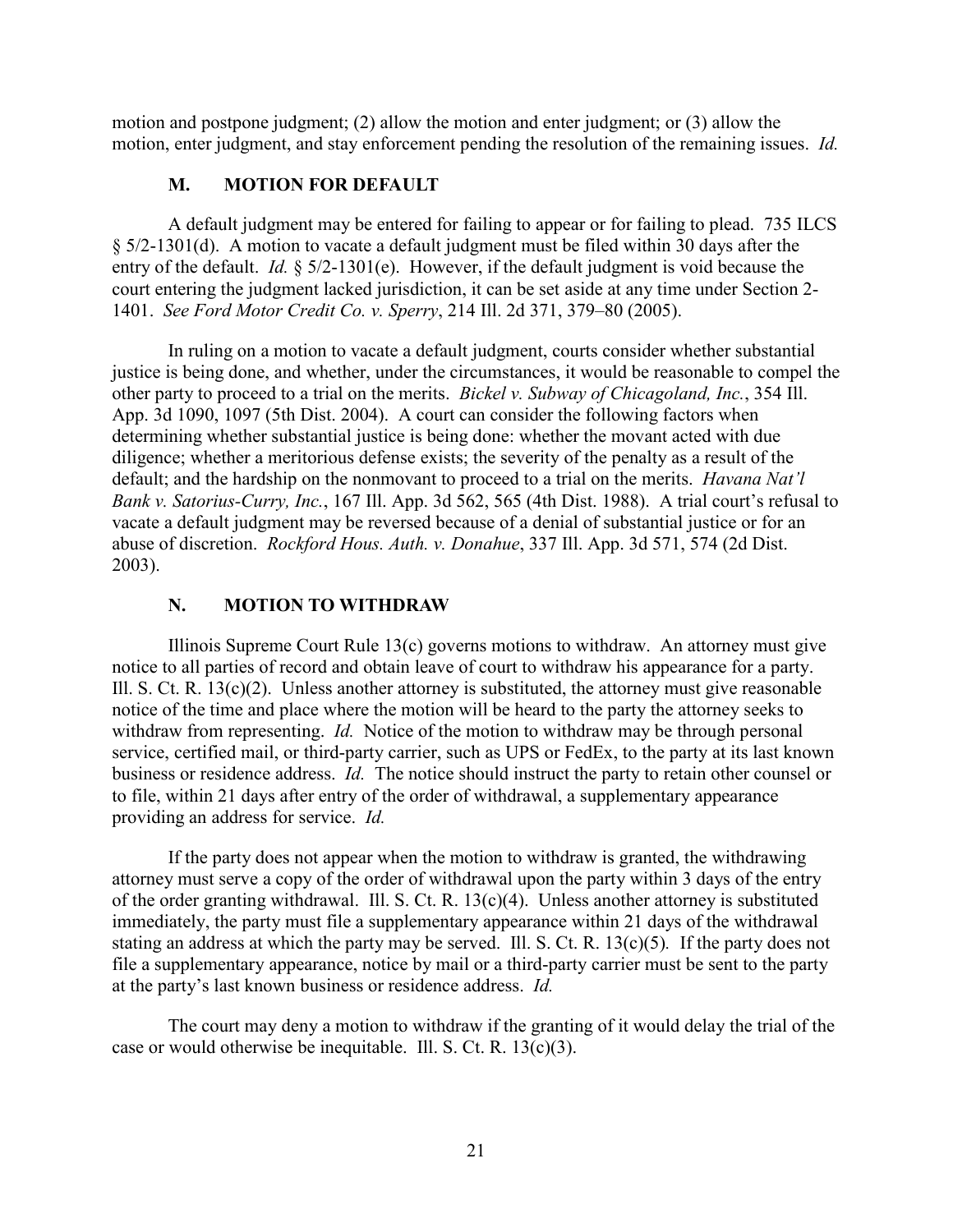motion and postpone judgment; (2) allow the motion and enter judgment; or (3) allow the motion, enter judgment, and stay enforcement pending the resolution of the remaining issues. *Id.*

### M. MOTION FOR DEFAULT

A default judgment may be entered for failing to appear or for failing to plead. 735 ILCS § 5/2-1301(d). A motion to vacate a default judgment must be filed within 30 days after the entry of the default. *Id.* § 5/2-1301(e). However, if the default judgment is void because the court entering the judgment lacked jurisdiction, it can be set aside at any time under Section 2-1401. *See Ford Motor Credit Co. v. Sperry*, 214 Ill. 2d 371, 379–80 (2005).

In ruling on a motion to vacate a default judgment, courts consider whether substantial justice is being done, and whether, under the circumstances, it would be reasonable to compel the other party to proceed to a trial on the merits. *Bickel v. Subway of Chicagoland, Inc.*, 354 Ill. App. 3d 1090, 1097 (5th Dist. 2004). A court can consider the following factors when determining whether substantial justice is being done: whether the movant acted with due diligence; whether a meritorious defense exists; the severity of the penalty as a result of the default; and the hardship on the nonmovant to proceed to a trial on the merits. *Havana Nat'l Bank v. Satorius-Curry, Inc.*, 167 Ill. App. 3d 562, 565 (4th Dist. 1988). A trial court's refusal to vacate a default judgment may be reversed because of a denial of substantial justice or for an abuse of discretion. *Rockford Hous. Auth. v. Donahue*, 337 Ill. App. 3d 571, 574 (2d Dist. 2003).

### N. MOTION TO WITHDRAW

Illinois Supreme Court Rule 13(c) governs motions to withdraw. An attorney must give notice to all parties of record and obtain leave of court to withdraw his appearance for a party. Ill. S. Ct. R. 13(c)(2). Unless another attorney is substituted, the attorney must give reasonable notice of the time and place where the motion will be heard to the party the attorney seeks to withdraw from representing. *Id.* Notice of the motion to withdraw may be through personal service, certified mail, or third-party carrier, such as UPS or FedEx, to the party at its last known business or residence address. *Id.* The notice should instruct the party to retain other counsel or to file, within 21 days after entry of the order of withdrawal, a supplementary appearance providing an address for service. *Id.*

If the party does not appear when the motion to withdraw is granted, the withdrawing attorney must serve a copy of the order of withdrawal upon the party within 3 days of the entry of the order granting withdrawal. Ill. S. Ct. R. 13(c)(4). Unless another attorney is substituted immediately, the party must file a supplementary appearance within 21 days of the withdrawal stating an address at which the party may be served. Ill. S. Ct. R. 13(c)(5). If the party does not file a supplementary appearance, notice by mail or a third-party carrier must be sent to the party at the party's last known business or residence address. *Id.*

The court may deny a motion to withdraw if the granting of it would delay the trial of the case or would otherwise be inequitable. Ill. S. Ct. R. 13(c)(3).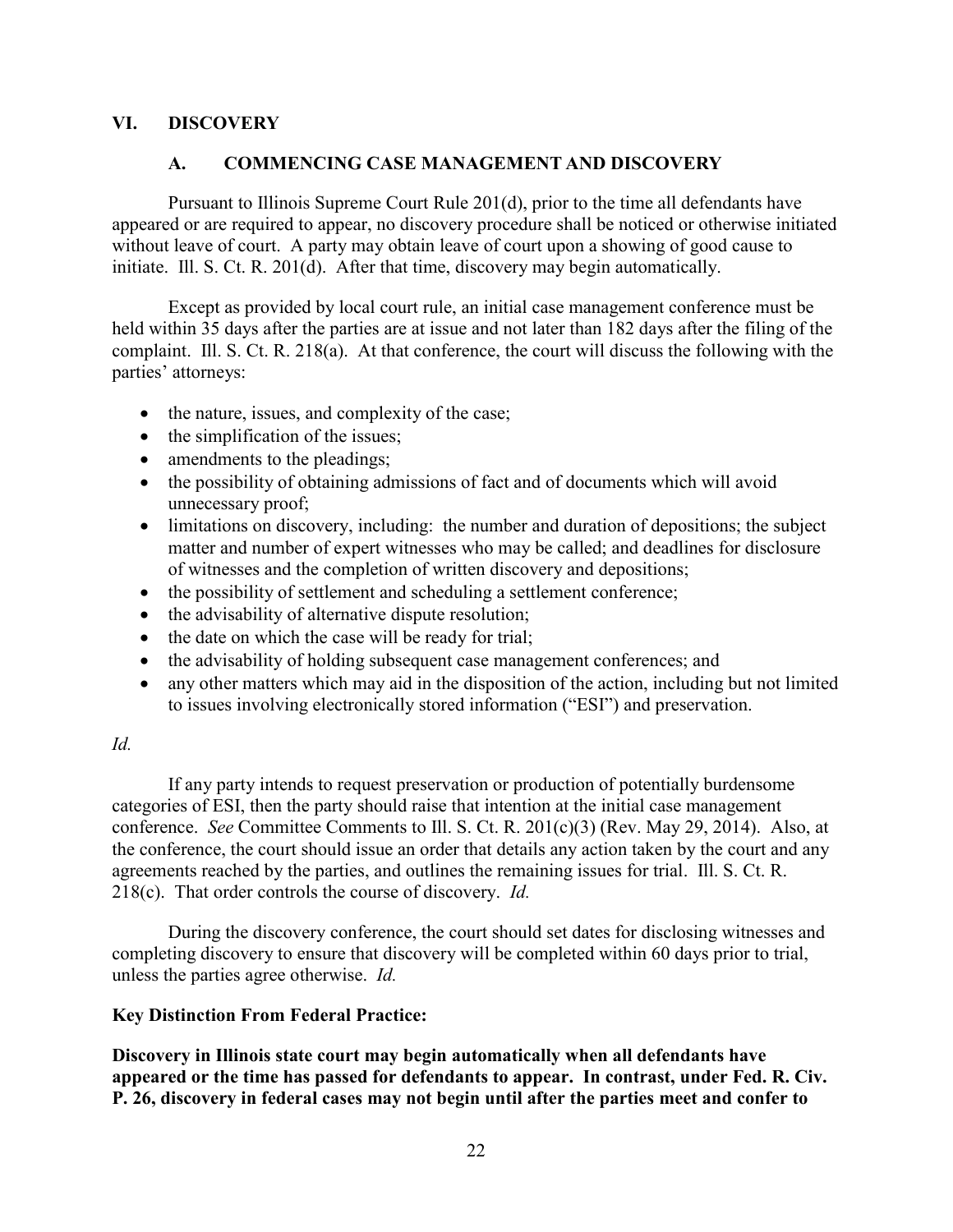## VI. DISCOVERY

### A. COMMENCING CASE MANAGEMENT AND DISCOVERY

Pursuant to Illinois Supreme Court Rule 201(d), prior to the time all defendants have appeared or are required to appear, no discovery procedure shall be noticed or otherwise initiated without leave of court. A party may obtain leave of court upon a showing of good cause to initiate. Ill. S. Ct. R. 201(d). After that time, discovery may begin automatically.

Except as provided by local court rule, an initial case management conference must be held within 35 days after the parties are at issue and not later than 182 days after the filing of the complaint. Ill. S. Ct. R. 218(a). At that conference, the court will discuss the following with the parties' attorneys:

- the nature, issues, and complexity of the case;
- the simplification of the issues;
- amendments to the pleadings;
- the possibility of obtaining admissions of fact and of documents which will avoid unnecessary proof;
- limitations on discovery, including: the number and duration of depositions; the subject matter and number of expert witnesses who may be called; and deadlines for disclosure of witnesses and the completion of written discovery and depositions;
- the possibility of settlement and scheduling a settlement conference;
- the advisability of alternative dispute resolution;
- the date on which the case will be ready for trial;
- the advisability of holding subsequent case management conferences; and
- any other matters which may aid in the disposition of the action, including but not limited to issues involving electronically stored information ("ESI") and preservation.

*Id.*

If any party intends to request preservation or production of potentially burdensome categories of ESI, then the party should raise that intention at the initial case management conference. *See* Committee Comments to Ill. S. Ct. R. 201(c)(3) (Rev. May 29, 2014). Also, at the conference, the court should issue an order that details any action taken by the court and any agreements reached by the parties, and outlines the remaining issues for trial. Ill. S. Ct. R. 218(c). That order controls the course of discovery. *Id.*

During the discovery conference, the court should set dates for disclosing witnesses and completing discovery to ensure that discovery will be completed within 60 days prior to trial, unless the parties agree otherwise. *Id.*

**Key Distinction From Federal Practice:**

**Discovery in Illinois state court may begin automatically when all defendants have appeared or the time has passed for defendants to appear. In contrast, under Fed. R. Civ. P. 26, discovery in federal cases may not begin until after the parties meet and confer to**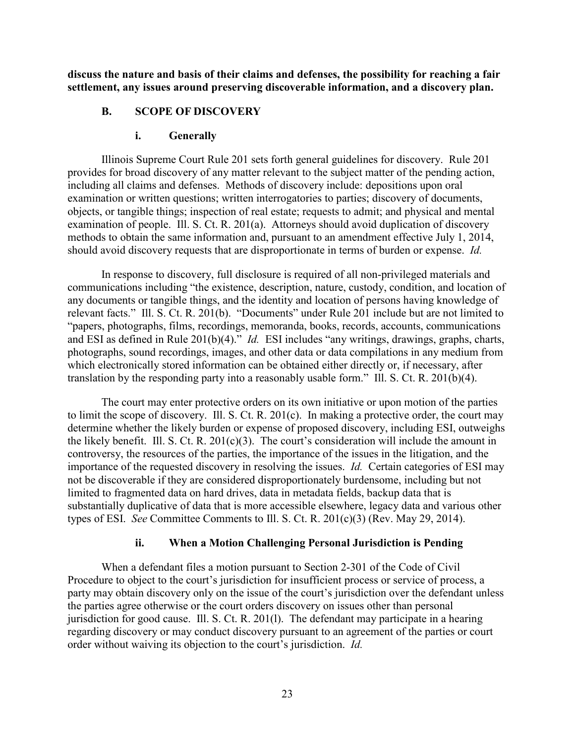**discuss the nature and basis of their claims and defenses, the possibility for reaching a fair settlement, any issues around preserving discoverable information, and a discovery plan.**

## B. SCOPE OF DISCOVERY

### i. Generally

Illinois Supreme Court Rule 201 sets forth general guidelines for discovery. Rule 201 provides for broad discovery of any matter relevant to the subject matter of the pending action, including all claims and defenses. Methods of discovery include: depositions upon oral examination or written questions; written interrogatories to parties; discovery of documents, objects, or tangible things; inspection of real estate; requests to admit; and physical and mental examination of people. Ill. S. Ct. R. 201(a). Attorneys should avoid duplication of discovery methods to obtain the same information and, pursuant to an amendment effective July 1, 2014, should avoid discovery requests that are disproportionate in terms of burden or expense. *Id.*

In response to discovery, full disclosure is required of all non-privileged materials and communications including "the existence, description, nature, custody, condition, and location of any documents or tangible things, and the identity and location of persons having knowledge of relevant facts." Ill. S. Ct. R. 201(b). "Documents" under Rule 201 include but are not limited to "papers, photographs, films, recordings, memoranda, books, records, accounts, communications and ESI as defined in Rule 201(b)(4)." *Id.* ESI includes "any writings, drawings, graphs, charts, photographs, sound recordings, images, and other data or data compilations in any medium from which electronically stored information can be obtained either directly or, if necessary, after translation by the responding party into a reasonably usable form." Ill. S. Ct. R. 201(b)(4).

The court may enter protective orders on its own initiative or upon motion of the parties to limit the scope of discovery. Ill. S. Ct. R. 201(c). In making a protective order, the court may determine whether the likely burden or expense of proposed discovery, including ESI, outweighs the likely benefit. Ill. S. Ct. R. 201(c)(3). The court's consideration will include the amount in controversy, the resources of the parties, the importance of the issues in the litigation, and the importance of the requested discovery in resolving the issues. *Id.* Certain categories of ESI may not be discoverable if they are considered disproportionately burdensome, including but not limited to fragmented data on hard drives, data in metadata fields, backup data that is substantially duplicative of data that is more accessible elsewhere, legacy data and various other types of ESI. *See* Committee Comments to Ill. S. Ct. R. 201(c)(3) (Rev. May 29, 2014).

### ii. When a Motion Challenging Personal Jurisdiction is Pending

When a defendant files a motion pursuant to Section 2-301 of the Code of Civil Procedure to object to the court's jurisdiction for insufficient process or service of process, a party may obtain discovery only on the issue of the court's jurisdiction over the defendant unless the parties agree otherwise or the court orders discovery on issues other than personal jurisdiction for good cause. Ill. S. Ct. R. 201(l). The defendant may participate in a hearing regarding discovery or may conduct discovery pursuant to an agreement of the parties or court order without waiving its objection to the court's jurisdiction. *Id.*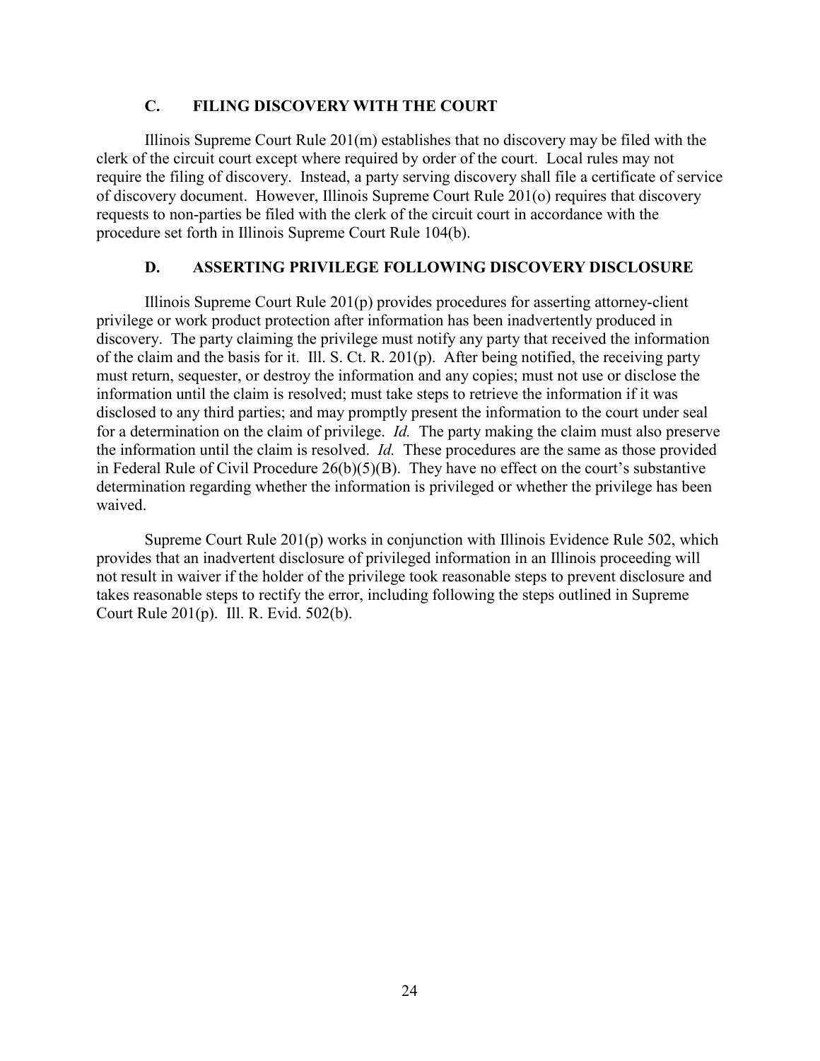### C. FILING DISCOVERY WITH THE COURT

Illinois Supreme Court Rule 201(m) establishes that no discovery may be filed with the clerk of the circuit court except where required by order of the court. Local rules may not require the filing of discovery. Instead, a party serving discovery shall file a certificate of service of discovery document. However, Illinois Supreme Court Rule 201(o) requires that discovery requests to non-parties be filed with the clerk of the circuit court in accordance with the procedure set forth in Illinois Supreme Court Rule 104(b).

### D. ASSERTING PRIVILEGE FOLLOWING DISCOVERY DISCLOSURE

Illinois Supreme Court Rule 201(p) provides procedures for asserting attorney-client privilege or work product protection after information has been inadvertently produced in discovery. The party claiming the privilege must notify any party that received the information of the claim and the basis for it. Ill. S. Ct. R. 201(p). After being notified, the receiving party must return, sequester, or destroy the information and any copies; must not use or disclose the information until the claim is resolved; must take steps to retrieve the information if it was disclosed to any third parties; and may promptly present the information to the court under seal for a determination on the claim of privilege. *Id.* The party making the claim must also preserve the information until the claim is resolved. *Id.* These procedures are the same as those provided in Federal Rule of Civil Procedure 26(b)(5)(B). They have no effect on the court's substantive determination regarding whether the information is privileged or whether the privilege has been waived.

Supreme Court Rule 201(p) works in conjunction with Illinois Evidence Rule 502, which provides that an inadvertent disclosure of privileged information in an Illinois proceeding will not result in waiver if the holder of the privilege took reasonable steps to prevent disclosure and takes reasonable steps to rectify the error, including following the steps outlined in Supreme Court Rule 201(p). Ill. R. Evid. 502(b).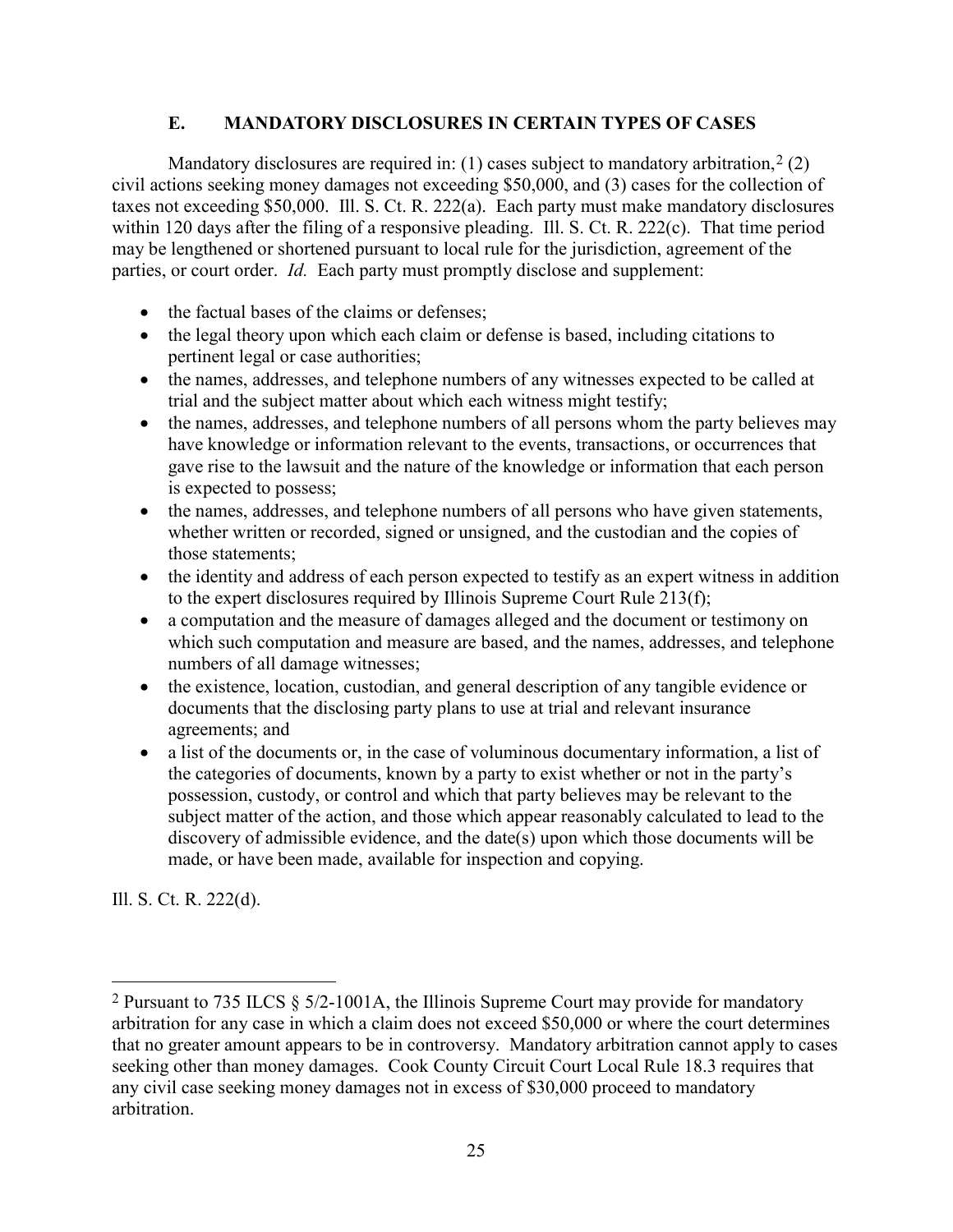### E. MANDATORY DISCLOSURES IN CERTAIN TYPES OF CASES

Mandatory disclosures are required in: (1) cases subject to mandatory arbitration,[2] (2) civil actions seeking money damages not exceeding $50,000, and (3) cases for the collection of taxes not exceeding $50,000. Ill. S. Ct. R. 222(a). Each party must make mandatory disclosures within 120 days after the filing of a responsive pleading. Ill. S. Ct. R. 222(c). That time period may be lengthened or shortened pursuant to local rule for the jurisdiction, agreement of the parties, or court order. *Id.* Each party must promptly disclose and supplement:

- the factual bases of the claims or defenses;
- the legal theory upon which each claim or defense is based, including citations to pertinent legal or case authorities;
- the names, addresses, and telephone numbers of any witnesses expected to be called at trial and the subject matter about which each witness might testify;
- the names, addresses, and telephone numbers of all persons whom the party believes may have knowledge or information relevant to the events, transactions, or occurrences that gave rise to the lawsuit and the nature of the knowledge or information that each person is expected to possess;
- the names, addresses, and telephone numbers of all persons who have given statements, whether written or recorded, signed or unsigned, and the custodian and the copies of those statements;
- the identity and address of each person expected to testify as an expert witness in addition to the expert disclosures required by Illinois Supreme Court Rule 213(f);
- a computation and the measure of damages alleged and the document or testimony on which such computation and measure are based, and the names, addresses, and telephone numbers of all damage witnesses;
- the existence, location, custodian, and general description of any tangible evidence or documents that the disclosing party plans to use at trial and relevant insurance agreements; and
- a list of the documents or, in the case of voluminous documentary information, a list of the categories of documents, known by a party to exist whether or not in the party's possession, custody, or control and which that party believes may be relevant to the subject matter of the action, and those which appear reasonably calculated to lead to the discovery of admissible evidence, and the date(s) upon which those documents will be made, or have been made, available for inspection and copying.

Ill. S. Ct. R. 222(d).

---

[2] Pursuant to 735 ILCS § 5/2-1001A, the Illinois Supreme Court may provide for mandatory arbitration for any case in which a claim does not exceed $50,000 or where the court determines that no greater amount appears to be in controversy. Mandatory arbitration cannot apply to cases seeking other than money damages. Cook County Circuit Court Local Rule 18.3 requires that any civil case seeking money damages not in excess of $30,000 proceed to mandatory arbitration.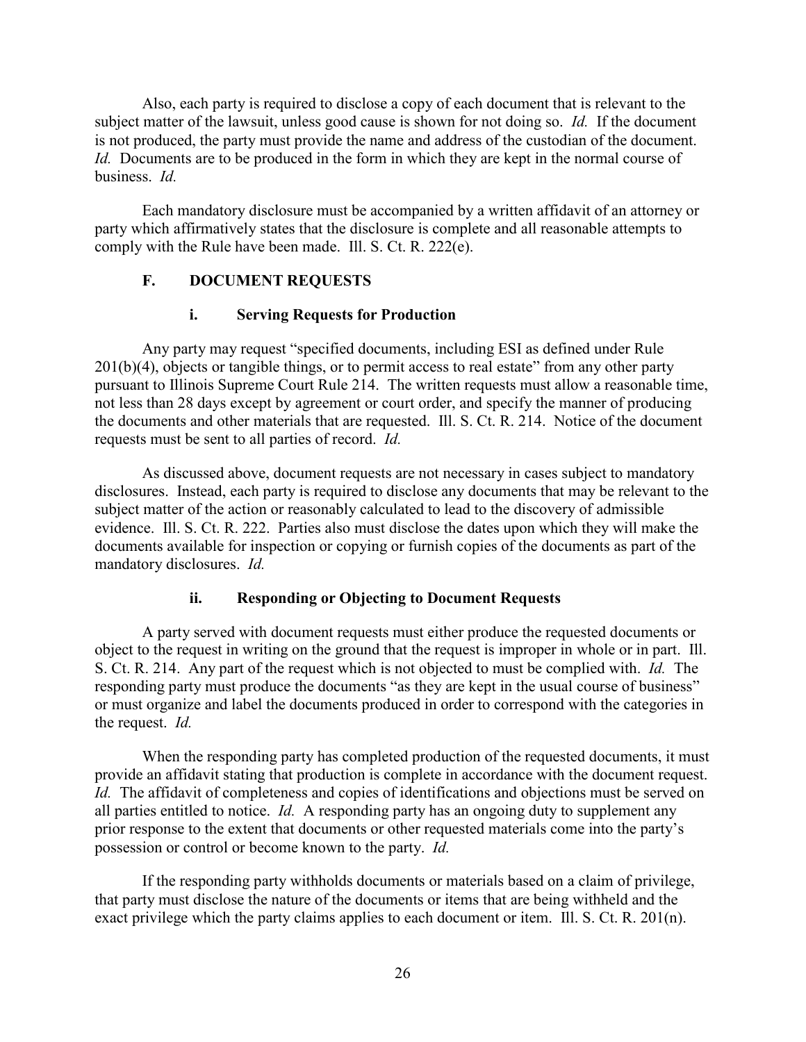Also, each party is required to disclose a copy of each document that is relevant to the subject matter of the lawsuit, unless good cause is shown for not doing so. *Id.* If the document is not produced, the party must provide the name and address of the custodian of the document. *Id.* Documents are to be produced in the form in which they are kept in the normal course of business. *Id.*

Each mandatory disclosure must be accompanied by a written affidavit of an attorney or party which affirmatively states that the disclosure is complete and all reasonable attempts to comply with the Rule have been made. Ill. S. Ct. R. 222(e).

### F. DOCUMENT REQUESTS

#### i. Serving Requests for Production

Any party may request "specified documents, including ESI as defined under Rule 201(b)(4), objects or tangible things, or to permit access to real estate" from any other party pursuant to Illinois Supreme Court Rule 214. The written requests must allow a reasonable time, not less than 28 days except by agreement or court order, and specify the manner of producing the documents and other materials that are requested. Ill. S. Ct. R. 214. Notice of the document requests must be sent to all parties of record. *Id.*

As discussed above, document requests are not necessary in cases subject to mandatory disclosures. Instead, each party is required to disclose any documents that may be relevant to the subject matter of the action or reasonably calculated to lead to the discovery of admissible evidence. Ill. S. Ct. R. 222. Parties also must disclose the dates upon which they will make the documents available for inspection or copying or furnish copies of the documents as part of the mandatory disclosures. *Id.*

#### ii. Responding or Objecting to Document Requests

A party served with document requests must either produce the requested documents or object to the request in writing on the ground that the request is improper in whole or in part. Ill. S. Ct. R. 214. Any part of the request which is not objected to must be complied with. *Id.* The responding party must produce the documents "as they are kept in the usual course of business" or must organize and label the documents produced in order to correspond with the categories in the request. *Id.*

When the responding party has completed production of the requested documents, it must provide an affidavit stating that production is complete in accordance with the document request. *Id.* The affidavit of completeness and copies of identifications and objections must be served on all parties entitled to notice. *Id.* A responding party has an ongoing duty to supplement any prior response to the extent that documents or other requested materials come into the party's possession or control or become known to the party. *Id.*

If the responding party withholds documents or materials based on a claim of privilege, that party must disclose the nature of the documents or items that are being withheld and the exact privilege which the party claims applies to each document or item. Ill. S. Ct. R. 201(n).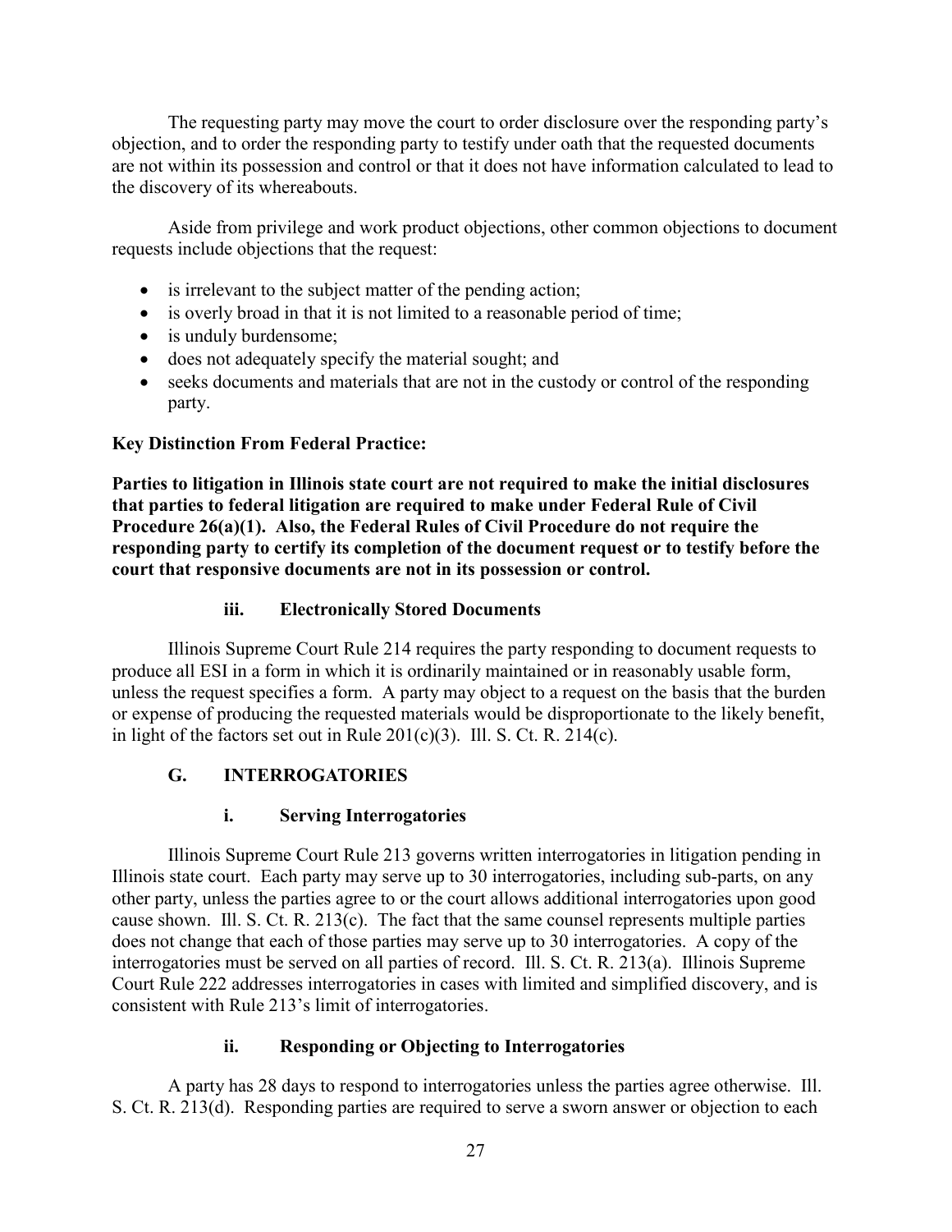The requesting party may move the court to order disclosure over the responding party's objection, and to order the responding party to testify under oath that the requested documents are not within its possession and control or that it does not have information calculated to lead to the discovery of its whereabouts.

Aside from privilege and work product objections, other common objections to document requests include objections that the request:

- is irrelevant to the subject matter of the pending action;
- is overly broad in that it is not limited to a reasonable period of time;
- is unduly burdensome;
- does not adequately specify the material sought; and
- seeks documents and materials that are not in the custody or control of the responding party.

**Key Distinction From Federal Practice:**

**Parties to litigation in Illinois state court are not required to make the initial disclosures that parties to federal litigation are required to make under Federal Rule of Civil Procedure 26(a)(1). Also, the Federal Rules of Civil Procedure do not require the responding party to certify its completion of the document request or to testify before the court that responsive documents are not in its possession or control.**

#### iii. Electronically Stored Documents

Illinois Supreme Court Rule 214 requires the party responding to document requests to produce all ESI in a form in which it is ordinarily maintained or in reasonably usable form, unless the request specifies a form. A party may object to a request on the basis that the burden or expense of producing the requested materials would be disproportionate to the likely benefit, in light of the factors set out in Rule 201(c)(3). Ill. S. Ct. R. 214(c).

### G. INTERROGATORIES

#### i. Serving Interrogatories

Illinois Supreme Court Rule 213 governs written interrogatories in litigation pending in Illinois state court. Each party may serve up to 30 interrogatories, including sub-parts, on any other party, unless the parties agree to or the court allows additional interrogatories upon good cause shown. Ill. S. Ct. R. 213(c). The fact that the same counsel represents multiple parties does not change that each of those parties may serve up to 30 interrogatories. A copy of the interrogatories must be served on all parties of record. Ill. S. Ct. R. 213(a). Illinois Supreme Court Rule 222 addresses interrogatories in cases with limited and simplified discovery, and is consistent with Rule 213's limit of interrogatories.

#### ii. Responding or Objecting to Interrogatories

A party has 28 days to respond to interrogatories unless the parties agree otherwise. Ill. S. Ct. R. 213(d). Responding parties are required to serve a sworn answer or objection to each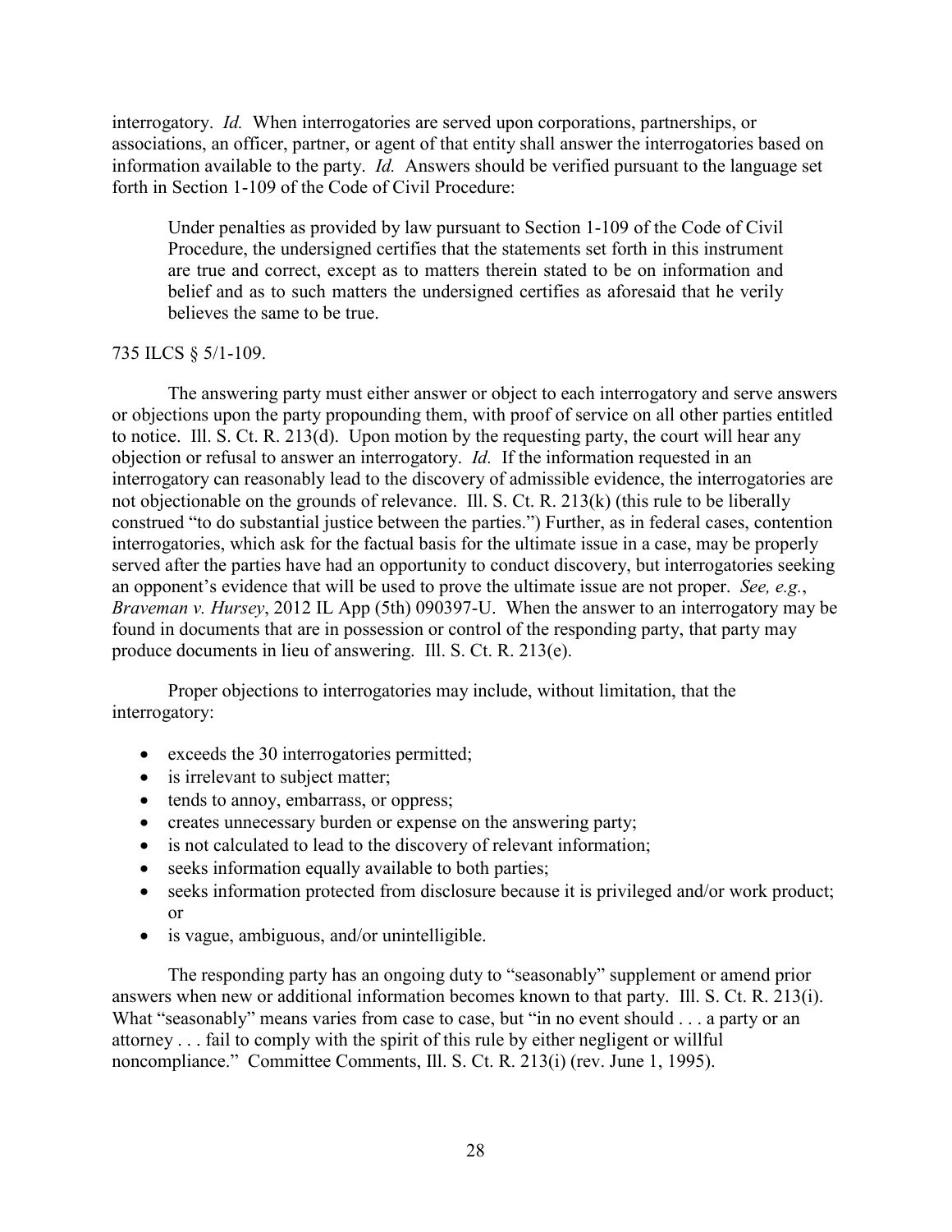interrogatory. *Id.* When interrogatories are served upon corporations, partnerships, or associations, an officer, partner, or agent of that entity shall answer the interrogatories based on information available to the party. *Id.* Answers should be verified pursuant to the language set forth in Section 1-109 of the Code of Civil Procedure:

> Under penalties as provided by law pursuant to Section 1-109 of the Code of Civil Procedure, the undersigned certifies that the statements set forth in this instrument are true and correct, except as to matters therein stated to be on information and belief and as to such matters the undersigned certifies as aforesaid that he verily believes the same to be true.

735 ILCS § 5/1-109.

The answering party must either answer or object to each interrogatory and serve answers or objections upon the party propounding them, with proof of service on all other parties entitled to notice. Ill. S. Ct. R. 213(d). Upon motion by the requesting party, the court will hear any objection or refusal to answer an interrogatory. *Id.* If the information requested in an interrogatory can reasonably lead to the discovery of admissible evidence, the interrogatories are not objectionable on the grounds of relevance. Ill. S. Ct. R. 213(k) (this rule to be liberally construed "to do substantial justice between the parties.") Further, as in federal cases, contention interrogatories, which ask for the factual basis for the ultimate issue in a case, may be properly served after the parties have had an opportunity to conduct discovery, but interrogatories seeking an opponent's evidence that will be used to prove the ultimate issue are not proper. *See, e.g.*, *Braveman v. Hursey*, 2012 IL App (5th) 090397-U. When the answer to an interrogatory may be found in documents that are in possession or control of the responding party, that party may produce documents in lieu of answering. Ill. S. Ct. R. 213(e).

Proper objections to interrogatories may include, without limitation, that the interrogatory:

- exceeds the 30 interrogatories permitted;
- is irrelevant to subject matter;
- tends to annoy, embarrass, or oppress;
- creates unnecessary burden or expense on the answering party;
- is not calculated to lead to the discovery of relevant information;
- seeks information equally available to both parties;
- seeks information protected from disclosure because it is privileged and/or work product; or
- is vague, ambiguous, and/or unintelligible.

The responding party has an ongoing duty to "seasonably" supplement or amend prior answers when new or additional information becomes known to that party. Ill. S. Ct. R. 213(i). What "seasonably" means varies from case to case, but "in no event should . . . a party or an attorney . . . fail to comply with the spirit of this rule by either negligent or willful noncompliance." Committee Comments, Ill. S. Ct. R. 213(i) (rev. June 1, 1995).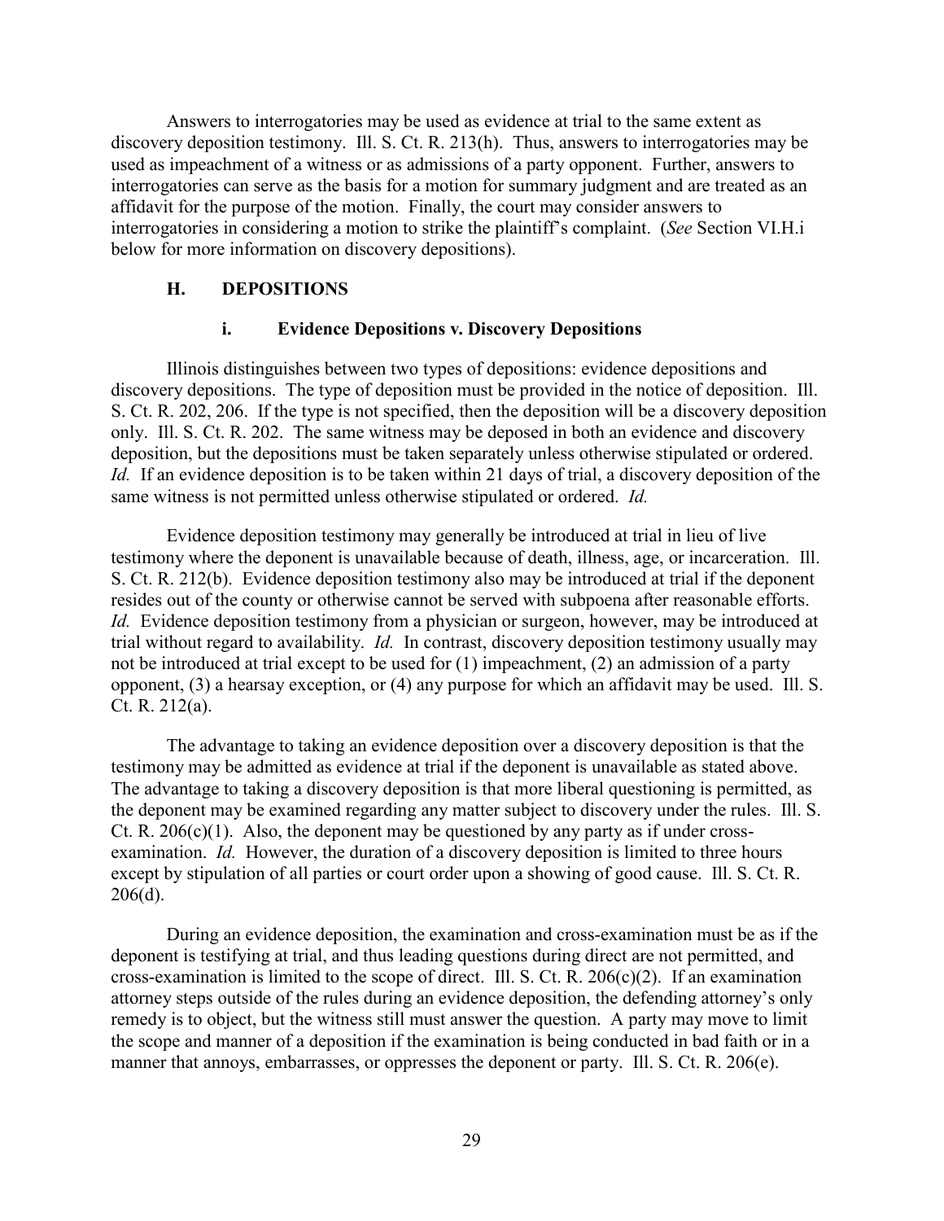Answers to interrogatories may be used as evidence at trial to the same extent as discovery deposition testimony. Ill. S. Ct. R. 213(h). Thus, answers to interrogatories may be used as impeachment of a witness or as admissions of a party opponent. Further, answers to interrogatories can serve as the basis for a motion for summary judgment and are treated as an affidavit for the purpose of the motion. Finally, the court may consider answers to interrogatories in considering a motion to strike the plaintiff's complaint. (*See* Section VI.H.i below for more information on discovery depositions).

## H. DEPOSITIONS

### i. Evidence Depositions v. Discovery Depositions

Illinois distinguishes between two types of depositions: evidence depositions and discovery depositions. The type of deposition must be provided in the notice of deposition. Ill. S. Ct. R. 202, 206. If the type is not specified, then the deposition will be a discovery deposition only. Ill. S. Ct. R. 202. The same witness may be deposed in both an evidence and discovery deposition, but the depositions must be taken separately unless otherwise stipulated or ordered. *Id.* If an evidence deposition is to be taken within 21 days of trial, a discovery deposition of the same witness is not permitted unless otherwise stipulated or ordered. *Id.*

Evidence deposition testimony may generally be introduced at trial in lieu of live testimony where the deponent is unavailable because of death, illness, age, or incarceration. Ill. S. Ct. R. 212(b). Evidence deposition testimony also may be introduced at trial if the deponent resides out of the county or otherwise cannot be served with subpoena after reasonable efforts. *Id.* Evidence deposition testimony from a physician or surgeon, however, may be introduced at trial without regard to availability. *Id.* In contrast, discovery deposition testimony usually may not be introduced at trial except to be used for (1) impeachment, (2) an admission of a party opponent, (3) a hearsay exception, or (4) any purpose for which an affidavit may be used. Ill. S. Ct. R. 212(a).

The advantage to taking an evidence deposition over a discovery deposition is that the testimony may be admitted as evidence at trial if the deponent is unavailable as stated above. The advantage to taking a discovery deposition is that more liberal questioning is permitted, as the deponent may be examined regarding any matter subject to discovery under the rules. Ill. S. Ct. R. 206(c)(1). Also, the deponent may be questioned by any party as if under cross-examination. *Id.* However, the duration of a discovery deposition is limited to three hours except by stipulation of all parties or court order upon a showing of good cause. Ill. S. Ct. R. 206(d).

During an evidence deposition, the examination and cross-examination must be as if the deponent is testifying at trial, and thus leading questions during direct are not permitted, and cross-examination is limited to the scope of direct. Ill. S. Ct. R. 206(c)(2). If an examination attorney steps outside of the rules during an evidence deposition, the defending attorney's only remedy is to object, but the witness still must answer the question. A party may move to limit the scope and manner of a deposition if the examination is being conducted in bad faith or in a manner that annoys, embarrasses, or oppresses the deponent or party. Ill. S. Ct. R. 206(e).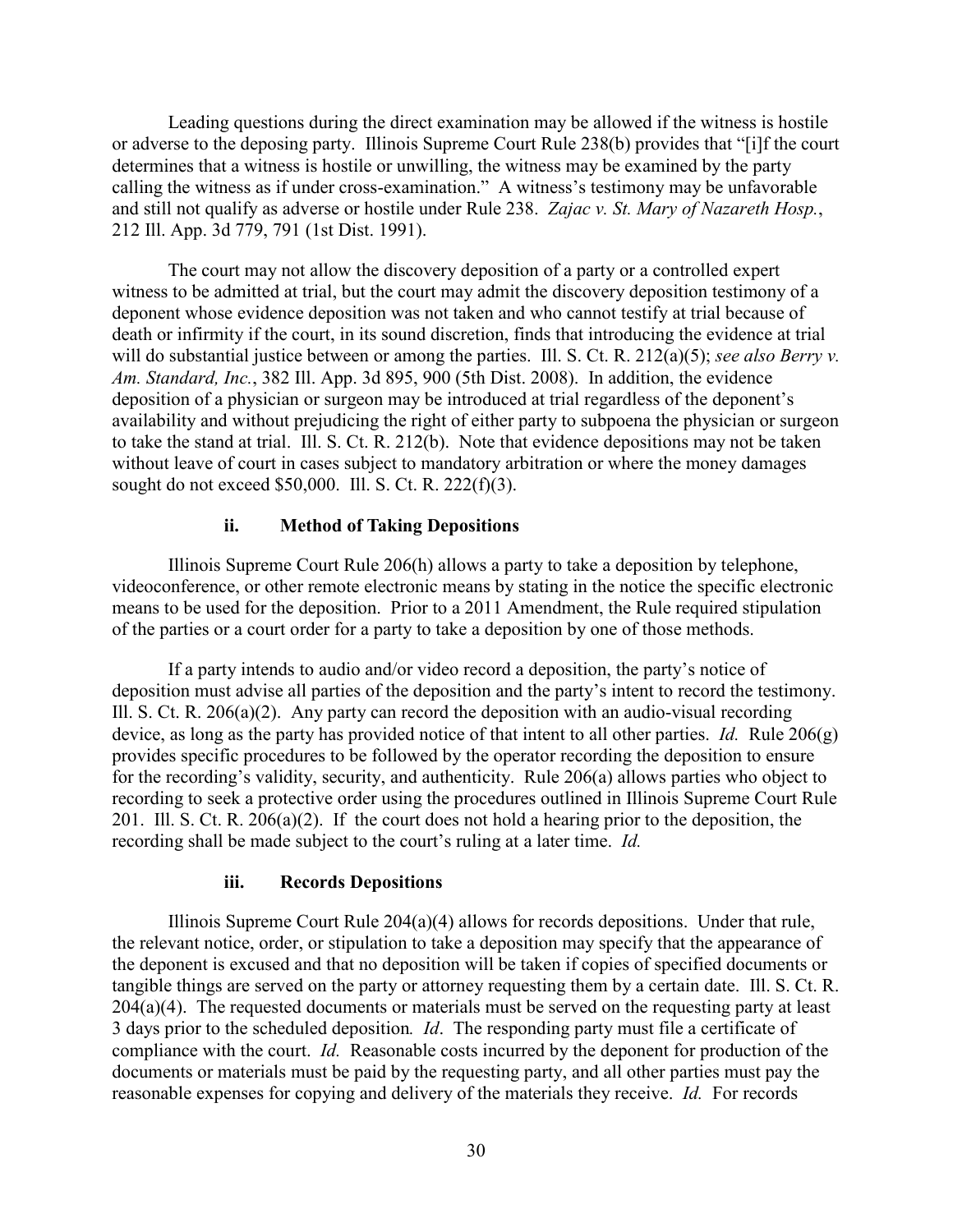Leading questions during the direct examination may be allowed if the witness is hostile or adverse to the deposing party. Illinois Supreme Court Rule 238(b) provides that "[i]f the court determines that a witness is hostile or unwilling, the witness may be examined by the party calling the witness as if under cross-examination." A witness's testimony may be unfavorable and still not qualify as adverse or hostile under Rule 238. *Zajac v. St. Mary of Nazareth Hosp.*, 212 Ill. App. 3d 779, 791 (1st Dist. 1991).

The court may not allow the discovery deposition of a party or a controlled expert witness to be admitted at trial, but the court may admit the discovery deposition testimony of a deponent whose evidence deposition was not taken and who cannot testify at trial because of death or infirmity if the court, in its sound discretion, finds that introducing the evidence at trial will do substantial justice between or among the parties. Ill. S. Ct. R. 212(a)(5); *see also Berry v. Am. Standard, Inc.*, 382 Ill. App. 3d 895, 900 (5th Dist. 2008). In addition, the evidence deposition of a physician or surgeon may be introduced at trial regardless of the deponent's availability and without prejudicing the right of either party to subpoena the physician or surgeon to take the stand at trial. Ill. S. Ct. R. 212(b). Note that evidence depositions may not be taken without leave of court in cases subject to mandatory arbitration or where the money damages sought do not exceed $50,000. Ill. S. Ct. R. 222(f)(3).

#### ii. Method of Taking Depositions

Illinois Supreme Court Rule 206(h) allows a party to take a deposition by telephone, videoconference, or other remote electronic means by stating in the notice the specific electronic means to be used for the deposition. Prior to a 2011 Amendment, the Rule required stipulation of the parties or a court order for a party to take a deposition by one of those methods.

If a party intends to audio and/or video record a deposition, the party's notice of deposition must advise all parties of the deposition and the party's intent to record the testimony. Ill. S. Ct. R. 206(a)(2). Any party can record the deposition with an audio-visual recording device, as long as the party has provided notice of that intent to all other parties. *Id.* Rule 206(g) provides specific procedures to be followed by the operator recording the deposition to ensure for the recording's validity, security, and authenticity. Rule 206(a) allows parties who object to recording to seek a protective order using the procedures outlined in Illinois Supreme Court Rule 201. Ill. S. Ct. R. 206(a)(2). If the court does not hold a hearing prior to the deposition, the recording shall be made subject to the court's ruling at a later time. *Id.*

#### iii. Records Depositions

Illinois Supreme Court Rule 204(a)(4) allows for records depositions. Under that rule, the relevant notice, order, or stipulation to take a deposition may specify that the appearance of the deponent is excused and that no deposition will be taken if copies of specified documents or tangible things are served on the party or attorney requesting them by a certain date. Ill. S. Ct. R. 204(a)(4). The requested documents or materials must be served on the requesting party at least 3 days prior to the scheduled deposition*. Id*. The responding party must file a certificate of compliance with the court. *Id.* Reasonable costs incurred by the deponent for production of the documents or materials must be paid by the requesting party, and all other parties must pay the reasonable expenses for copying and delivery of the materials they receive. *Id.* For records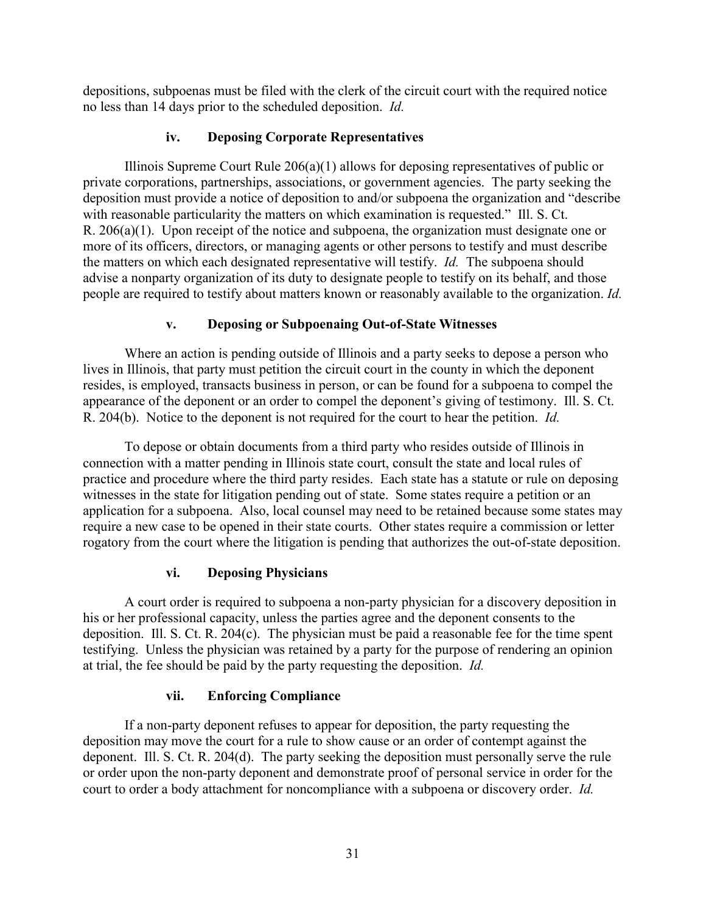depositions, subpoenas must be filed with the clerk of the circuit court with the required notice no less than 14 days prior to the scheduled deposition. *Id.*

#### iv. Deposing Corporate Representatives

Illinois Supreme Court Rule 206(a)(1) allows for deposing representatives of public or private corporations, partnerships, associations, or government agencies. The party seeking the deposition must provide a notice of deposition to and/or subpoena the organization and "describe with reasonable particularity the matters on which examination is requested." Ill. S. Ct. R. 206(a)(1). Upon receipt of the notice and subpoena, the organization must designate one or more of its officers, directors, or managing agents or other persons to testify and must describe the matters on which each designated representative will testify. *Id.* The subpoena should advise a nonparty organization of its duty to designate people to testify on its behalf, and those people are required to testify about matters known or reasonably available to the organization. *Id.*

#### v. Deposing or Subpoenaing Out-of-State Witnesses

Where an action is pending outside of Illinois and a party seeks to depose a person who lives in Illinois, that party must petition the circuit court in the county in which the deponent resides, is employed, transacts business in person, or can be found for a subpoena to compel the appearance of the deponent or an order to compel the deponent's giving of testimony. Ill. S. Ct. R. 204(b). Notice to the deponent is not required for the court to hear the petition. *Id.*

To depose or obtain documents from a third party who resides outside of Illinois in connection with a matter pending in Illinois state court, consult the state and local rules of practice and procedure where the third party resides. Each state has a statute or rule on deposing witnesses in the state for litigation pending out of state. Some states require a petition or an application for a subpoena. Also, local counsel may need to be retained because some states may require a new case to be opened in their state courts. Other states require a commission or letter rogatory from the court where the litigation is pending that authorizes the out-of-state deposition.

#### vi. Deposing Physicians

A court order is required to subpoena a non-party physician for a discovery deposition in his or her professional capacity, unless the parties agree and the deponent consents to the deposition. Ill. S. Ct. R. 204(c). The physician must be paid a reasonable fee for the time spent testifying. Unless the physician was retained by a party for the purpose of rendering an opinion at trial, the fee should be paid by the party requesting the deposition. *Id.*

#### vii. Enforcing Compliance

If a non-party deponent refuses to appear for deposition, the party requesting the deposition may move the court for a rule to show cause or an order of contempt against the deponent. Ill. S. Ct. R. 204(d). The party seeking the deposition must personally serve the rule or order upon the non-party deponent and demonstrate proof of personal service in order for the court to order a body attachment for noncompliance with a subpoena or discovery order. *Id.*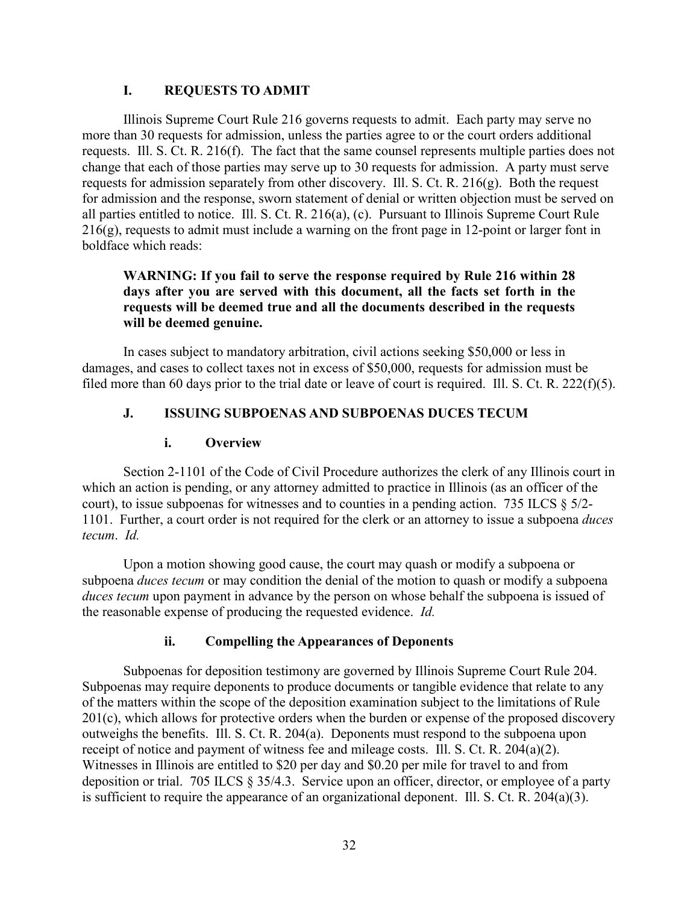## I. REQUESTS TO ADMIT

Illinois Supreme Court Rule 216 governs requests to admit. Each party may serve no more than 30 requests for admission, unless the parties agree to or the court orders additional requests. Ill. S. Ct. R. 216(f). The fact that the same counsel represents multiple parties does not change that each of those parties may serve up to 30 requests for admission. A party must serve requests for admission separately from other discovery. Ill. S. Ct. R. 216(g). Both the request for admission and the response, sworn statement of denial or written objection must be served on all parties entitled to notice. Ill. S. Ct. R. 216(a), (c). Pursuant to Illinois Supreme Court Rule 216(g), requests to admit must include a warning on the front page in 12-point or larger font in boldface which reads:

> **WARNING: If you fail to serve the response required by Rule 216 within 28 days after you are served with this document, all the facts set forth in the requests will be deemed true and all the documents described in the requests will be deemed genuine.**

In cases subject to mandatory arbitration, civil actions seeking $50,000 or less in damages, and cases to collect taxes not in excess of $50,000, requests for admission must be filed more than 60 days prior to the trial date or leave of court is required. Ill. S. Ct. R. 222(f)(5).

## J. ISSUING SUBPOENAS AND SUBPOENAS DUCES TECUM

### i. Overview

Section 2-1101 of the Code of Civil Procedure authorizes the clerk of any Illinois court in which an action is pending, or any attorney admitted to practice in Illinois (as an officer of the court), to issue subpoenas for witnesses and to counties in a pending action. 735 ILCS § 5/2-1101. Further, a court order is not required for the clerk or an attorney to issue a subpoena *duces tecum*. *Id.*

Upon a motion showing good cause, the court may quash or modify a subpoena or subpoena *duces tecum* or may condition the denial of the motion to quash or modify a subpoena *duces tecum* upon payment in advance by the person on whose behalf the subpoena is issued of the reasonable expense of producing the requested evidence. *Id.*

### ii. Compelling the Appearances of Deponents

Subpoenas for deposition testimony are governed by Illinois Supreme Court Rule 204. Subpoenas may require deponents to produce documents or tangible evidence that relate to any of the matters within the scope of the deposition examination subject to the limitations of Rule 201(c), which allows for protective orders when the burden or expense of the proposed discovery outweighs the benefits. Ill. S. Ct. R. 204(a). Deponents must respond to the subpoena upon receipt of notice and payment of witness fee and mileage costs. Ill. S. Ct. R. 204(a)(2). Witnesses in Illinois are entitled to $20 per day and $0.20 per mile for travel to and from deposition or trial. 705 ILCS § 35/4.3. Service upon an officer, director, or employee of a party is sufficient to require the appearance of an organizational deponent. Ill. S. Ct. R. 204(a)(3).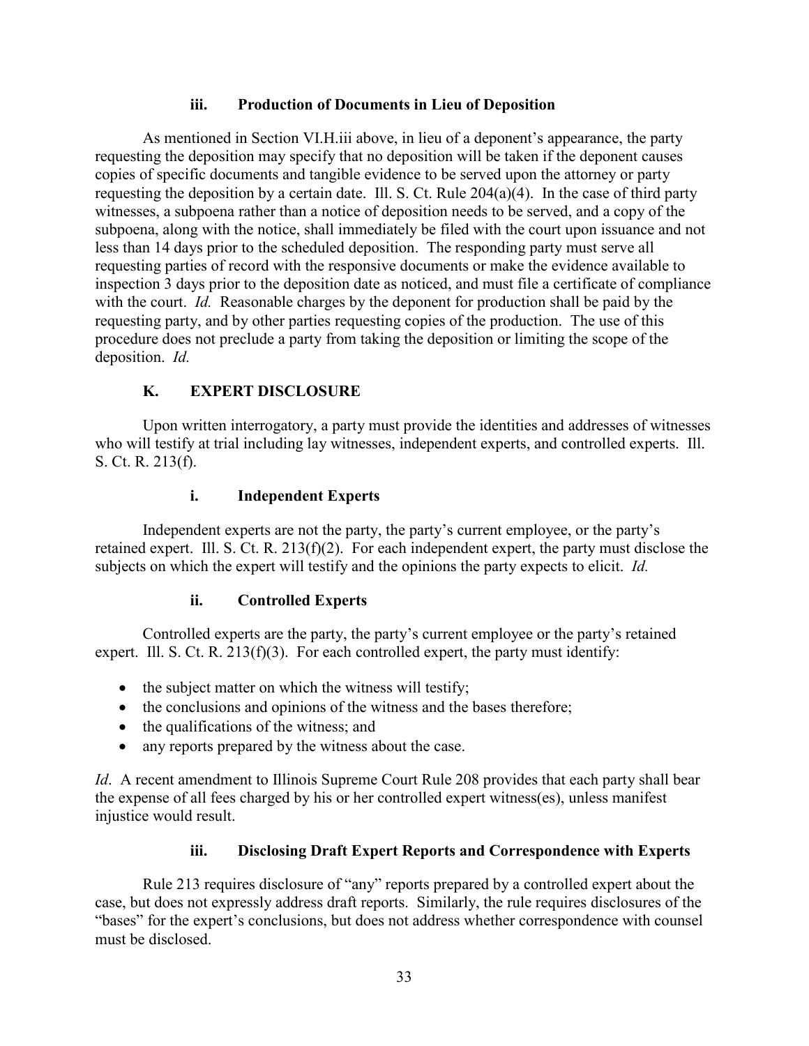#### iii. Production of Documents in Lieu of Deposition

As mentioned in Section VI.H.iii above, in lieu of a deponent's appearance, the party requesting the deposition may specify that no deposition will be taken if the deponent causes copies of specific documents and tangible evidence to be served upon the attorney or party requesting the deposition by a certain date. Ill. S. Ct. Rule 204(a)(4). In the case of third party witnesses, a subpoena rather than a notice of deposition needs to be served, and a copy of the subpoena, along with the notice, shall immediately be filed with the court upon issuance and not less than 14 days prior to the scheduled deposition. The responding party must serve all requesting parties of record with the responsive documents or make the evidence available to inspection 3 days prior to the deposition date as noticed, and must file a certificate of compliance with the court. *Id.* Reasonable charges by the deponent for production shall be paid by the requesting party, and by other parties requesting copies of the production. The use of this procedure does not preclude a party from taking the deposition or limiting the scope of the deposition. *Id.*

### K. EXPERT DISCLOSURE

Upon written interrogatory, a party must provide the identities and addresses of witnesses who will testify at trial including lay witnesses, independent experts, and controlled experts. Ill. S. Ct. R. 213(f).

#### i. Independent Experts

Independent experts are not the party, the party's current employee, or the party's retained expert. Ill. S. Ct. R. 213(f)(2). For each independent expert, the party must disclose the subjects on which the expert will testify and the opinions the party expects to elicit. *Id.*

#### ii. Controlled Experts

Controlled experts are the party, the party's current employee or the party's retained expert. Ill. S. Ct. R. 213(f)(3). For each controlled expert, the party must identify:

- the subject matter on which the witness will testify;
- the conclusions and opinions of the witness and the bases therefore;
- the qualifications of the witness; and
- any reports prepared by the witness about the case.

*Id*. A recent amendment to Illinois Supreme Court Rule 208 provides that each party shall bear the expense of all fees charged by his or her controlled expert witness(es), unless manifest injustice would result.

#### iii. Disclosing Draft Expert Reports and Correspondence with Experts

Rule 213 requires disclosure of "any" reports prepared by a controlled expert about the case, but does not expressly address draft reports. Similarly, the rule requires disclosures of the "bases" for the expert's conclusions, but does not address whether correspondence with counsel must be disclosed.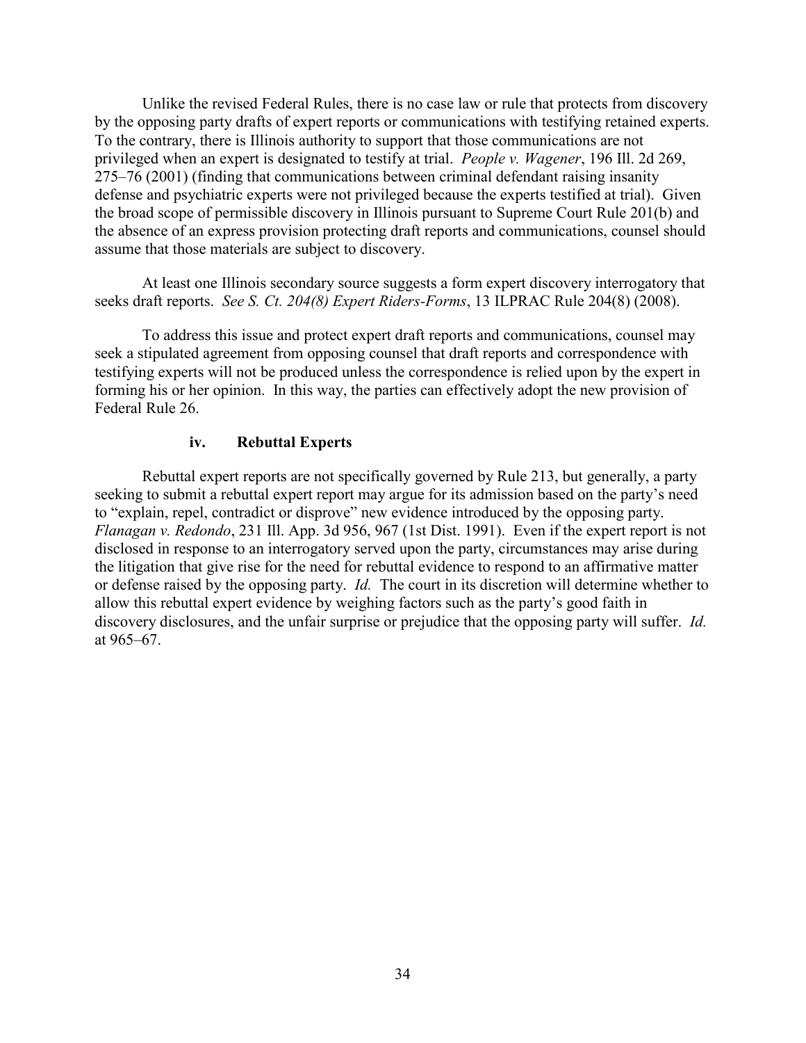Unlike the revised Federal Rules, there is no case law or rule that protects from discovery by the opposing party drafts of expert reports or communications with testifying retained experts. To the contrary, there is Illinois authority to support that those communications are not privileged when an expert is designated to testify at trial. *People v. Wagener*, 196 Ill. 2d 269, 275–76 (2001) (finding that communications between criminal defendant raising insanity defense and psychiatric experts were not privileged because the experts testified at trial). Given the broad scope of permissible discovery in Illinois pursuant to Supreme Court Rule 201(b) and the absence of an express provision protecting draft reports and communications, counsel should assume that those materials are subject to discovery.

At least one Illinois secondary source suggests a form expert discovery interrogatory that seeks draft reports. *See S. Ct. 204(8) Expert Riders-Forms*, 13 ILPRAC Rule 204(8) (2008).

To address this issue and protect expert draft reports and communications, counsel may seek a stipulated agreement from opposing counsel that draft reports and correspondence with testifying experts will not be produced unless the correspondence is relied upon by the expert in forming his or her opinion. In this way, the parties can effectively adopt the new provision of Federal Rule 26.

#### iv. Rebuttal Experts

Rebuttal expert reports are not specifically governed by Rule 213, but generally, a party seeking to submit a rebuttal expert report may argue for its admission based on the party's need to "explain, repel, contradict or disprove" new evidence introduced by the opposing party. *Flanagan v. Redondo*, 231 Ill. App. 3d 956, 967 (1st Dist. 1991). Even if the expert report is not disclosed in response to an interrogatory served upon the party, circumstances may arise during the litigation that give rise for the need for rebuttal evidence to respond to an affirmative matter or defense raised by the opposing party. *Id.* The court in its discretion will determine whether to allow this rebuttal expert evidence by weighing factors such as the party's good faith in discovery disclosures, and the unfair surprise or prejudice that the opposing party will suffer. *Id.* at 965–67.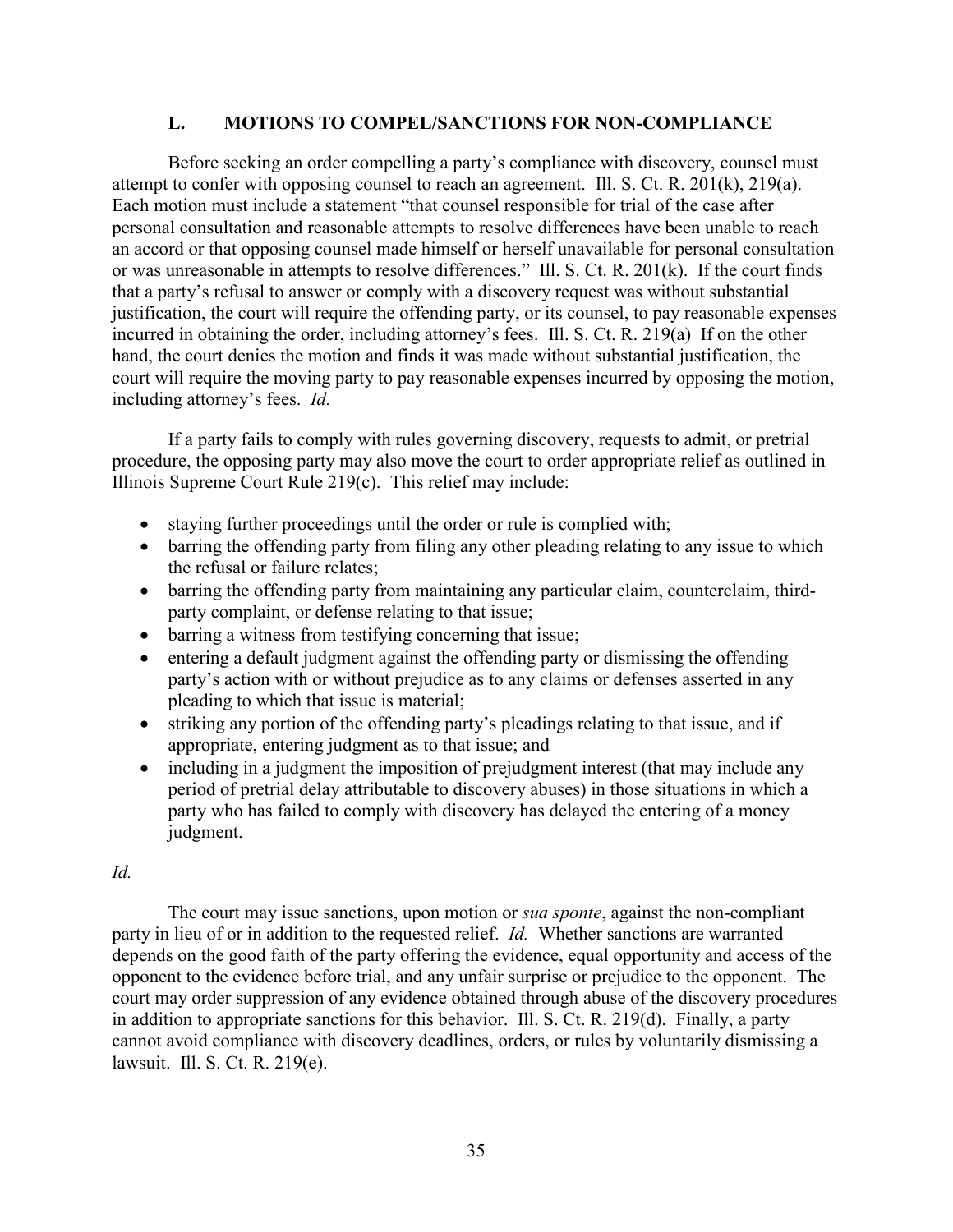## L. MOTIONS TO COMPEL/SANCTIONS FOR NON-COMPLIANCE

Before seeking an order compelling a party's compliance with discovery, counsel must attempt to confer with opposing counsel to reach an agreement. Ill. S. Ct. R. 201(k), 219(a). Each motion must include a statement "that counsel responsible for trial of the case after personal consultation and reasonable attempts to resolve differences have been unable to reach an accord or that opposing counsel made himself or herself unavailable for personal consultation or was unreasonable in attempts to resolve differences." Ill. S. Ct. R. 201(k). If the court finds that a party's refusal to answer or comply with a discovery request was without substantial justification, the court will require the offending party, or its counsel, to pay reasonable expenses incurred in obtaining the order, including attorney's fees. Ill. S. Ct. R. 219(a) If on the other hand, the court denies the motion and finds it was made without substantial justification, the court will require the moving party to pay reasonable expenses incurred by opposing the motion, including attorney's fees. *Id.*

If a party fails to comply with rules governing discovery, requests to admit, or pretrial procedure, the opposing party may also move the court to order appropriate relief as outlined in Illinois Supreme Court Rule 219(c). This relief may include:

- staying further proceedings until the order or rule is complied with;
- barring the offending party from filing any other pleading relating to any issue to which the refusal or failure relates;
- barring the offending party from maintaining any particular claim, counterclaim, third-party complaint, or defense relating to that issue;
- barring a witness from testifying concerning that issue;
- entering a default judgment against the offending party or dismissing the offending party's action with or without prejudice as to any claims or defenses asserted in any pleading to which that issue is material;
- striking any portion of the offending party's pleadings relating to that issue, and if appropriate, entering judgment as to that issue; and
- including in a judgment the imposition of prejudgment interest (that may include any period of pretrial delay attributable to discovery abuses) in those situations in which a party who has failed to comply with discovery has delayed the entering of a money judgment.

*Id.*

The court may issue sanctions, upon motion or *sua sponte*, against the non-compliant party in lieu of or in addition to the requested relief. *Id.* Whether sanctions are warranted depends on the good faith of the party offering the evidence, equal opportunity and access of the opponent to the evidence before trial, and any unfair surprise or prejudice to the opponent. The court may order suppression of any evidence obtained through abuse of the discovery procedures in addition to appropriate sanctions for this behavior. Ill. S. Ct. R. 219(d). Finally, a party cannot avoid compliance with discovery deadlines, orders, or rules by voluntarily dismissing a lawsuit. Ill. S. Ct. R. 219(e).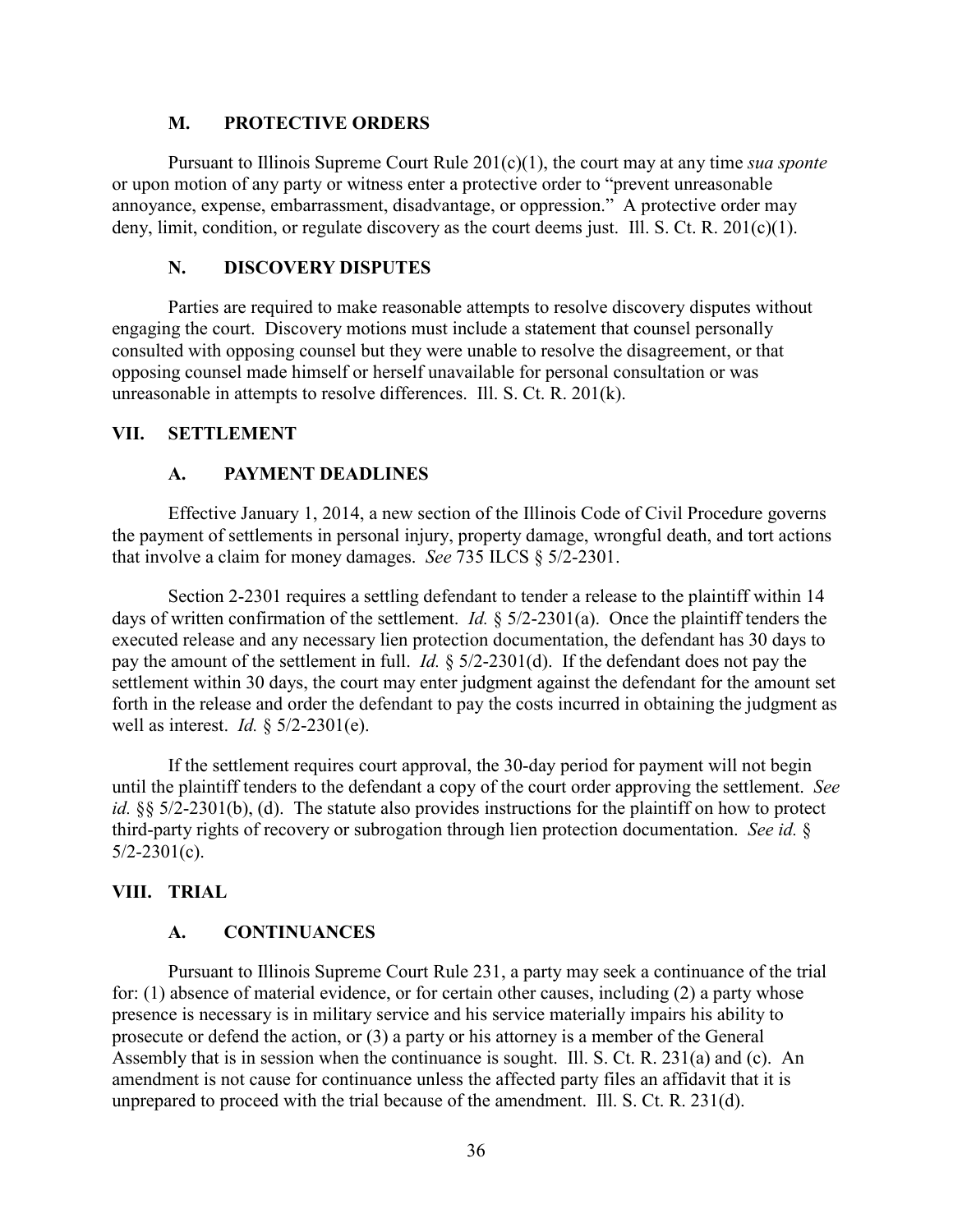### M. PROTECTIVE ORDERS

Pursuant to Illinois Supreme Court Rule 201(c)(1), the court may at any time *sua sponte* or upon motion of any party or witness enter a protective order to "prevent unreasonable annoyance, expense, embarrassment, disadvantage, or oppression." A protective order may deny, limit, condition, or regulate discovery as the court deems just. Ill. S. Ct. R. 201(c)(1).

### N. DISCOVERY DISPUTES

Parties are required to make reasonable attempts to resolve discovery disputes without engaging the court. Discovery motions must include a statement that counsel personally consulted with opposing counsel but they were unable to resolve the disagreement, or that opposing counsel made himself or herself unavailable for personal consultation or was unreasonable in attempts to resolve differences. Ill. S. Ct. R. 201(k).

## VII. SETTLEMENT

### A. PAYMENT DEADLINES

Effective January 1, 2014, a new section of the Illinois Code of Civil Procedure governs the payment of settlements in personal injury, property damage, wrongful death, and tort actions that involve a claim for money damages. *See* 735 ILCS § 5/2-2301.

Section 2-2301 requires a settling defendant to tender a release to the plaintiff within 14 days of written confirmation of the settlement. *Id.* § 5/2-2301(a). Once the plaintiff tenders the executed release and any necessary lien protection documentation, the defendant has 30 days to pay the amount of the settlement in full. *Id.* § 5/2-2301(d). If the defendant does not pay the settlement within 30 days, the court may enter judgment against the defendant for the amount set forth in the release and order the defendant to pay the costs incurred in obtaining the judgment as well as interest. *Id.* § 5/2-2301(e).

If the settlement requires court approval, the 30-day period for payment will not begin until the plaintiff tenders to the defendant a copy of the court order approving the settlement. *See id.* §§ 5/2-2301(b), (d). The statute also provides instructions for the plaintiff on how to protect third-party rights of recovery or subrogation through lien protection documentation. *See id.* § 5/2-2301(c).

## VIII. TRIAL

### A. CONTINUANCES

Pursuant to Illinois Supreme Court Rule 231, a party may seek a continuance of the trial for: (1) absence of material evidence, or for certain other causes, including (2) a party whose presence is necessary is in military service and his service materially impairs his ability to prosecute or defend the action, or (3) a party or his attorney is a member of the General Assembly that is in session when the continuance is sought. Ill. S. Ct. R. 231(a) and (c). An amendment is not cause for continuance unless the affected party files an affidavit that it is unprepared to proceed with the trial because of the amendment. Ill. S. Ct. R. 231(d).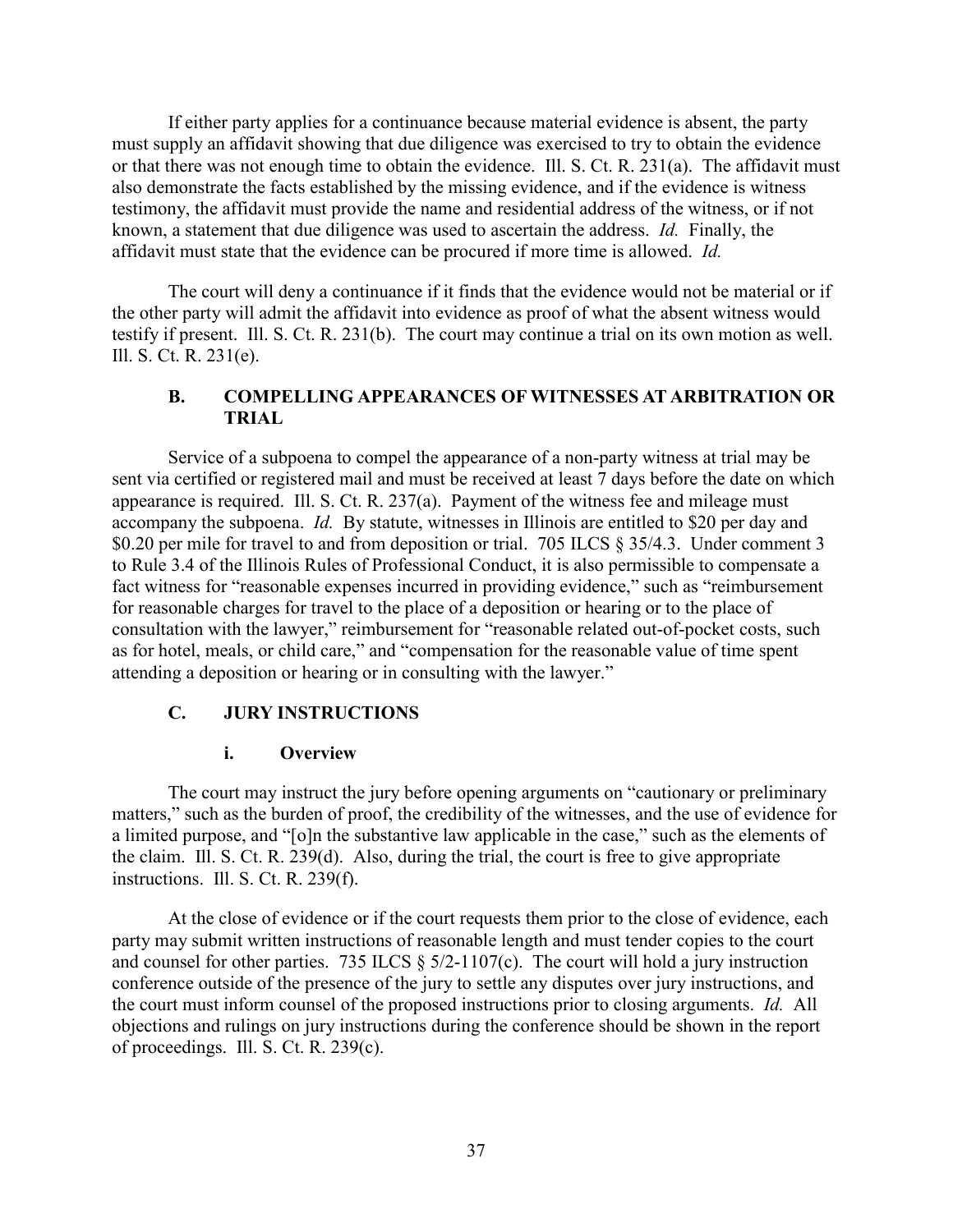If either party applies for a continuance because material evidence is absent, the party must supply an affidavit showing that due diligence was exercised to try to obtain the evidence or that there was not enough time to obtain the evidence. Ill. S. Ct. R. 231(a). The affidavit must also demonstrate the facts established by the missing evidence, and if the evidence is witness testimony, the affidavit must provide the name and residential address of the witness, or if not known, a statement that due diligence was used to ascertain the address. *Id.* Finally, the affidavit must state that the evidence can be procured if more time is allowed. *Id.*

The court will deny a continuance if it finds that the evidence would not be material or if the other party will admit the affidavit into evidence as proof of what the absent witness would testify if present. Ill. S. Ct. R. 231(b). The court may continue a trial on its own motion as well. Ill. S. Ct. R. 231(e).

### B. COMPELLING APPEARANCES OF WITNESSES AT ARBITRATION OR TRIAL

Service of a subpoena to compel the appearance of a non-party witness at trial may be sent via certified or registered mail and must be received at least 7 days before the date on which appearance is required. Ill. S. Ct. R. 237(a). Payment of the witness fee and mileage must accompany the subpoena. *Id.* By statute, witnesses in Illinois are entitled to $20 per day and $0.20 per mile for travel to and from deposition or trial. 705 ILCS § 35/4.3. Under comment 3 to Rule 3.4 of the Illinois Rules of Professional Conduct, it is also permissible to compensate a fact witness for "reasonable expenses incurred in providing evidence," such as "reimbursement for reasonable charges for travel to the place of a deposition or hearing or to the place of consultation with the lawyer," reimbursement for "reasonable related out-of-pocket costs, such as for hotel, meals, or child care," and "compensation for the reasonable value of time spent attending a deposition or hearing or in consulting with the lawyer."

### C. JURY INSTRUCTIONS

#### i. Overview

The court may instruct the jury before opening arguments on "cautionary or preliminary matters," such as the burden of proof, the credibility of the witnesses, and the use of evidence for a limited purpose, and "[o]n the substantive law applicable in the case," such as the elements of the claim. Ill. S. Ct. R. 239(d). Also, during the trial, the court is free to give appropriate instructions. Ill. S. Ct. R. 239(f).

At the close of evidence or if the court requests them prior to the close of evidence, each party may submit written instructions of reasonable length and must tender copies to the court and counsel for other parties. 735 ILCS § 5/2-1107(c). The court will hold a jury instruction conference outside of the presence of the jury to settle any disputes over jury instructions, and the court must inform counsel of the proposed instructions prior to closing arguments. *Id.* All objections and rulings on jury instructions during the conference should be shown in the report of proceedings. Ill. S. Ct. R. 239(c).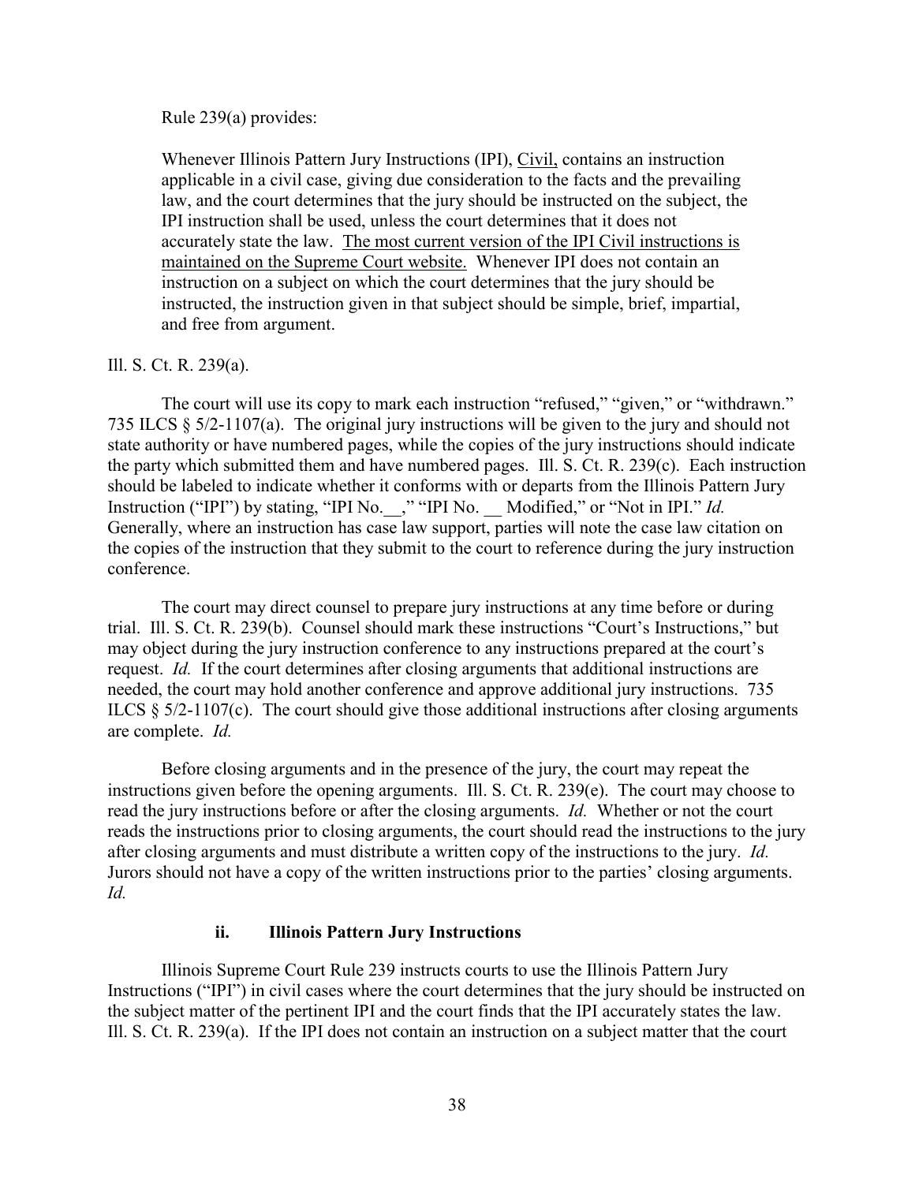Rule 239(a) provides:

> Whenever Illinois Pattern Jury Instructions (IPI), <u>Civil,</u> contains an instruction applicable in a civil case, giving due consideration to the facts and the prevailing law, and the court determines that the jury should be instructed on the subject, the IPI instruction shall be used, unless the court determines that it does not accurately state the law. <u>The most current version of the IPI Civil instructions is maintained on the Supreme Court website.</u> Whenever IPI does not contain an instruction on a subject on which the court determines that the jury should be instructed, the instruction given in that subject should be simple, brief, impartial, and free from argument.

Ill. S. Ct. R. 239(a).

The court will use its copy to mark each instruction "refused," "given," or "withdrawn." 735 ILCS § 5/2-1107(a). The original jury instructions will be given to the jury and should not state authority or have numbered pages, while the copies of the jury instructions should indicate the party which submitted them and have numbered pages. Ill. S. Ct. R. 239(c). Each instruction should be labeled to indicate whether it conforms with or departs from the Illinois Pattern Jury Instruction ("IPI") by stating, "IPI No.__," "IPI No. __ Modified," or "Not in IPI." *Id.* Generally, where an instruction has case law support, parties will note the case law citation on the copies of the instruction that they submit to the court to reference during the jury instruction conference.

The court may direct counsel to prepare jury instructions at any time before or during trial. Ill. S. Ct. R. 239(b). Counsel should mark these instructions "Court's Instructions," but may object during the jury instruction conference to any instructions prepared at the court's request. *Id.* If the court determines after closing arguments that additional instructions are needed, the court may hold another conference and approve additional jury instructions. 735 ILCS § 5/2-1107(c). The court should give those additional instructions after closing arguments are complete. *Id.*

Before closing arguments and in the presence of the jury, the court may repeat the instructions given before the opening arguments. Ill. S. Ct. R. 239(e). The court may choose to read the jury instructions before or after the closing arguments. *Id.* Whether or not the court reads the instructions prior to closing arguments, the court should read the instructions to the jury after closing arguments and must distribute a written copy of the instructions to the jury. *Id.* Jurors should not have a copy of the written instructions prior to the parties' closing arguments. *Id.*

#### ii. Illinois Pattern Jury Instructions

Illinois Supreme Court Rule 239 instructs courts to use the Illinois Pattern Jury Instructions ("IPI") in civil cases where the court determines that the jury should be instructed on the subject matter of the pertinent IPI and the court finds that the IPI accurately states the law. Ill. S. Ct. R. 239(a). If the IPI does not contain an instruction on a subject matter that the court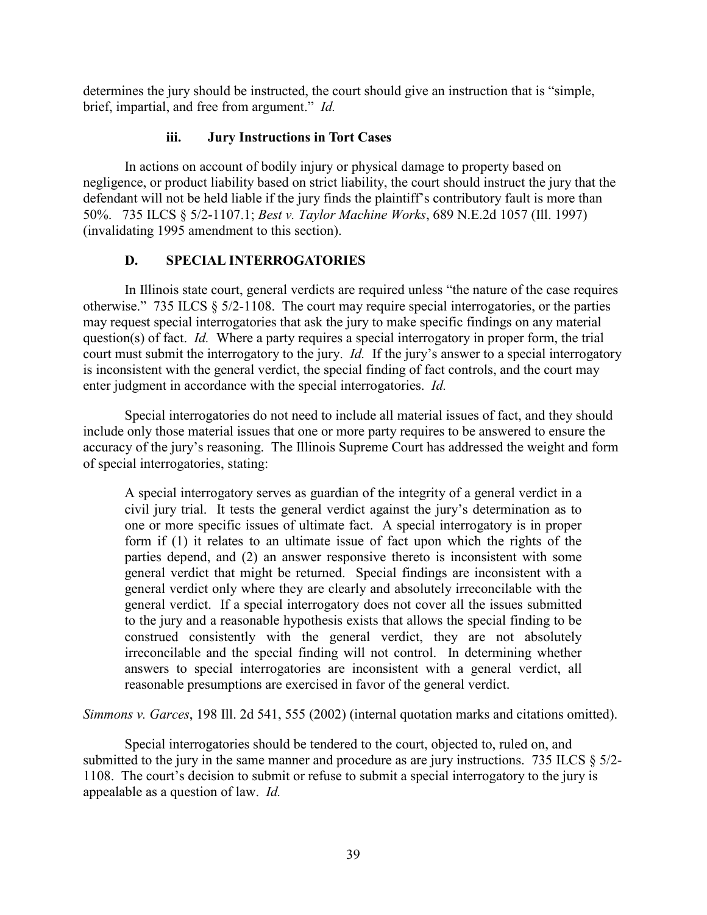determines the jury should be instructed, the court should give an instruction that is "simple, brief, impartial, and free from argument." *Id.*

#### iii. Jury Instructions in Tort Cases

In actions on account of bodily injury or physical damage to property based on negligence, or product liability based on strict liability, the court should instruct the jury that the defendant will not be held liable if the jury finds the plaintiff's contributory fault is more than 50%. 735 ILCS § 5/2-1107.1; *Best v. Taylor Machine Works*, 689 N.E.2d 1057 (Ill. 1997) (invalidating 1995 amendment to this section).

### D. SPECIAL INTERROGATORIES

In Illinois state court, general verdicts are required unless "the nature of the case requires otherwise." 735 ILCS § 5/2-1108. The court may require special interrogatories, or the parties may request special interrogatories that ask the jury to make specific findings on any material question(s) of fact. *Id.* Where a party requires a special interrogatory in proper form, the trial court must submit the interrogatory to the jury. *Id.* If the jury's answer to a special interrogatory is inconsistent with the general verdict, the special finding of fact controls, and the court may enter judgment in accordance with the special interrogatories. *Id.*

Special interrogatories do not need to include all material issues of fact, and they should include only those material issues that one or more party requires to be answered to ensure the accuracy of the jury's reasoning. The Illinois Supreme Court has addressed the weight and form of special interrogatories, stating:

> A special interrogatory serves as guardian of the integrity of a general verdict in a civil jury trial. It tests the general verdict against the jury's determination as to one or more specific issues of ultimate fact. A special interrogatory is in proper form if (1) it relates to an ultimate issue of fact upon which the rights of the parties depend, and (2) an answer responsive thereto is inconsistent with some general verdict that might be returned. Special findings are inconsistent with a general verdict only where they are clearly and absolutely irreconcilable with the general verdict. If a special interrogatory does not cover all the issues submitted to the jury and a reasonable hypothesis exists that allows the special finding to be construed consistently with the general verdict, they are not absolutely irreconcilable and the special finding will not control. In determining whether answers to special interrogatories are inconsistent with a general verdict, all reasonable presumptions are exercised in favor of the general verdict.

*Simmons v. Garces*, 198 Ill. 2d 541, 555 (2002) (internal quotation marks and citations omitted).

Special interrogatories should be tendered to the court, objected to, ruled on, and submitted to the jury in the same manner and procedure as are jury instructions. 735 ILCS § 5/2-1108. The court's decision to submit or refuse to submit a special interrogatory to the jury is appealable as a question of law. *Id.*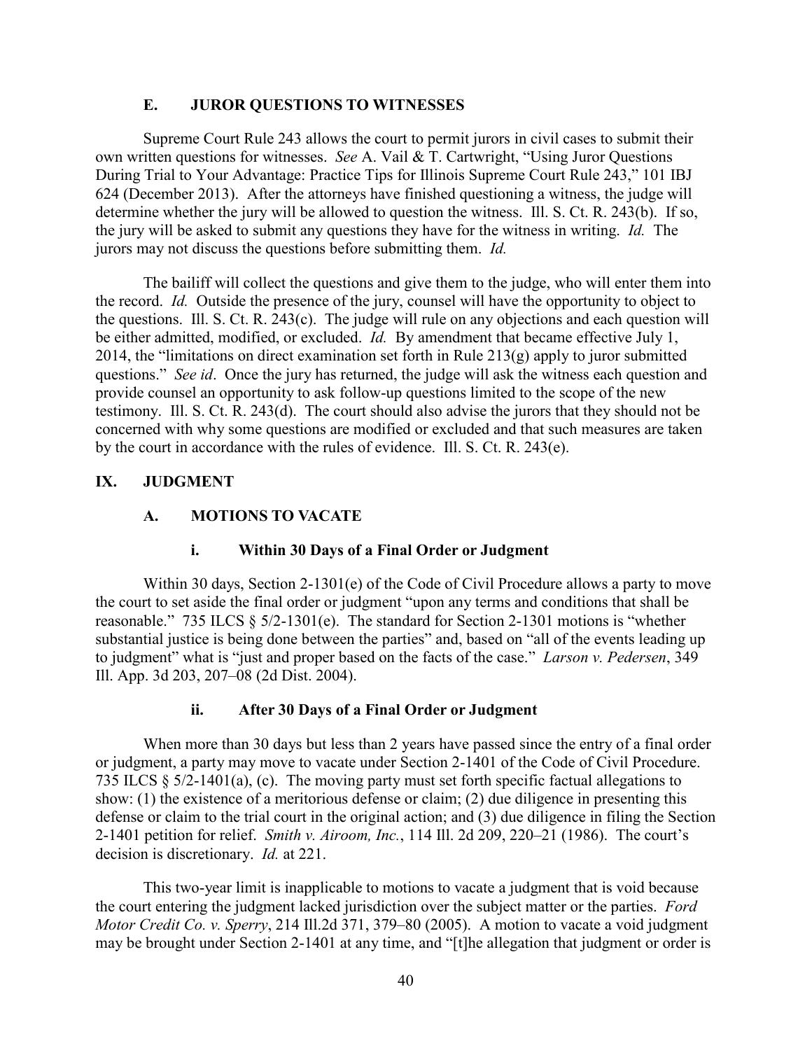### E. JUROR QUESTIONS TO WITNESSES

Supreme Court Rule 243 allows the court to permit jurors in civil cases to submit their own written questions for witnesses. *See* A. Vail & T. Cartwright, "Using Juror Questions During Trial to Your Advantage: Practice Tips for Illinois Supreme Court Rule 243," 101 IBJ 624 (December 2013). After the attorneys have finished questioning a witness, the judge will determine whether the jury will be allowed to question the witness. Ill. S. Ct. R. 243(b). If so, the jury will be asked to submit any questions they have for the witness in writing. *Id.* The jurors may not discuss the questions before submitting them. *Id.*

The bailiff will collect the questions and give them to the judge, who will enter them into the record. *Id.* Outside the presence of the jury, counsel will have the opportunity to object to the questions. Ill. S. Ct. R. 243(c). The judge will rule on any objections and each question will be either admitted, modified, or excluded. *Id.* By amendment that became effective July 1, 2014, the "limitations on direct examination set forth in Rule 213(g) apply to juror submitted questions." *See id*. Once the jury has returned, the judge will ask the witness each question and provide counsel an opportunity to ask follow-up questions limited to the scope of the new testimony. Ill. S. Ct. R. 243(d). The court should also advise the jurors that they should not be concerned with why some questions are modified or excluded and that such measures are taken by the court in accordance with the rules of evidence. Ill. S. Ct. R. 243(e).

## IX. JUDGMENT

### A. MOTIONS TO VACATE

#### i. Within 30 Days of a Final Order or Judgment

Within 30 days, Section 2-1301(e) of the Code of Civil Procedure allows a party to move the court to set aside the final order or judgment "upon any terms and conditions that shall be reasonable." 735 ILCS § 5/2-1301(e). The standard for Section 2-1301 motions is "whether substantial justice is being done between the parties" and, based on "all of the events leading up to judgment" what is "just and proper based on the facts of the case." *Larson v. Pedersen*, 349 Ill. App. 3d 203, 207–08 (2d Dist. 2004).

#### ii. After 30 Days of a Final Order or Judgment

When more than 30 days but less than 2 years have passed since the entry of a final order or judgment, a party may move to vacate under Section 2-1401 of the Code of Civil Procedure. 735 ILCS § 5/2-1401(a), (c). The moving party must set forth specific factual allegations to show: (1) the existence of a meritorious defense or claim; (2) due diligence in presenting this defense or claim to the trial court in the original action; and (3) due diligence in filing the Section 2-1401 petition for relief. *Smith v. Airoom, Inc.*, 114 Ill. 2d 209, 220–21 (1986). The court's decision is discretionary. *Id.* at 221.

This two-year limit is inapplicable to motions to vacate a judgment that is void because the court entering the judgment lacked jurisdiction over the subject matter or the parties. *Ford Motor Credit Co. v. Sperry*, 214 Ill.2d 371, 379–80 (2005). A motion to vacate a void judgment may be brought under Section 2-1401 at any time, and "[t]he allegation that judgment or order is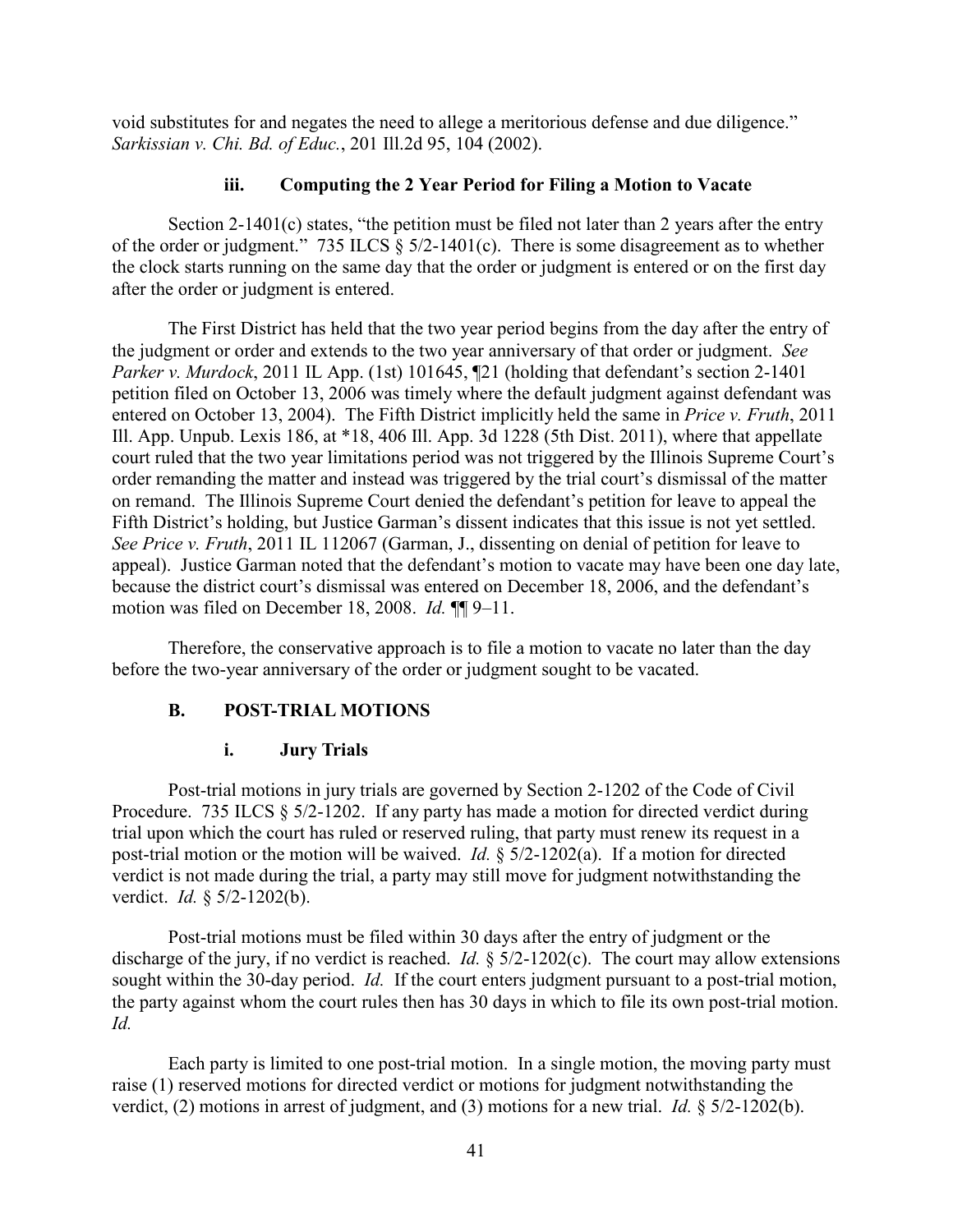void substitutes for and negates the need to allege a meritorious defense and due diligence." *Sarkissian v. Chi. Bd. of Educ.*, 201 Ill.2d 95, 104 (2002).

### iii. Computing the 2 Year Period for Filing a Motion to Vacate

Section 2-1401(c) states, "the petition must be filed not later than 2 years after the entry of the order or judgment." 735 ILCS § 5/2-1401(c). There is some disagreement as to whether the clock starts running on the same day that the order or judgment is entered or on the first day after the order or judgment is entered.

The First District has held that the two year period begins from the day after the entry of the judgment or order and extends to the two year anniversary of that order or judgment. *See Parker v. Murdock*, 2011 IL App. (1st) 101645, ¶21 (holding that defendant's section 2-1401 petition filed on October 13, 2006 was timely where the default judgment against defendant was entered on October 13, 2004). The Fifth District implicitly held the same in *Price v. Fruth*, 2011 Ill. App. Unpub. Lexis 186, at *18, 406 Ill. App. 3d 1228 (5th Dist. 2011), where that appellate court ruled that the two year limitations period was not triggered by the Illinois Supreme Court's order remanding the matter and instead was triggered by the trial court's dismissal of the matter on remand. The Illinois Supreme Court denied the defendant's petition for leave to appeal the Fifth District's holding, but Justice Garman's dissent indicates that this issue is not yet settled. *See Price v. Fruth*, 2011 IL 112067 (Garman, J., dissenting on denial of petition for leave to appeal). Justice Garman noted that the defendant's motion to vacate may have been one day late, because the district court's dismissal was entered on December 18, 2006, and the defendant's motion was filed on December 18, 2008. *Id.* ¶¶ 9–11.

Therefore, the conservative approach is to file a motion to vacate no later than the day before the two-year anniversary of the order or judgment sought to be vacated.

## B. POST-TRIAL MOTIONS

### i. Jury Trials

Post-trial motions in jury trials are governed by Section 2-1202 of the Code of Civil Procedure. 735 ILCS § 5/2-1202. If any party has made a motion for directed verdict during trial upon which the court has ruled or reserved ruling, that party must renew its request in a post-trial motion or the motion will be waived. *Id.* § 5/2-1202(a). If a motion for directed verdict is not made during the trial, a party may still move for judgment notwithstanding the verdict. *Id.* § 5/2-1202(b).

Post-trial motions must be filed within 30 days after the entry of judgment or the discharge of the jury, if no verdict is reached. *Id.* § 5/2-1202(c). The court may allow extensions sought within the 30-day period. *Id.* If the court enters judgment pursuant to a post-trial motion, the party against whom the court rules then has 30 days in which to file its own post-trial motion. *Id.*

Each party is limited to one post-trial motion. In a single motion, the moving party must raise (1) reserved motions for directed verdict or motions for judgment notwithstanding the verdict, (2) motions in arrest of judgment, and (3) motions for a new trial. *Id.* § 5/2-1202(b).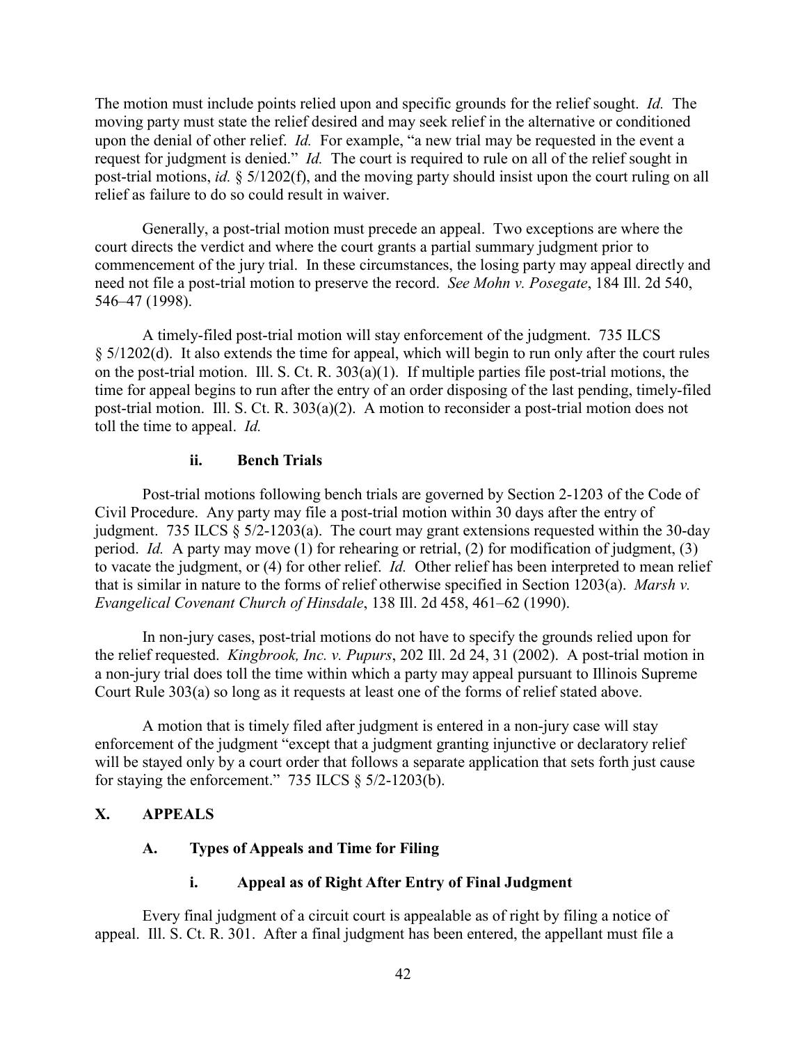The motion must include points relied upon and specific grounds for the relief sought. *Id.* The moving party must state the relief desired and may seek relief in the alternative or conditioned upon the denial of other relief. *Id.* For example, "a new trial may be requested in the event a request for judgment is denied." *Id.* The court is required to rule on all of the relief sought in post-trial motions, *id.* § 5/1202(f), and the moving party should insist upon the court ruling on all relief as failure to do so could result in waiver.

Generally, a post-trial motion must precede an appeal. Two exceptions are where the court directs the verdict and where the court grants a partial summary judgment prior to commencement of the jury trial. In these circumstances, the losing party may appeal directly and need not file a post-trial motion to preserve the record. *See Mohn v. Posegate*, 184 Ill. 2d 540, 546–47 (1998).

A timely-filed post-trial motion will stay enforcement of the judgment. 735 ILCS § 5/1202(d). It also extends the time for appeal, which will begin to run only after the court rules on the post-trial motion. Ill. S. Ct. R. 303(a)(1). If multiple parties file post-trial motions, the time for appeal begins to run after the entry of an order disposing of the last pending, timely-filed post-trial motion. Ill. S. Ct. R. 303(a)(2). A motion to reconsider a post-trial motion does not toll the time to appeal. *Id.*

#### ii. Bench Trials

Post-trial motions following bench trials are governed by Section 2-1203 of the Code of Civil Procedure. Any party may file a post-trial motion within 30 days after the entry of judgment. 735 ILCS § 5/2-1203(a). The court may grant extensions requested within the 30-day period. *Id.* A party may move (1) for rehearing or retrial, (2) for modification of judgment, (3) to vacate the judgment, or (4) for other relief. *Id.* Other relief has been interpreted to mean relief that is similar in nature to the forms of relief otherwise specified in Section 1203(a). *Marsh v. Evangelical Covenant Church of Hinsdale*, 138 Ill. 2d 458, 461–62 (1990).

In non-jury cases, post-trial motions do not have to specify the grounds relied upon for the relief requested. *Kingbrook, Inc. v. Pupurs*, 202 Ill. 2d 24, 31 (2002). A post-trial motion in a non-jury trial does toll the time within which a party may appeal pursuant to Illinois Supreme Court Rule 303(a) so long as it requests at least one of the forms of relief stated above.

A motion that is timely filed after judgment is entered in a non-jury case will stay enforcement of the judgment "except that a judgment granting injunctive or declaratory relief will be stayed only by a court order that follows a separate application that sets forth just cause for staying the enforcement." 735 ILCS § 5/2-1203(b).

## X. APPEALS

### A. Types of Appeals and Time for Filing

#### i. Appeal as of Right After Entry of Final Judgment

Every final judgment of a circuit court is appealable as of right by filing a notice of appeal. Ill. S. Ct. R. 301. After a final judgment has been entered, the appellant must file a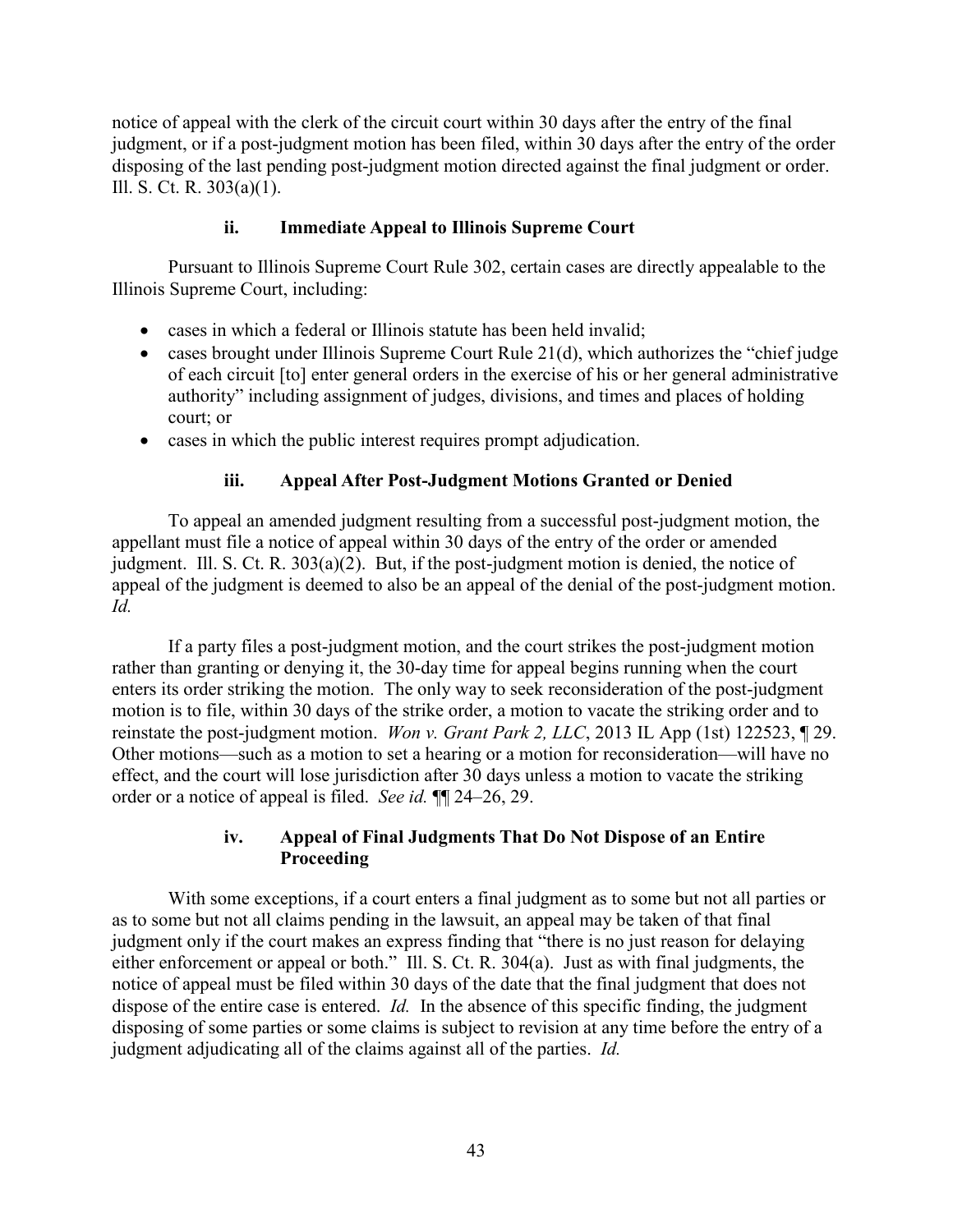notice of appeal with the clerk of the circuit court within 30 days after the entry of the final judgment, or if a post-judgment motion has been filed, within 30 days after the entry of the order disposing of the last pending post-judgment motion directed against the final judgment or order. Ill. S. Ct. R. 303(a)(1).

#### ii. Immediate Appeal to Illinois Supreme Court

Pursuant to Illinois Supreme Court Rule 302, certain cases are directly appealable to the Illinois Supreme Court, including:

- cases in which a federal or Illinois statute has been held invalid;
- cases brought under Illinois Supreme Court Rule 21(d), which authorizes the "chief judge of each circuit [to] enter general orders in the exercise of his or her general administrative authority" including assignment of judges, divisions, and times and places of holding court; or
- cases in which the public interest requires prompt adjudication.

#### iii. Appeal After Post-Judgment Motions Granted or Denied

To appeal an amended judgment resulting from a successful post-judgment motion, the appellant must file a notice of appeal within 30 days of the entry of the order or amended judgment. Ill. S. Ct. R. 303(a)(2). But, if the post-judgment motion is denied, the notice of appeal of the judgment is deemed to also be an appeal of the denial of the post-judgment motion. *Id.*

If a party files a post-judgment motion, and the court strikes the post-judgment motion rather than granting or denying it, the 30-day time for appeal begins running when the court enters its order striking the motion. The only way to seek reconsideration of the post-judgment motion is to file, within 30 days of the strike order, a motion to vacate the striking order and to reinstate the post-judgment motion. *Won v. Grant Park 2, LLC*, 2013 IL App (1st) 122523, ¶ 29. Other motions—such as a motion to set a hearing or a motion for reconsideration—will have no effect, and the court will lose jurisdiction after 30 days unless a motion to vacate the striking order or a notice of appeal is filed. *See id.* ¶¶ 24–26, 29.

#### iv. Appeal of Final Judgments That Do Not Dispose of an Entire Proceeding

With some exceptions, if a court enters a final judgment as to some but not all parties or as to some but not all claims pending in the lawsuit, an appeal may be taken of that final judgment only if the court makes an express finding that "there is no just reason for delaying either enforcement or appeal or both." Ill. S. Ct. R. 304(a). Just as with final judgments, the notice of appeal must be filed within 30 days of the date that the final judgment that does not dispose of the entire case is entered. *Id.* In the absence of this specific finding, the judgment disposing of some parties or some claims is subject to revision at any time before the entry of a judgment adjudicating all of the claims against all of the parties. *Id.*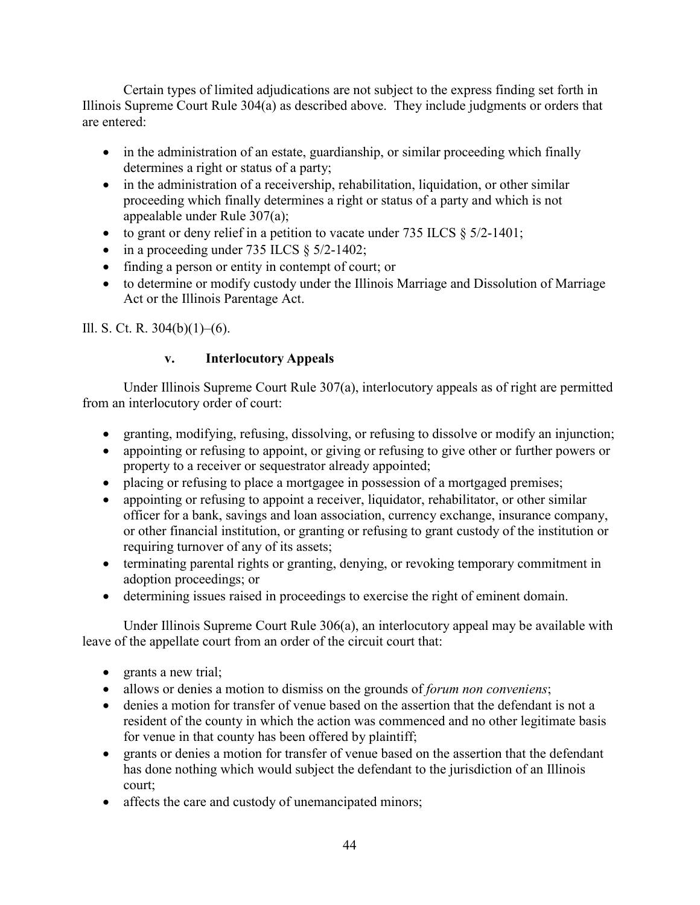Certain types of limited adjudications are not subject to the express finding set forth in Illinois Supreme Court Rule 304(a) as described above. They include judgments or orders that are entered:

- in the administration of an estate, guardianship, or similar proceeding which finally determines a right or status of a party;
- in the administration of a receivership, rehabilitation, liquidation, or other similar proceeding which finally determines a right or status of a party and which is not appealable under Rule 307(a);
- to grant or deny relief in a petition to vacate under 735 ILCS § 5/2-1401;
- in a proceeding under 735 ILCS § 5/2-1402;
- finding a person or entity in contempt of court; or
- to determine or modify custody under the Illinois Marriage and Dissolution of Marriage Act or the Illinois Parentage Act.

Ill. S. Ct. R. 304(b)(1)–(6).

### v. Interlocutory Appeals

Under Illinois Supreme Court Rule 307(a), interlocutory appeals as of right are permitted from an interlocutory order of court:

- granting, modifying, refusing, dissolving, or refusing to dissolve or modify an injunction;
- appointing or refusing to appoint, or giving or refusing to give other or further powers or property to a receiver or sequestrator already appointed;
- placing or refusing to place a mortgagee in possession of a mortgaged premises;
- appointing or refusing to appoint a receiver, liquidator, rehabilitator, or other similar officer for a bank, savings and loan association, currency exchange, insurance company, or other financial institution, or granting or refusing to grant custody of the institution or requiring turnover of any of its assets;
- terminating parental rights or granting, denying, or revoking temporary commitment in adoption proceedings; or
- determining issues raised in proceedings to exercise the right of eminent domain.

Under Illinois Supreme Court Rule 306(a), an interlocutory appeal may be available with leave of the appellate court from an order of the circuit court that:

- grants a new trial;
- allows or denies a motion to dismiss on the grounds of *forum non conveniens*;
- denies a motion for transfer of venue based on the assertion that the defendant is not a resident of the county in which the action was commenced and no other legitimate basis for venue in that county has been offered by plaintiff;
- grants or denies a motion for transfer of venue based on the assertion that the defendant has done nothing which would subject the defendant to the jurisdiction of an Illinois court;
- affects the care and custody of unemancipated minors;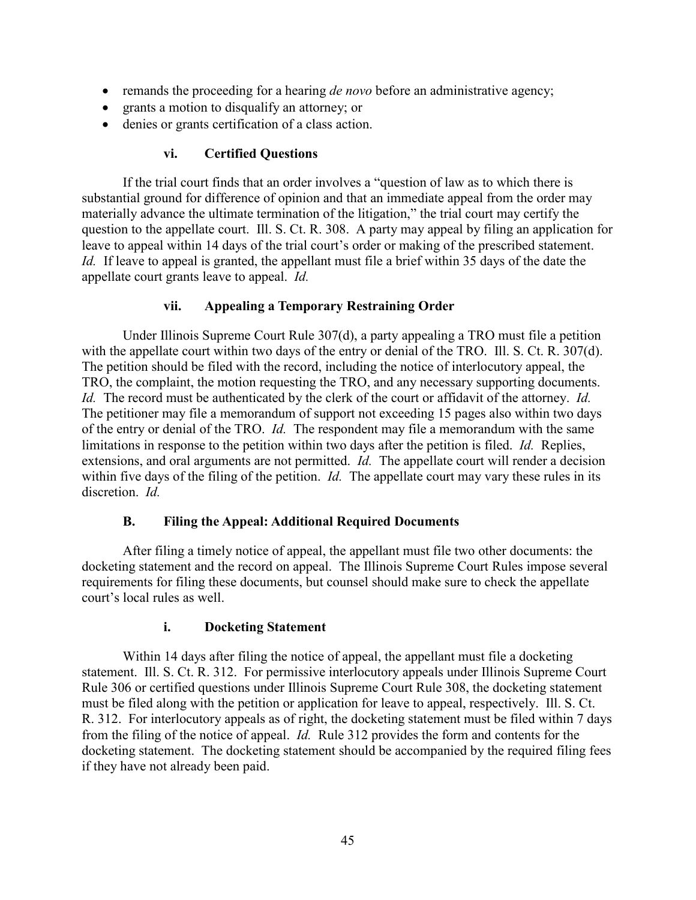- remands the proceeding for a hearing *de novo* before an administrative agency;
- grants a motion to disqualify an attorney; or
- denies or grants certification of a class action.

#### vi. Certified Questions

If the trial court finds that an order involves a "question of law as to which there is substantial ground for difference of opinion and that an immediate appeal from the order may materially advance the ultimate termination of the litigation," the trial court may certify the question to the appellate court. Ill. S. Ct. R. 308. A party may appeal by filing an application for leave to appeal within 14 days of the trial court's order or making of the prescribed statement. *Id.* If leave to appeal is granted, the appellant must file a brief within 35 days of the date the appellate court grants leave to appeal. *Id.*

#### vii. Appealing a Temporary Restraining Order

Under Illinois Supreme Court Rule 307(d), a party appealing a TRO must file a petition with the appellate court within two days of the entry or denial of the TRO. Ill. S. Ct. R. 307(d). The petition should be filed with the record, including the notice of interlocutory appeal, the TRO, the complaint, the motion requesting the TRO, and any necessary supporting documents. *Id.* The record must be authenticated by the clerk of the court or affidavit of the attorney. *Id.* The petitioner may file a memorandum of support not exceeding 15 pages also within two days of the entry or denial of the TRO. *Id.* The respondent may file a memorandum with the same limitations in response to the petition within two days after the petition is filed. *Id.* Replies, extensions, and oral arguments are not permitted. *Id.* The appellate court will render a decision within five days of the filing of the petition. *Id.* The appellate court may vary these rules in its discretion. *Id.*

### B. Filing the Appeal: Additional Required Documents

After filing a timely notice of appeal, the appellant must file two other documents: the docketing statement and the record on appeal. The Illinois Supreme Court Rules impose several requirements for filing these documents, but counsel should make sure to check the appellate court's local rules as well.

#### i. Docketing Statement

Within 14 days after filing the notice of appeal, the appellant must file a docketing statement. Ill. S. Ct. R. 312. For permissive interlocutory appeals under Illinois Supreme Court Rule 306 or certified questions under Illinois Supreme Court Rule 308, the docketing statement must be filed along with the petition or application for leave to appeal, respectively. Ill. S. Ct. R. 312. For interlocutory appeals as of right, the docketing statement must be filed within 7 days from the filing of the notice of appeal. *Id.* Rule 312 provides the form and contents for the docketing statement. The docketing statement should be accompanied by the required filing fees if they have not already been paid.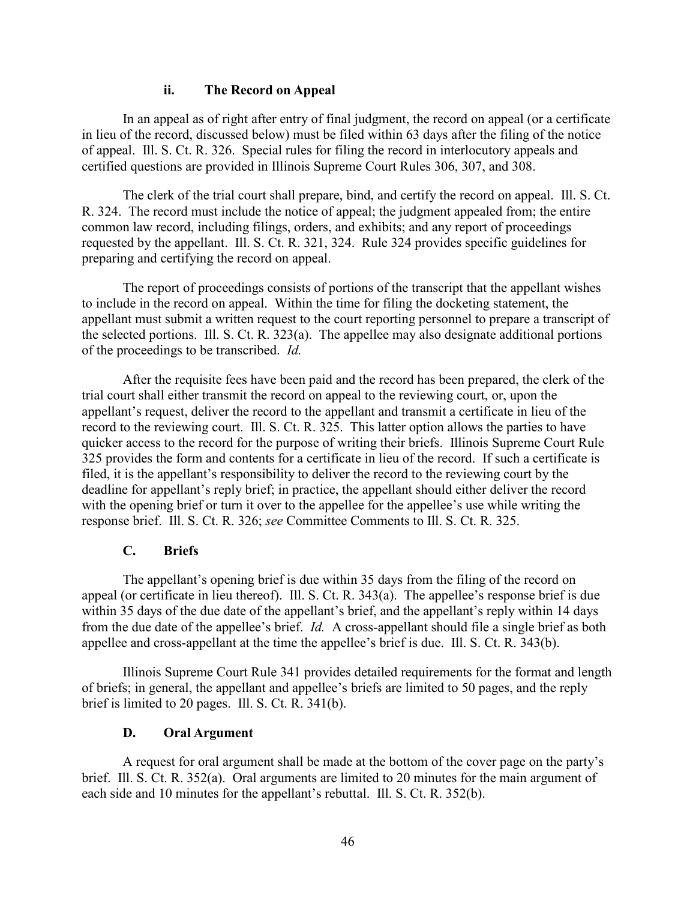### ii. The Record on Appeal

In an appeal as of right after entry of final judgment, the record on appeal (or a certificate in lieu of the record, discussed below) must be filed within 63 days after the filing of the notice of appeal. Ill. S. Ct. R. 326. Special rules for filing the record in interlocutory appeals and certified questions are provided in Illinois Supreme Court Rules 306, 307, and 308.

The clerk of the trial court shall prepare, bind, and certify the record on appeal. Ill. S. Ct. R. 324. The record must include the notice of appeal; the judgment appealed from; the entire common law record, including filings, orders, and exhibits; and any report of proceedings requested by the appellant. Ill. S. Ct. R. 321, 324. Rule 324 provides specific guidelines for preparing and certifying the record on appeal.

The report of proceedings consists of portions of the transcript that the appellant wishes to include in the record on appeal. Within the time for filing the docketing statement, the appellant must submit a written request to the court reporting personnel to prepare a transcript of the selected portions. Ill. S. Ct. R. 323(a). The appellee may also designate additional portions of the proceedings to be transcribed. *Id.*

After the requisite fees have been paid and the record has been prepared, the clerk of the trial court shall either transmit the record on appeal to the reviewing court, or, upon the appellant's request, deliver the record to the appellant and transmit a certificate in lieu of the record to the reviewing court. Ill. S. Ct. R. 325. This latter option allows the parties to have quicker access to the record for the purpose of writing their briefs. Illinois Supreme Court Rule 325 provides the form and contents for a certificate in lieu of the record. If such a certificate is filed, it is the appellant's responsibility to deliver the record to the reviewing court by the deadline for appellant's reply brief; in practice, the appellant should either deliver the record with the opening brief or turn it over to the appellee for the appellee's use while writing the response brief. Ill. S. Ct. R. 326; *see* Committee Comments to Ill. S. Ct. R. 325.

### C. Briefs

The appellant's opening brief is due within 35 days from the filing of the record on appeal (or certificate in lieu thereof). Ill. S. Ct. R. 343(a). The appellee's response brief is due within 35 days of the due date of the appellant's brief, and the appellant's reply within 14 days from the due date of the appellee's brief. *Id.* A cross-appellant should file a single brief as both appellee and cross-appellant at the time the appellee's brief is due. Ill. S. Ct. R. 343(b).

Illinois Supreme Court Rule 341 provides detailed requirements for the format and length of briefs; in general, the appellant and appellee's briefs are limited to 50 pages, and the reply brief is limited to 20 pages. Ill. S. Ct. R. 341(b).

### D. Oral Argument

A request for oral argument shall be made at the bottom of the cover page on the party's brief. Ill. S. Ct. R. 352(a). Oral arguments are limited to 20 minutes for the main argument of each side and 10 minutes for the appellant's rebuttal. Ill. S. Ct. R. 352(b).